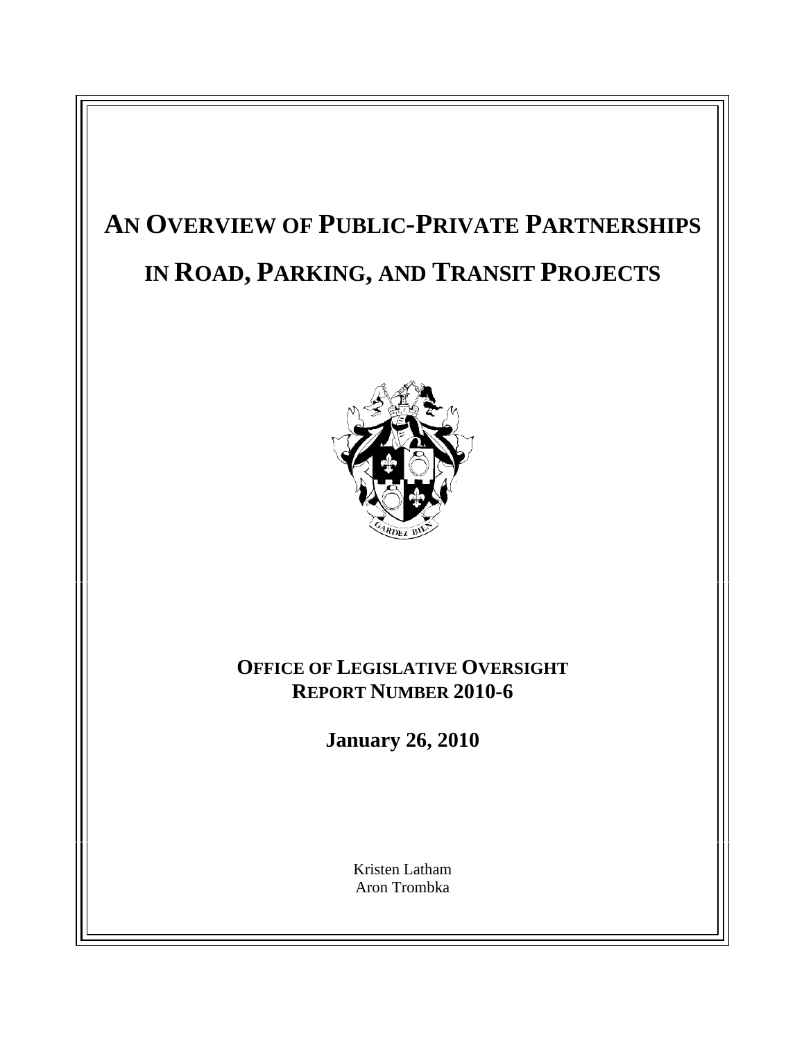# AN OVERVIEW OF PUBLIC-PRIVATE PARTNERSHIPS IN ROAD, PARKING, AND TRANSIT PROJECTS

**OFFICE OF LEGISLATIVE OVERSIGHT**
**REPORT NUMBER 2010-6**

**January 26, 2010**

Kristen Latham
Aron Trombka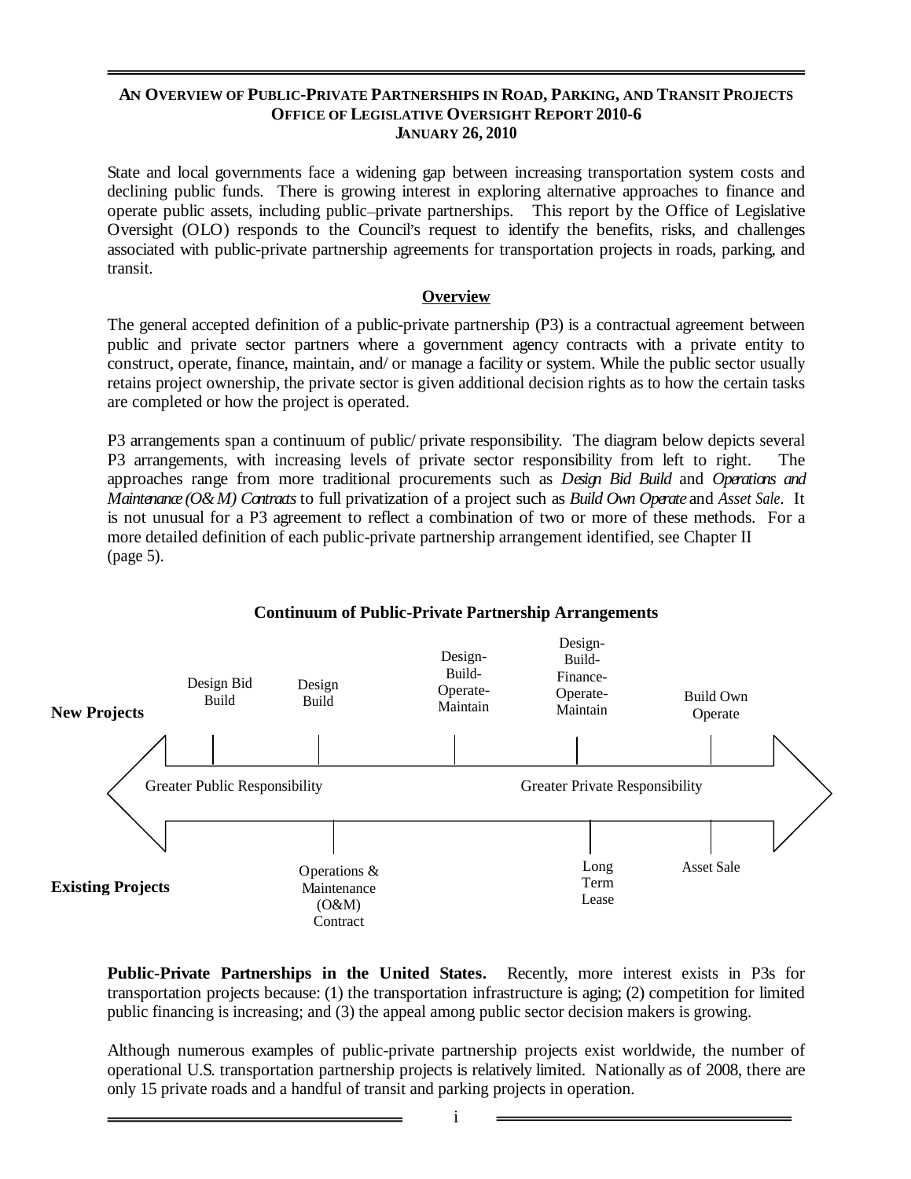**AN OVERVIEW OF PUBLIC-PRIVATE PARTNERSHIPS IN ROAD, PARKING, AND TRANSIT PROJECTS**
**OFFICE OF LEGISLATIVE OVERSIGHT REPORT 2010-6**
**JANUARY 26, 2010**

State and local governments face a widening gap between increasing transportation system costs and declining public funds. There is growing interest in exploring alternative approaches to finance and operate public assets, including public–private partnerships. This report by the Office of Legislative Oversight (OLO) responds to the Council's request to identify the benefits, risks, and challenges associated with public-private partnership agreements for transportation projects in roads, parking, and transit.

## Overview

The general accepted definition of a public-private partnership (P3) is a contractual agreement between public and private sector partners where a government agency contracts with a private entity to construct, operate, finance, maintain, and/or manage a facility or system. While the public sector usually retains project ownership, the private sector is given additional decision rights as to how the certain tasks are completed or how the project is operated.

P3 arrangements span a continuum of public/private responsibility. The diagram below depicts several P3 arrangements, with increasing levels of private sector responsibility from left to right. The approaches range from more traditional procurements such as *Design Bid Build* and *Operations and Maintenance (O&M) Contracts* to full privatization of a project such as *Build Own Operate* and *Asset Sale*. It is not unusual for a P3 agreement to reflect a combination of two or more of these methods. For a more detailed definition of each public-private partnership arrangement identified, see Chapter II (page 5).

**Continuum of Public-Private Partnership Arrangements**

Greater Public Responsibility ← → Greater Private Responsibility

**New Projects:** Design Bid Build; Design Build; Design-Build-Operate-Maintain; Design-Build-Finance-Operate-Maintain; Build Own Operate

**Existing Projects:** Operations & Maintenance (O&M) Contract; Long Term Lease; Asset Sale

**Public-Private Partnerships in the United States.** Recently, more interest exists in P3s for transportation projects because: (1) the transportation infrastructure is aging; (2) competition for limited public financing is increasing; and (3) the appeal among public sector decision makers is growing.

Although numerous examples of public-private partnership projects exist worldwide, the number of operational U.S. transportation partnership projects is relatively limited. Nationally as of 2008, there are only 15 private roads and a handful of transit and parking projects in operation.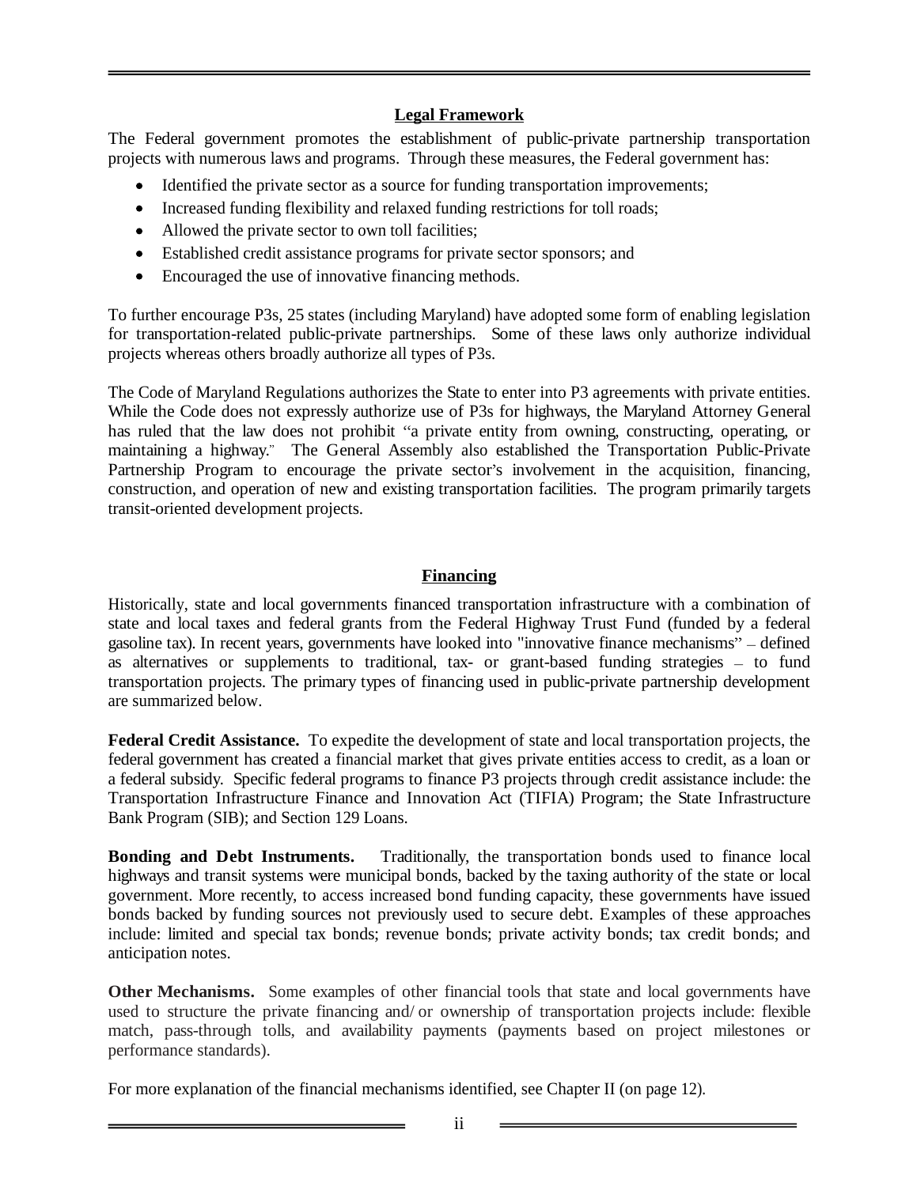## Legal Framework

The Federal government promotes the establishment of public-private partnership transportation projects with numerous laws and programs. Through these measures, the Federal government has:

- Identified the private sector as a source for funding transportation improvements;
- Increased funding flexibility and relaxed funding restrictions for toll roads;
- Allowed the private sector to own toll facilities;
- Established credit assistance programs for private sector sponsors; and
- Encouraged the use of innovative financing methods.

To further encourage P3s, 25 states (including Maryland) have adopted some form of enabling legislation for transportation-related public-private partnerships. Some of these laws only authorize individual projects whereas others broadly authorize all types of P3s.

The Code of Maryland Regulations authorizes the State to enter into P3 agreements with private entities. While the Code does not expressly authorize use of P3s for highways, the Maryland Attorney General has ruled that the law does not prohibit "a private entity from owning, constructing, operating, or maintaining a highway." The General Assembly also established the Transportation Public-Private Partnership Program to encourage the private sector's involvement in the acquisition, financing, construction, and operation of new and existing transportation facilities. The program primarily targets transit-oriented development projects.

## Financing

Historically, state and local governments financed transportation infrastructure with a combination of state and local taxes and federal grants from the Federal Highway Trust Fund (funded by a federal gasoline tax). In recent years, governments have looked into "innovative finance mechanisms" – defined as alternatives or supplements to traditional, tax- or grant-based funding strategies – to fund transportation projects. The primary types of financing used in public-private partnership development are summarized below.

**Federal Credit Assistance.** To expedite the development of state and local transportation projects, the federal government has created a financial market that gives private entities access to credit, as a loan or a federal subsidy. Specific federal programs to finance P3 projects through credit assistance include: the Transportation Infrastructure Finance and Innovation Act (TIFIA) Program; the State Infrastructure Bank Program (SIB); and Section 129 Loans.

**Bonding and Debt Instruments.** Traditionally, the transportation bonds used to finance local highways and transit systems were municipal bonds, backed by the taxing authority of the state or local government. More recently, to access increased bond funding capacity, these governments have issued bonds backed by funding sources not previously used to secure debt. Examples of these approaches include: limited and special tax bonds; revenue bonds; private activity bonds; tax credit bonds; and anticipation notes.

**Other Mechanisms.** Some examples of other financial tools that state and local governments have used to structure the private financing and/ or ownership of transportation projects include: flexible match, pass-through tolls, and availability payments (payments based on project milestones or performance standards).

For more explanation of the financial mechanisms identified, see Chapter II (on page 12).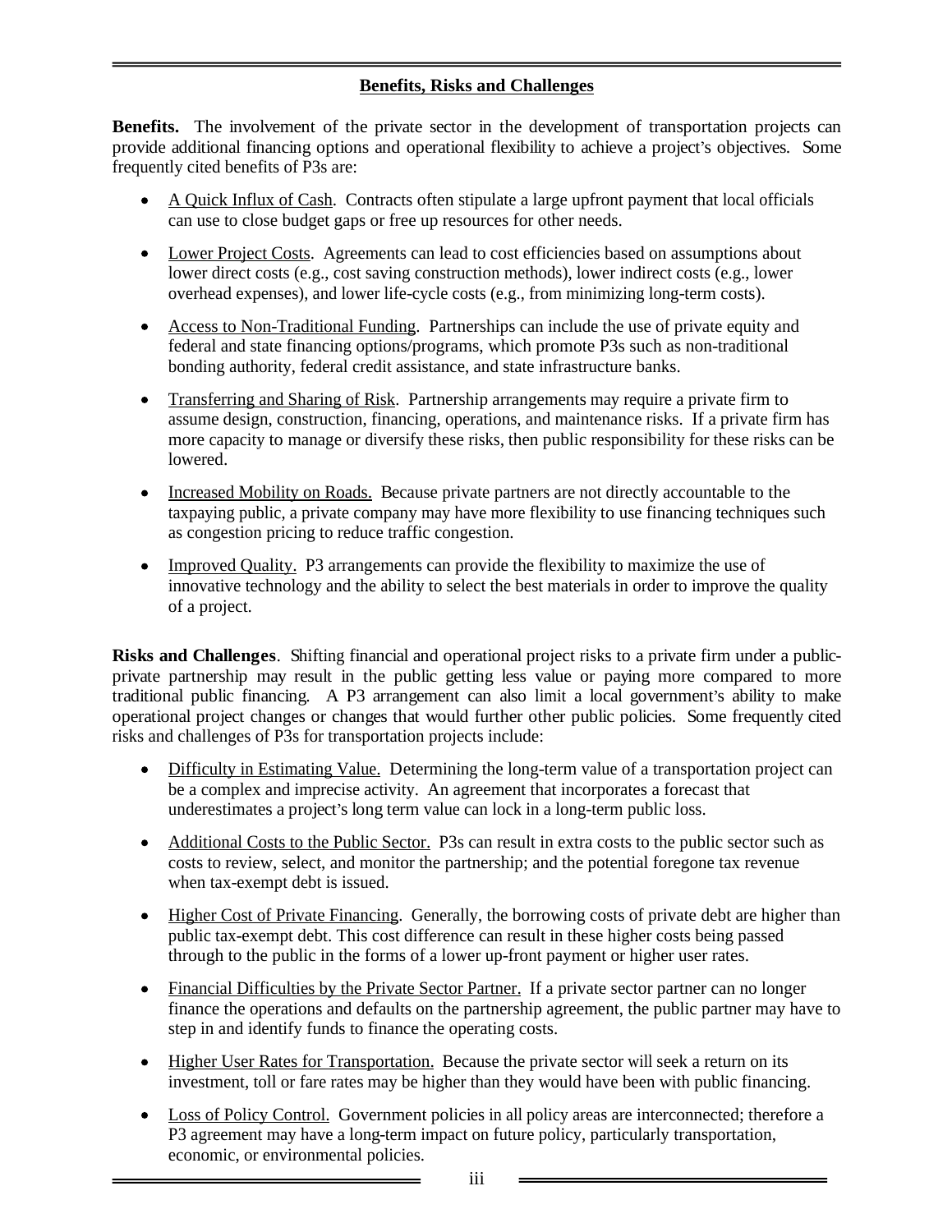## Benefits, Risks and Challenges

**Benefits.** The involvement of the private sector in the development of transportation projects can provide additional financing options and operational flexibility to achieve a project's objectives. Some frequently cited benefits of P3s are:

- A Quick Influx of Cash. Contracts often stipulate a large upfront payment that local officials can use to close budget gaps or free up resources for other needs.
- Lower Project Costs. Agreements can lead to cost efficiencies based on assumptions about lower direct costs (e.g., cost saving construction methods), lower indirect costs (e.g., lower overhead expenses), and lower life-cycle costs (e.g., from minimizing long-term costs).
- Access to Non-Traditional Funding. Partnerships can include the use of private equity and federal and state financing options/programs, which promote P3s such as non-traditional bonding authority, federal credit assistance, and state infrastructure banks.
- Transferring and Sharing of Risk. Partnership arrangements may require a private firm to assume design, construction, financing, operations, and maintenance risks. If a private firm has more capacity to manage or diversify these risks, then public responsibility for these risks can be lowered.
- Increased Mobility on Roads. Because private partners are not directly accountable to the taxpaying public, a private company may have more flexibility to use financing techniques such as congestion pricing to reduce traffic congestion.
- Improved Quality. P3 arrangements can provide the flexibility to maximize the use of innovative technology and the ability to select the best materials in order to improve the quality of a project.

**Risks and Challenges**. Shifting financial and operational project risks to a private firm under a public-private partnership may result in the public getting less value or paying more compared to more traditional public financing. A P3 arrangement can also limit a local government's ability to make operational project changes or changes that would further other public policies. Some frequently cited risks and challenges of P3s for transportation projects include:

- Difficulty in Estimating Value. Determining the long-term value of a transportation project can be a complex and imprecise activity. An agreement that incorporates a forecast that underestimates a project's long term value can lock in a long-term public loss.
- Additional Costs to the Public Sector. P3s can result in extra costs to the public sector such as costs to review, select, and monitor the partnership; and the potential foregone tax revenue when tax-exempt debt is issued.
- Higher Cost of Private Financing. Generally, the borrowing costs of private debt are higher than public tax-exempt debt. This cost difference can result in these higher costs being passed through to the public in the forms of a lower up-front payment or higher user rates.
- Financial Difficulties by the Private Sector Partner. If a private sector partner can no longer finance the operations and defaults on the partnership agreement, the public partner may have to step in and identify funds to finance the operating costs.
- Higher User Rates for Transportation. Because the private sector will seek a return on its investment, toll or fare rates may be higher than they would have been with public financing.
- Loss of Policy Control. Government policies in all policy areas are interconnected; therefore a P3 agreement may have a long-term impact on future policy, particularly transportation, economic, or environmental policies.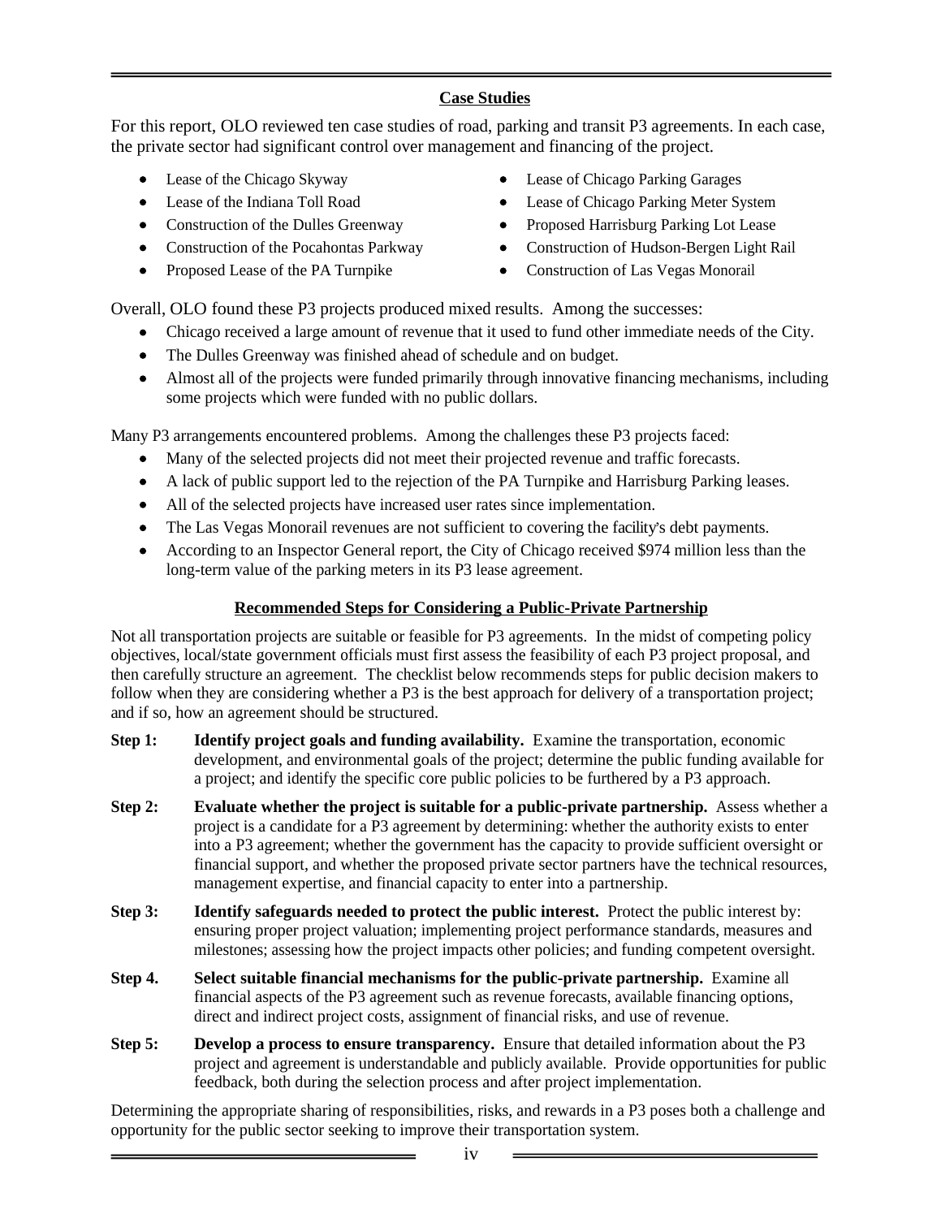## Case Studies

For this report, OLO reviewed ten case studies of road, parking and transit P3 agreements. In each case, the private sector had significant control over management and financing of the project.

- Lease of the Chicago Skyway
- Lease of the Indiana Toll Road
- Construction of the Dulles Greenway
- Construction of the Pocahontas Parkway
- Proposed Lease of the PA Turnpike
- Lease of Chicago Parking Garages
- Lease of Chicago Parking Meter System
- Proposed Harrisburg Parking Lot Lease
- Construction of Hudson-Bergen Light Rail
- Construction of Las Vegas Monorail

Overall, OLO found these P3 projects produced mixed results. Among the successes:

- Chicago received a large amount of revenue that it used to fund other immediate needs of the City.
- The Dulles Greenway was finished ahead of schedule and on budget.
- Almost all of the projects were funded primarily through innovative financing mechanisms, including some projects which were funded with no public dollars.

Many P3 arrangements encountered problems. Among the challenges these P3 projects faced:

- Many of the selected projects did not meet their projected revenue and traffic forecasts.
- A lack of public support led to the rejection of the PA Turnpike and Harrisburg Parking leases.
- All of the selected projects have increased user rates since implementation.
- The Las Vegas Monorail revenues are not sufficient to covering the facility's debt payments.
- According to an Inspector General report, the City of Chicago received $974 million less than the long-term value of the parking meters in its P3 lease agreement.

## Recommended Steps for Considering a Public-Private Partnership

Not all transportation projects are suitable or feasible for P3 agreements. In the midst of competing policy objectives, local/state government officials must first assess the feasibility of each P3 project proposal, and then carefully structure an agreement. The checklist below recommends steps for public decision makers to follow when they are considering whether a P3 is the best approach for delivery of a transportation project; and if so, how an agreement should be structured.

**Step 1:** **Identify project goals and funding availability.** Examine the transportation, economic development, and environmental goals of the project; determine the public funding available for a project; and identify the specific core public policies to be furthered by a P3 approach.

**Step 2:** **Evaluate whether the project is suitable for a public-private partnership.** Assess whether a project is a candidate for a P3 agreement by determining: whether the authority exists to enter into a P3 agreement; whether the government has the capacity to provide sufficient oversight or financial support, and whether the proposed private sector partners have the technical resources, management expertise, and financial capacity to enter into a partnership.

**Step 3:** **Identify safeguards needed to protect the public interest.** Protect the public interest by: ensuring proper project valuation; implementing project performance standards, measures and milestones; assessing how the project impacts other policies; and funding competent oversight.

**Step 4.** **Select suitable financial mechanisms for the public-private partnership.** Examine all financial aspects of the P3 agreement such as revenue forecasts, available financing options, direct and indirect project costs, assignment of financial risks, and use of revenue.

**Step 5:** **Develop a process to ensure transparency.** Ensure that detailed information about the P3 project and agreement is understandable and publicly available. Provide opportunities for public feedback, both during the selection process and after project implementation.

Determining the appropriate sharing of responsibilities, risks, and rewards in a P3 poses both a challenge and opportunity for the public sector seeking to improve their transportation system.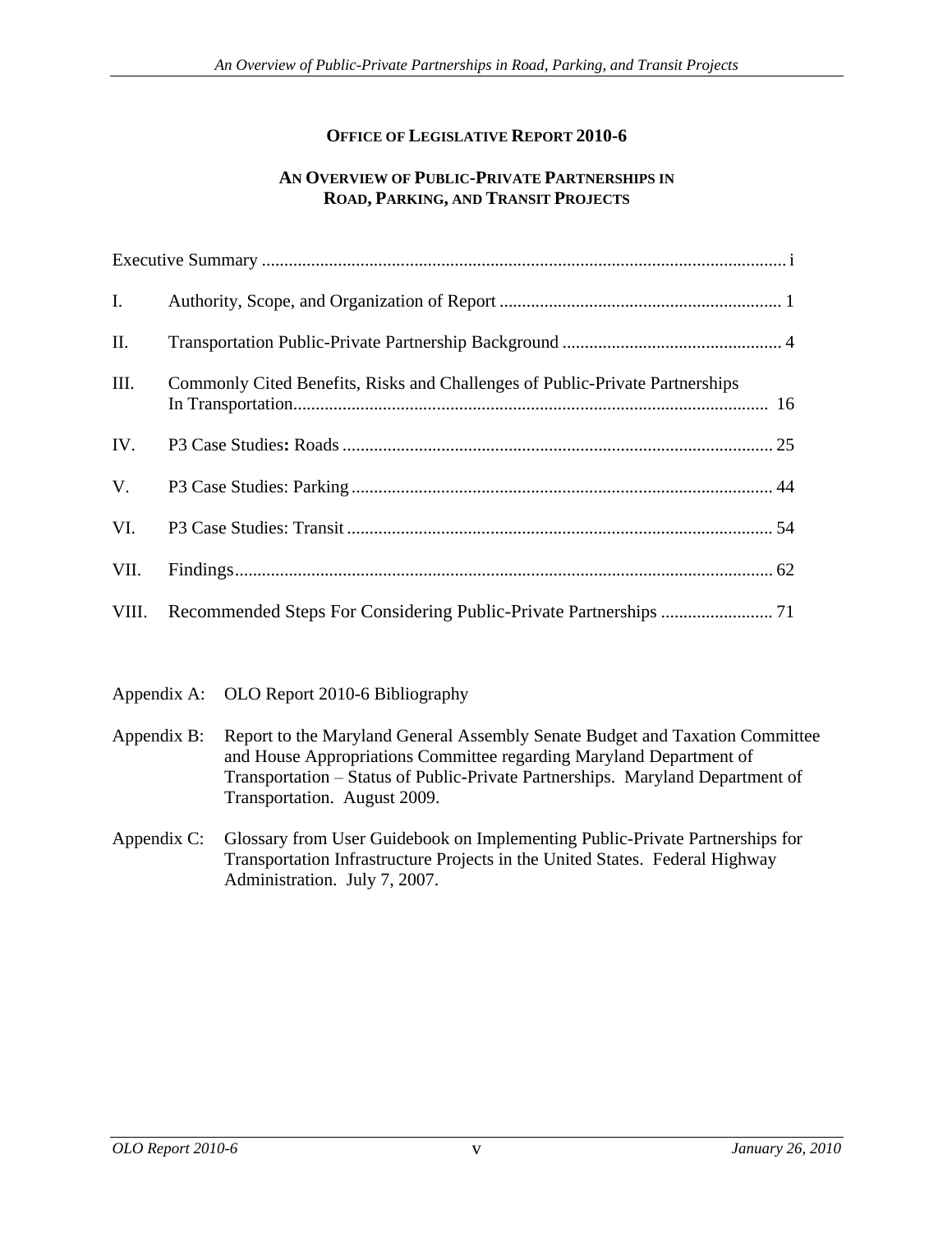**OFFICE OF LEGISLATIVE REPORT 2010-6**

**AN OVERVIEW OF PUBLIC-PRIVATE PARTNERSHIPS IN ROAD, PARKING, AND TRANSIT PROJECTS**

| | | |
|---|---|---|
| Executive Summary | | i |
| I. | Authority, Scope, and Organization of Report | 1 |
| II. | Transportation Public-Private Partnership Background | 4 |
| III. | Commonly Cited Benefits, Risks and Challenges of Public-Private Partnerships In Transportation | 16 |
| IV. | P3 Case Studies**:** Roads | 25 |
| V. | P3 Case Studies: Parking | 44 |
| VI. | P3 Case Studies: Transit | 54 |
| VII. | Findings | 62 |
| VIII. | Recommended Steps For Considering Public-Private Partnerships | 71 |

Appendix A: OLO Report 2010-6 Bibliography

Appendix B: Report to the Maryland General Assembly Senate Budget and Taxation Committee and House Appropriations Committee regarding Maryland Department of Transportation – Status of Public-Private Partnerships. Maryland Department of Transportation. August 2009.

Appendix C: Glossary from User Guidebook on Implementing Public-Private Partnerships for Transportation Infrastructure Projects in the United States. Federal Highway Administration. July 7, 2007.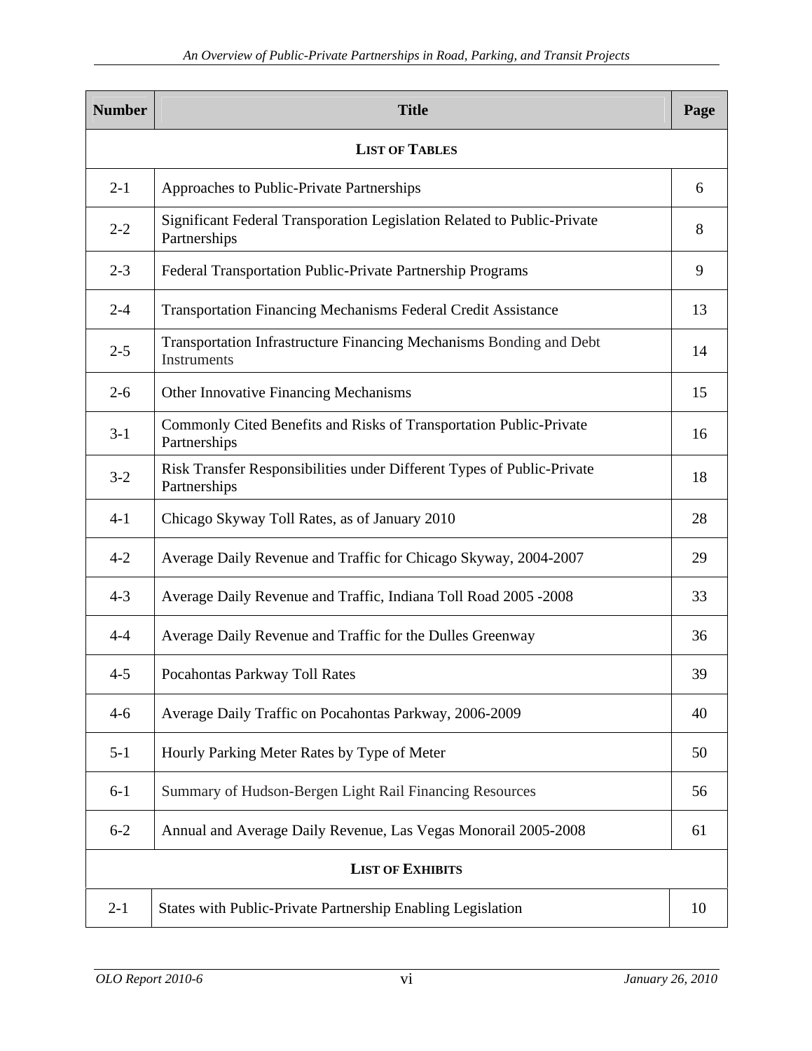| Number | Title | Page |
|---|---|---|
| **LIST OF TABLES** | | |
| 2-1 | Approaches to Public-Private Partnerships | 6 |
| 2-2 | Significant Federal Transporation Legislation Related to Public-Private Partnerships | 8 |
| 2-3 | Federal Transportation Public-Private Partnership Programs | 9 |
| 2-4 | Transportation Financing Mechanisms Federal Credit Assistance | 13 |
| 2-5 | Transportation Infrastructure Financing Mechanisms Bonding and Debt Instruments | 14 |
| 2-6 | Other Innovative Financing Mechanisms | 15 |
| 3-1 | Commonly Cited Benefits and Risks of Transportation Public-Private Partnerships | 16 |
| 3-2 | Risk Transfer Responsibilities under Different Types of Public-Private Partnerships | 18 |
| 4-1 | Chicago Skyway Toll Rates, as of January 2010 | 28 |
| 4-2 | Average Daily Revenue and Traffic for Chicago Skyway, 2004-2007 | 29 |
| 4-3 | Average Daily Revenue and Traffic, Indiana Toll Road 2005 -2008 | 33 |
| 4-4 | Average Daily Revenue and Traffic for the Dulles Greenway | 36 |
| 4-5 | Pocahontas Parkway Toll Rates | 39 |
| 4-6 | Average Daily Traffic on Pocahontas Parkway, 2006-2009 | 40 |
| 5-1 | Hourly Parking Meter Rates by Type of Meter | 50 |
| 6-1 | Summary of Hudson-Bergen Light Rail Financing Resources | 56 |
| 6-2 | Annual and Average Daily Revenue, Las Vegas Monorail 2005-2008 | 61 |
| **LIST OF EXHIBITS** | | |
| 2-1 | States with Public-Private Partnership Enabling Legislation | 10 |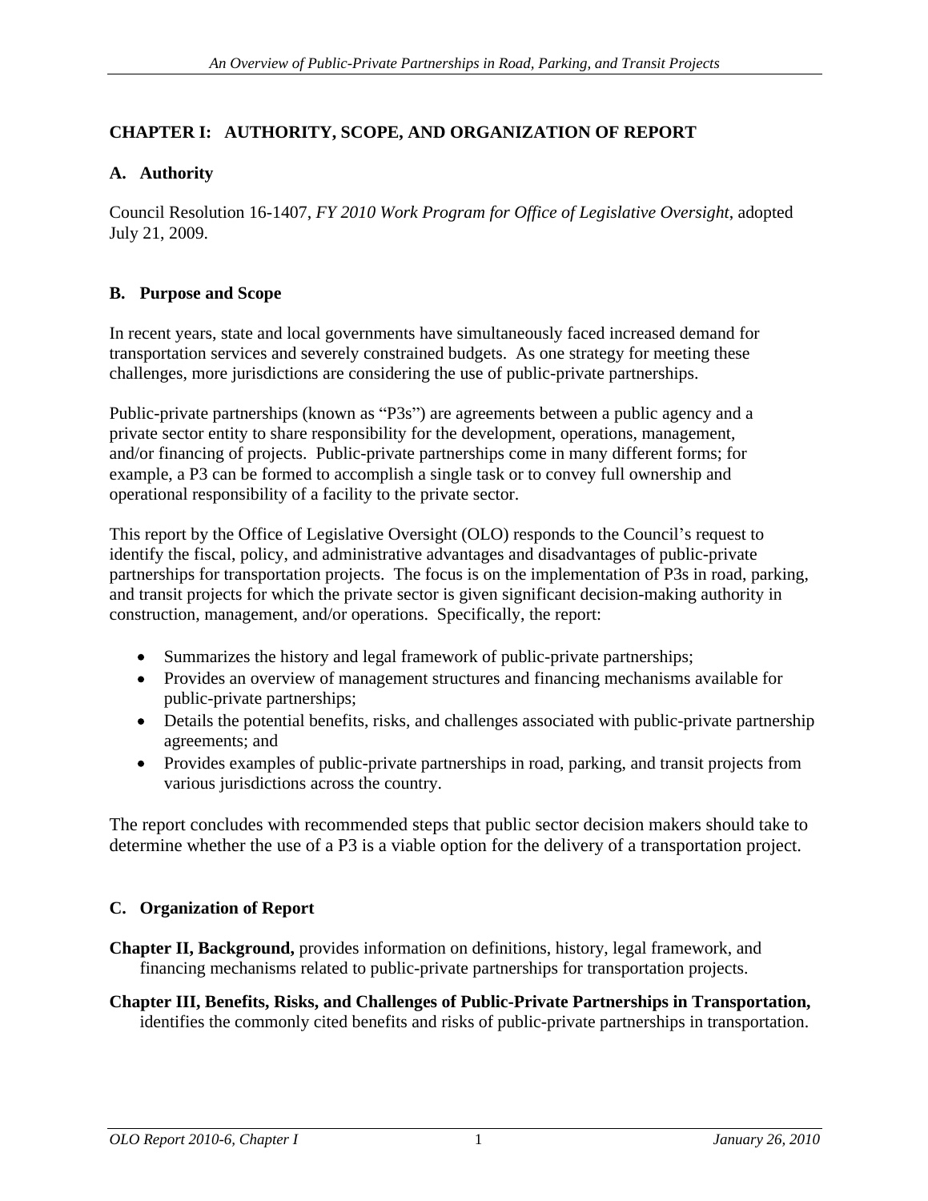# CHAPTER I: AUTHORITY, SCOPE, AND ORGANIZATION OF REPORT

## A. Authority

Council Resolution 16-1407, *FY 2010 Work Program for Office of Legislative Oversight*, adopted July 21, 2009.

## B. Purpose and Scope

In recent years, state and local governments have simultaneously faced increased demand for transportation services and severely constrained budgets. As one strategy for meeting these challenges, more jurisdictions are considering the use of public-private partnerships.

Public-private partnerships (known as "P3s") are agreements between a public agency and a private sector entity to share responsibility for the development, operations, management, and/or financing of projects. Public-private partnerships come in many different forms; for example, a P3 can be formed to accomplish a single task or to convey full ownership and operational responsibility of a facility to the private sector.

This report by the Office of Legislative Oversight (OLO) responds to the Council's request to identify the fiscal, policy, and administrative advantages and disadvantages of public-private partnerships for transportation projects. The focus is on the implementation of P3s in road, parking, and transit projects for which the private sector is given significant decision-making authority in construction, management, and/or operations. Specifically, the report:

- Summarizes the history and legal framework of public-private partnerships;
- Provides an overview of management structures and financing mechanisms available for public-private partnerships;
- Details the potential benefits, risks, and challenges associated with public-private partnership agreements; and
- Provides examples of public-private partnerships in road, parking, and transit projects from various jurisdictions across the country.

The report concludes with recommended steps that public sector decision makers should take to determine whether the use of a P3 is a viable option for the delivery of a transportation project.

## C. Organization of Report

**Chapter II, Background,** provides information on definitions, history, legal framework, and financing mechanisms related to public-private partnerships for transportation projects.

**Chapter III, Benefits, Risks, and Challenges of Public-Private Partnerships in Transportation,** identifies the commonly cited benefits and risks of public-private partnerships in transportation.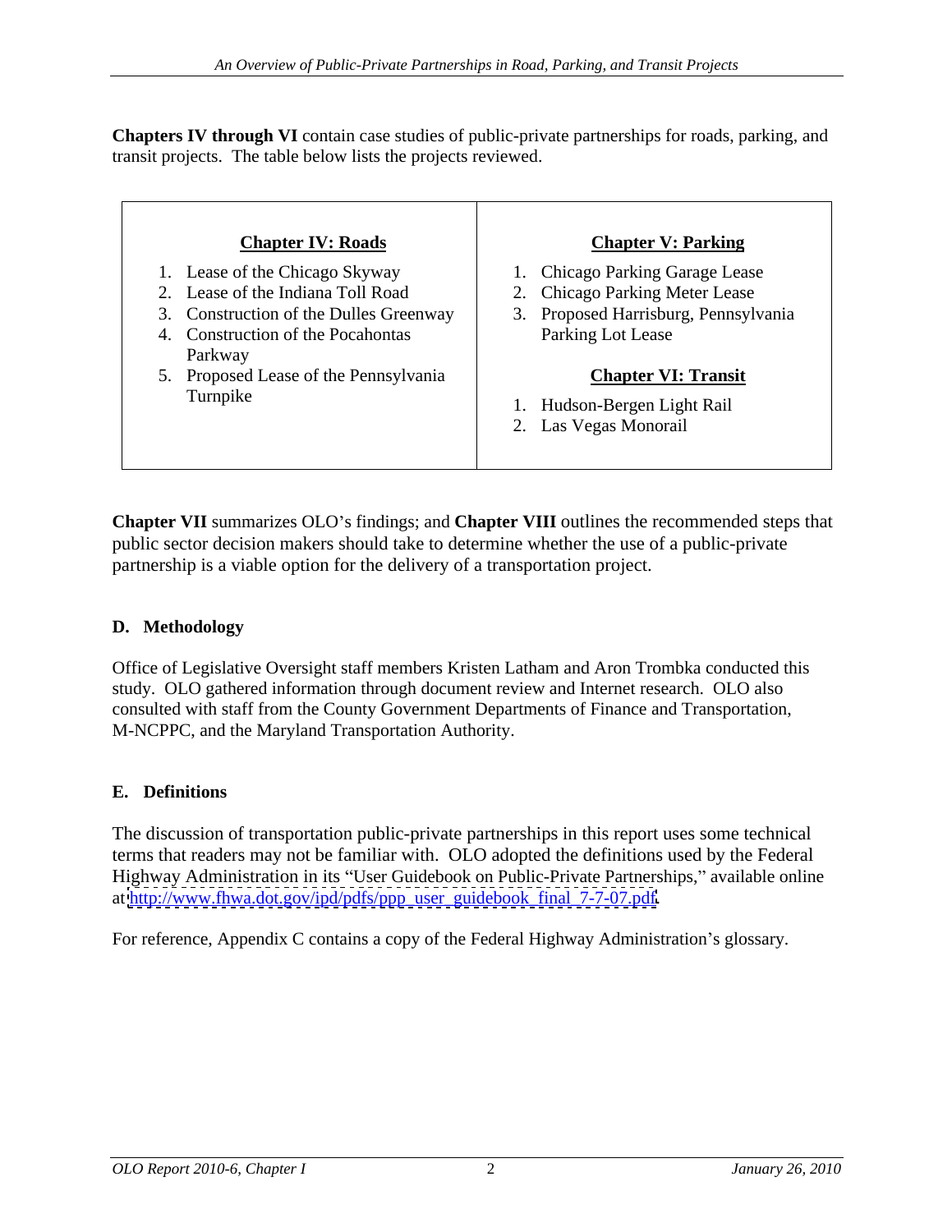**Chapters IV through VI** contain case studies of public-private partnerships for roads, parking, and transit projects. The table below lists the projects reviewed.

| **Chapter IV: Roads** | **Chapter V: Parking** |
|---|---|
| 1. Lease of the Chicago Skyway<br>2. Lease of the Indiana Toll Road<br>3. Construction of the Dulles Greenway<br>4. Construction of the Pocahontas Parkway<br>5. Proposed Lease of the Pennsylvania Turnpike | 1. Chicago Parking Garage Lease<br>2. Chicago Parking Meter Lease<br>3. Proposed Harrisburg, Pennsylvania Parking Lot Lease<br><br>**Chapter VI: Transit**<br>1. Hudson-Bergen Light Rail<br>2. Las Vegas Monorail |

**Chapter VII** summarizes OLO's findings; and **Chapter VIII** outlines the recommended steps that public sector decision makers should take to determine whether the use of a public-private partnership is a viable option for the delivery of a transportation project.

### D. Methodology

Office of Legislative Oversight staff members Kristen Latham and Aron Trombka conducted this study. OLO gathered information through document review and Internet research. OLO also consulted with staff from the County Government Departments of Finance and Transportation, M-NCPPC, and the Maryland Transportation Authority.

### E. Definitions

The discussion of transportation public-private partnerships in this report uses some technical terms that readers may not be familiar with. OLO adopted the definitions used by the Federal Highway Administration in its "User Guidebook on Public-Private Partnerships," available online at http://www.fhwa.dot.gov/ipd/pdfs/ppp_user_guidebook_final_7-7-07.pdf.

For reference, Appendix C contains a copy of the Federal Highway Administration's glossary.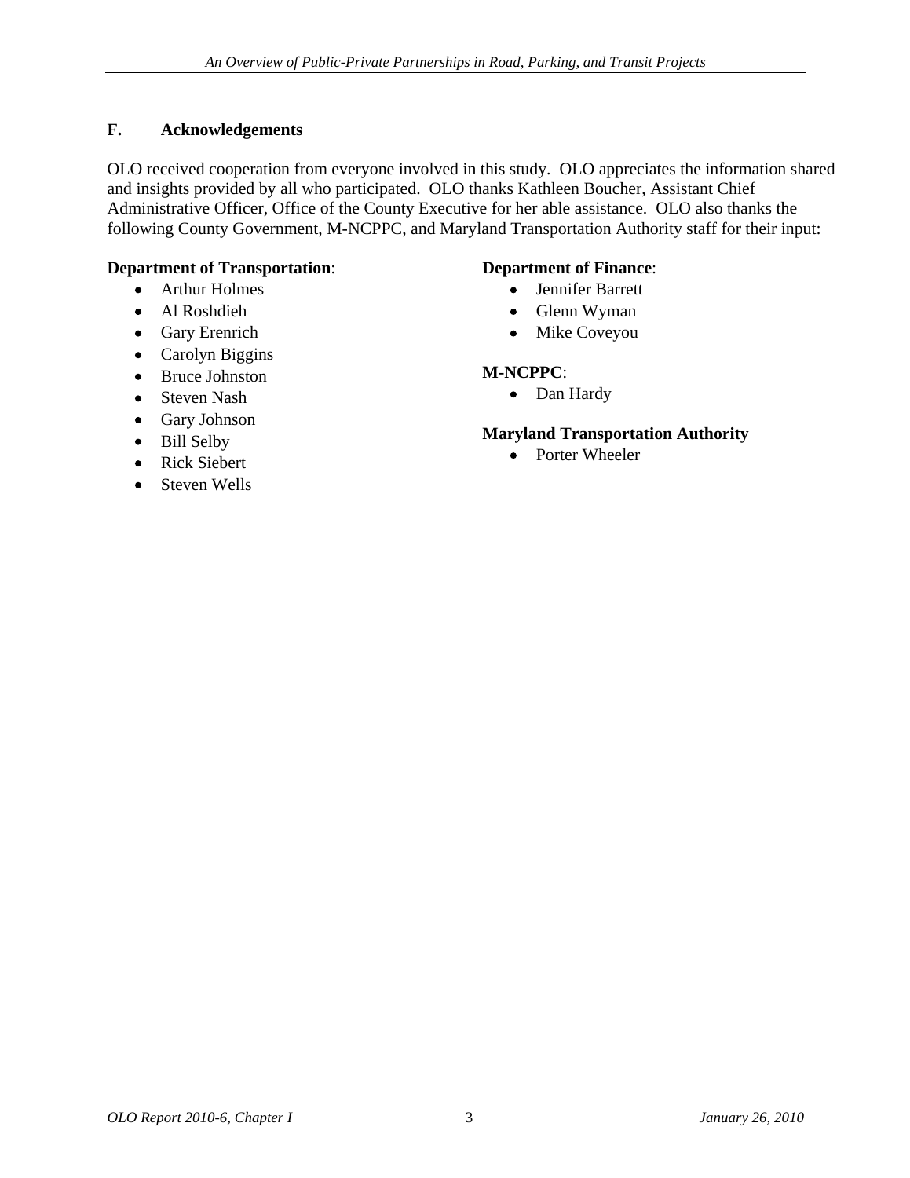## F. Acknowledgements

OLO received cooperation from everyone involved in this study. OLO appreciates the information shared and insights provided by all who participated. OLO thanks Kathleen Boucher, Assistant Chief Administrative Officer, Office of the County Executive for her able assistance. OLO also thanks the following County Government, M-NCPPC, and Maryland Transportation Authority staff for their input:

**Department of Transportation**:

- Arthur Holmes
- Al Roshdieh
- Gary Erenrich
- Carolyn Biggins
- Bruce Johnston
- Steven Nash
- Gary Johnson
- Bill Selby
- Rick Siebert
- Steven Wells

**Department of Finance**:

- Jennifer Barrett
- Glenn Wyman
- Mike Coveyou

**M-NCPPC**:

- Dan Hardy

**Maryland Transportation Authority**

- Porter Wheeler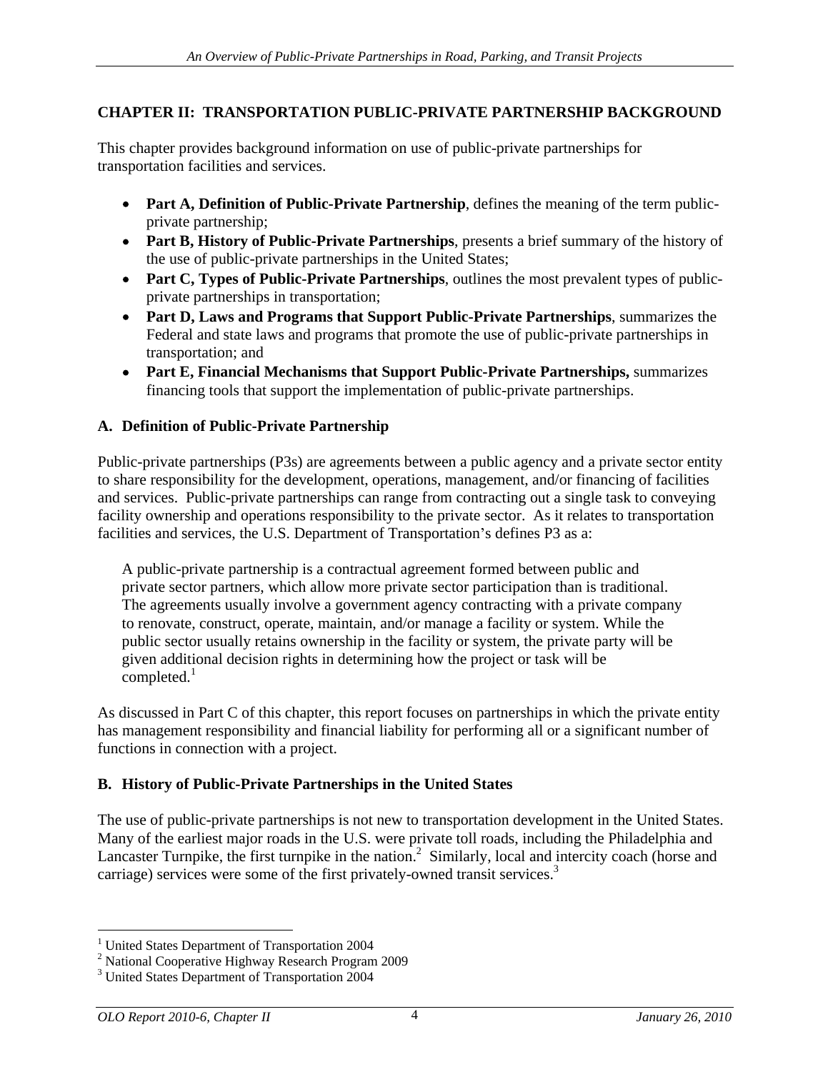## CHAPTER II: TRANSPORTATION PUBLIC-PRIVATE PARTNERSHIP BACKGROUND

This chapter provides background information on use of public-private partnerships for transportation facilities and services.

- **Part A, Definition of Public-Private Partnership**, defines the meaning of the term public-private partnership;
- **Part B, History of Public-Private Partnerships**, presents a brief summary of the history of the use of public-private partnerships in the United States;
- **Part C, Types of Public-Private Partnerships**, outlines the most prevalent types of public-private partnerships in transportation;
- **Part D, Laws and Programs that Support Public-Private Partnerships**, summarizes the Federal and state laws and programs that promote the use of public-private partnerships in transportation; and
- **Part E, Financial Mechanisms that Support Public-Private Partnerships,** summarizes financing tools that support the implementation of public-private partnerships.

### A. Definition of Public-Private Partnership

Public-private partnerships (P3s) are agreements between a public agency and a private sector entity to share responsibility for the development, operations, management, and/or financing of facilities and services. Public-private partnerships can range from contracting out a single task to conveying facility ownership and operations responsibility to the private sector. As it relates to transportation facilities and services, the U.S. Department of Transportation's defines P3 as a:

> A public-private partnership is a contractual agreement formed between public and private sector partners, which allow more private sector participation than is traditional. The agreements usually involve a government agency contracting with a private company to renovate, construct, operate, maintain, and/or manage a facility or system. While the public sector usually retains ownership in the facility or system, the private party will be given additional decision rights in determining how the project or task will be completed.[1]

As discussed in Part C of this chapter, this report focuses on partnerships in which the private entity has management responsibility and financial liability for performing all or a significant number of functions in connection with a project.

### B. History of Public-Private Partnerships in the United States

The use of public-private partnerships is not new to transportation development in the United States. Many of the earliest major roads in the U.S. were private toll roads, including the Philadelphia and Lancaster Turnpike, the first turnpike in the nation.[2] Similarly, local and intercity coach (horse and carriage) services were some of the first privately-owned transit services.[3]

---

[1] United States Department of Transportation 2004
[2] National Cooperative Highway Research Program 2009
[3] United States Department of Transportation 2004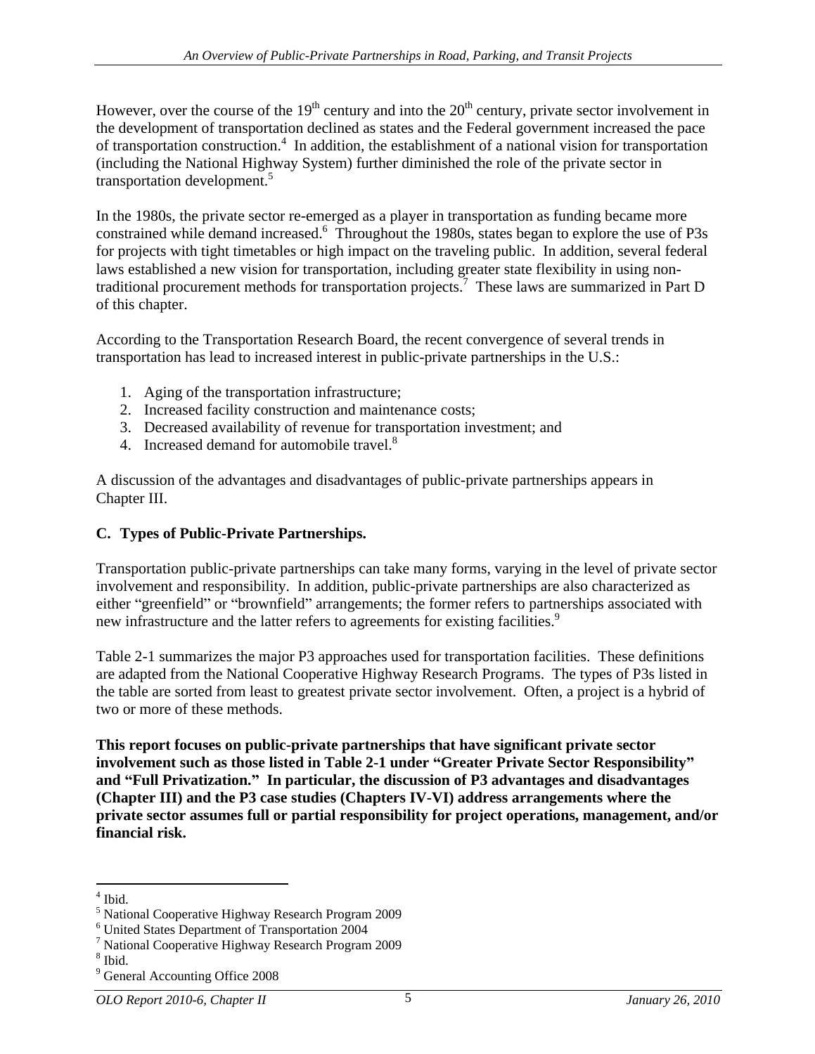However, over the course of the 19th century and into the 20th century, private sector involvement in the development of transportation declined as states and the Federal government increased the pace of transportation construction.[4] In addition, the establishment of a national vision for transportation (including the National Highway System) further diminished the role of the private sector in transportation development.[5]

In the 1980s, the private sector re-emerged as a player in transportation as funding became more constrained while demand increased.[6] Throughout the 1980s, states began to explore the use of P3s for projects with tight timetables or high impact on the traveling public. In addition, several federal laws established a new vision for transportation, including greater state flexibility in using non-traditional procurement methods for transportation projects.[7] These laws are summarized in Part D of this chapter.

According to the Transportation Research Board, the recent convergence of several trends in transportation has lead to increased interest in public-private partnerships in the U.S.:

1. Aging of the transportation infrastructure;
2. Increased facility construction and maintenance costs;
3. Decreased availability of revenue for transportation investment; and
4. Increased demand for automobile travel.[8]

A discussion of the advantages and disadvantages of public-private partnerships appears in Chapter III.

## C. Types of Public-Private Partnerships.

Transportation public-private partnerships can take many forms, varying in the level of private sector involvement and responsibility. In addition, public-private partnerships are also characterized as either "greenfield" or "brownfield" arrangements; the former refers to partnerships associated with new infrastructure and the latter refers to agreements for existing facilities.[9]

Table 2-1 summarizes the major P3 approaches used for transportation facilities. These definitions are adapted from the National Cooperative Highway Research Programs. The types of P3s listed in the table are sorted from least to greatest private sector involvement. Often, a project is a hybrid of two or more of these methods.

**This report focuses on public-private partnerships that have significant private sector involvement such as those listed in Table 2-1 under "Greater Private Sector Responsibility" and "Full Privatization." In particular, the discussion of P3 advantages and disadvantages (Chapter III) and the P3 case studies (Chapters IV-VI) address arrangements where the private sector assumes full or partial responsibility for project operations, management, and/or financial risk.**

---

[4] Ibid.
[5] National Cooperative Highway Research Program 2009
[6] United States Department of Transportation 2004
[7] National Cooperative Highway Research Program 2009
[8] Ibid.
[9] General Accounting Office 2008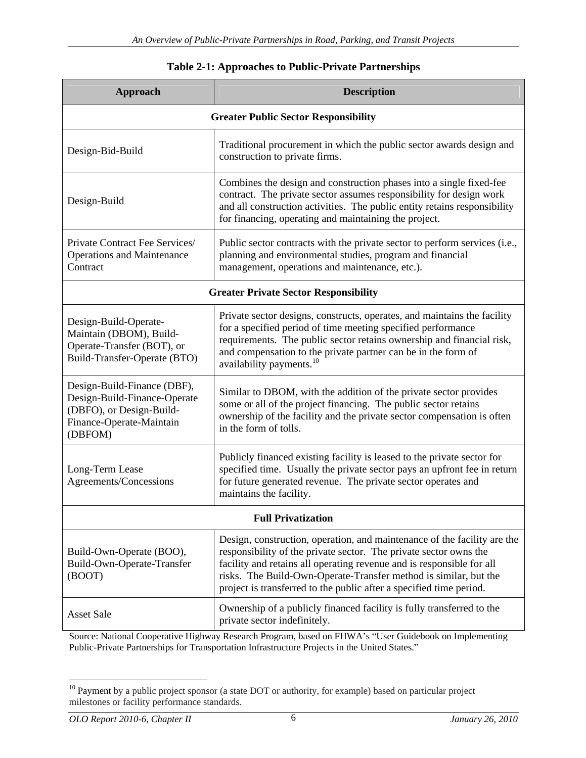**Table 2-1: Approaches to Public-Private Partnerships**

| Approach | Description |
|---|---|
| **Greater Public Sector Responsibility** | |
| Design-Bid-Build | Traditional procurement in which the public sector awards design and construction to private firms. |
| Design-Build | Combines the design and construction phases into a single fixed-fee contract. The private sector assumes responsibility for design work and all construction activities. The public entity retains responsibility for financing, operating and maintaining the project. |
| Private Contract Fee Services/ Operations and Maintenance Contract | Public sector contracts with the private sector to perform services (i.e., planning and environmental studies, program and financial management, operations and maintenance, etc.). |
| **Greater Private Sector Responsibility** | |
| Design-Build-Operate-Maintain (DBOM), Build-Operate-Transfer (BOT), or Build-Transfer-Operate (BTO) | Private sector designs, constructs, operates, and maintains the facility for a specified period of time meeting specified performance requirements. The public sector retains ownership and financial risk, and compensation to the private partner can be in the form of availability payments.[10] |
| Design-Build-Finance (DBF), Design-Build-Finance-Operate (DBFO), or Design-Build-Finance-Operate-Maintain (DBFOM) | Similar to DBOM, with the addition of the private sector provides some or all of the project financing. The public sector retains ownership of the facility and the private sector compensation is often in the form of tolls. |
| Long-Term Lease Agreements/Concessions | Publicly financed existing facility is leased to the private sector for specified time. Usually the private sector pays an upfront fee in return for future generated revenue. The private sector operates and maintains the facility. |
| **Full Privatization** | |
| Build-Own-Operate (BOO), Build-Own-Operate-Transfer (BOOT) | Design, construction, operation, and maintenance of the facility are the responsibility of the private sector. The private sector owns the facility and retains all operating revenue and is responsible for all risks. The Build-Own-Operate-Transfer method is similar, but the project is transferred to the public after a specified time period. |
| Asset Sale | Ownership of a publicly financed facility is fully transferred to the private sector indefinitely. |

Source: National Cooperative Highway Research Program, based on FHWA's "User Guidebook on Implementing Public-Private Partnerships for Transportation Infrastructure Projects in the United States."

---

[10] Payment by a public project sponsor (a state DOT or authority, for example) based on particular project milestones or facility performance standards.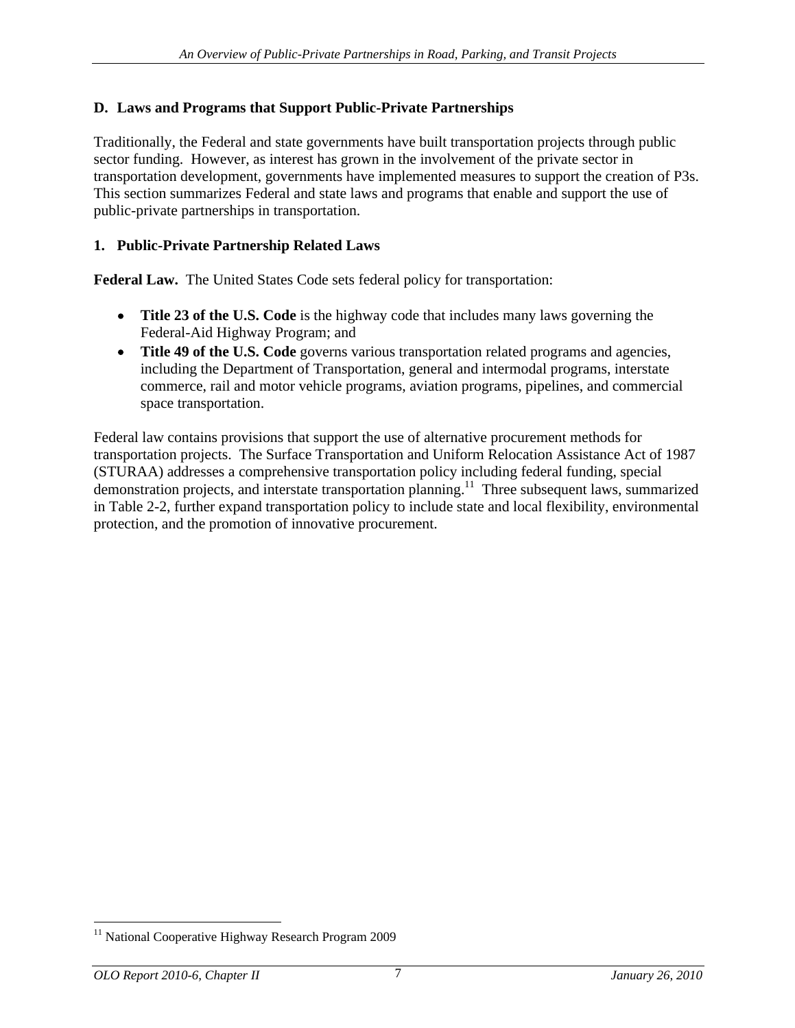## D. Laws and Programs that Support Public-Private Partnerships

Traditionally, the Federal and state governments have built transportation projects through public sector funding. However, as interest has grown in the involvement of the private sector in transportation development, governments have implemented measures to support the creation of P3s. This section summarizes Federal and state laws and programs that enable and support the use of public-private partnerships in transportation.

### 1. Public-Private Partnership Related Laws

**Federal Law.** The United States Code sets federal policy for transportation:

- **Title 23 of the U.S. Code** is the highway code that includes many laws governing the Federal-Aid Highway Program; and
- **Title 49 of the U.S. Code** governs various transportation related programs and agencies, including the Department of Transportation, general and intermodal programs, interstate commerce, rail and motor vehicle programs, aviation programs, pipelines, and commercial space transportation.

Federal law contains provisions that support the use of alternative procurement methods for transportation projects. The Surface Transportation and Uniform Relocation Assistance Act of 1987 (STURAA) addresses a comprehensive transportation policy including federal funding, special demonstration projects, and interstate transportation planning.[11] Three subsequent laws, summarized in Table 2-2, further expand transportation policy to include state and local flexibility, environmental protection, and the promotion of innovative procurement.

[11] National Cooperative Highway Research Program 2009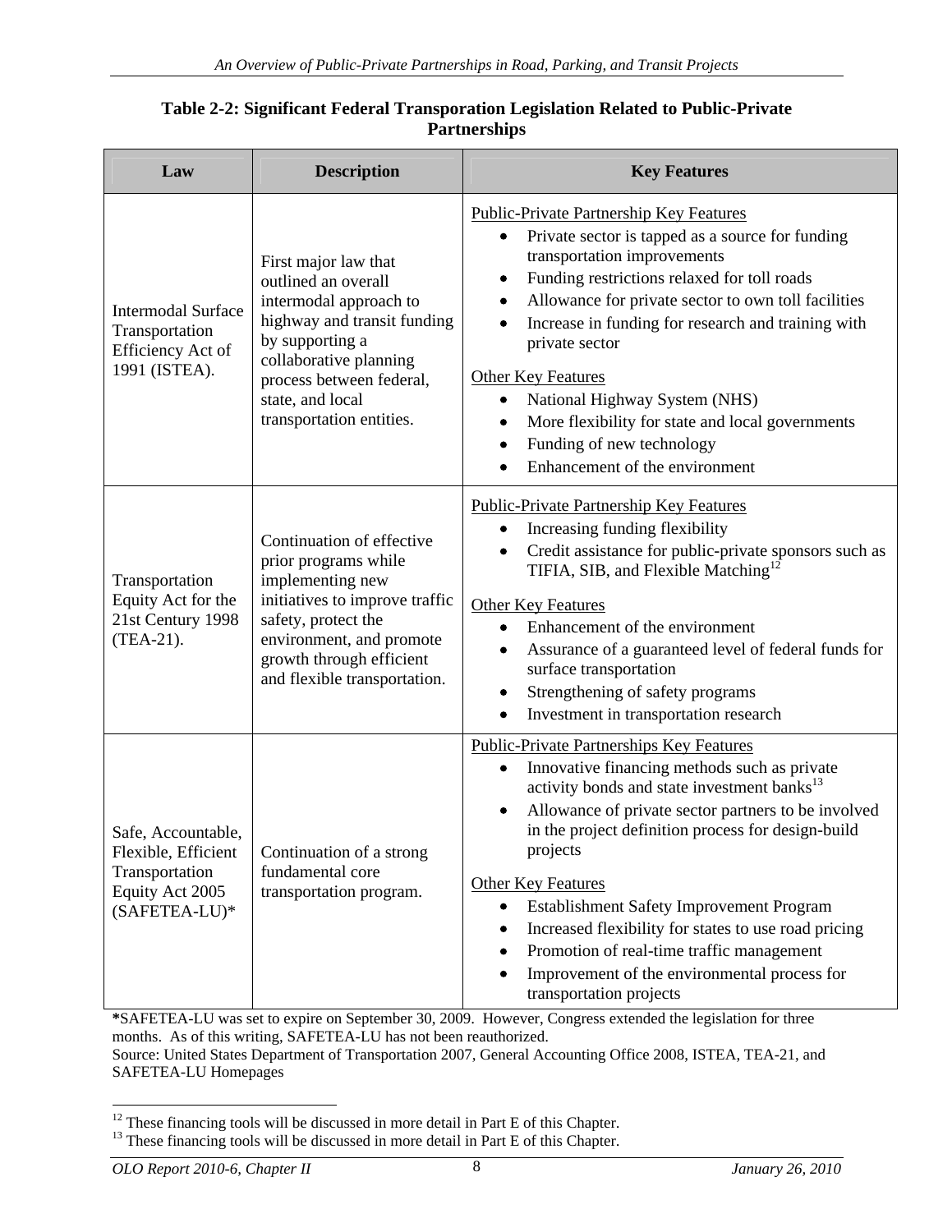**Table 2-2: Significant Federal Transporation Legislation Related to Public-Private Partnerships**

| Law | Description | Key Features |
|---|---|---|
| Intermodal Surface Transportation Efficiency Act of 1991 (ISTEA). | First major law that outlined an overall intermodal approach to highway and transit funding by supporting a collaborative planning process between federal, state, and local transportation entities. | <u>Public-Private Partnership Key Features</u><br>• Private sector is tapped as a source for funding transportation improvements<br>• Funding restrictions relaxed for toll roads<br>• Allowance for private sector to own toll facilities<br>• Increase in funding for research and training with private sector<br><u>Other Key Features</u><br>• National Highway System (NHS)<br>• More flexibility for state and local governments<br>• Funding of new technology<br>• Enhancement of the environment |
| Transportation Equity Act for the 21st Century 1998 (TEA-21). | Continuation of effective prior programs while implementing new initiatives to improve traffic safety, protect the environment, and promote growth through efficient and flexible transportation. | <u>Public-Private Partnership Key Features</u><br>• Increasing funding flexibility<br>• Credit assistance for public-private sponsors such as TIFIA, SIB, and Flexible Matching[12]<br><u>Other Key Features</u><br>• Enhancement of the environment<br>• Assurance of a guaranteed level of federal funds for surface transportation<br>• Strengthening of safety programs<br>• Investment in transportation research |
| Safe, Accountable, Flexible, Efficient Transportation Equity Act 2005 (SAFETEA-LU)* | Continuation of a strong fundamental core transportation program. | <u>Public-Private Partnerships Key Features</u><br>• Innovative financing methods such as private activity bonds and state investment banks[13]<br>• Allowance of private sector partners to be involved in the project definition process for design-build projects<br><u>Other Key Features</u><br>• Establishment Safety Improvement Program<br>• Increased flexibility for states to use road pricing<br>• Promotion of real-time traffic management<br>• Improvement of the environmental process for transportation projects |

**\***SAFETEA-LU was set to expire on September 30, 2009. However, Congress extended the legislation for three months. As of this writing, SAFETEA-LU has not been reauthorized.
Source: United States Department of Transportation 2007, General Accounting Office 2008, ISTEA, TEA-21, and SAFETEA-LU Homepages

[12] These financing tools will be discussed in more detail in Part E of this Chapter.
[13] These financing tools will be discussed in more detail in Part E of this Chapter.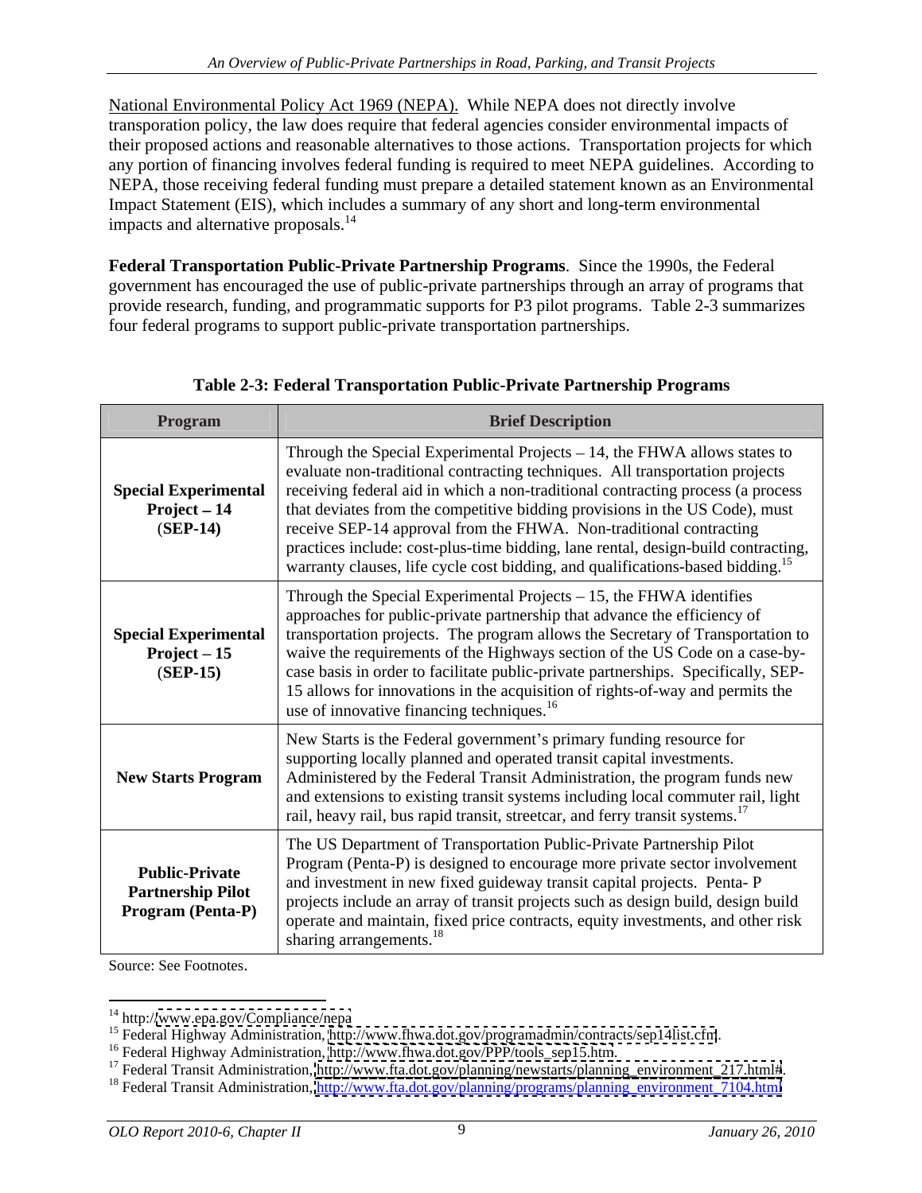National Environmental Policy Act 1969 (NEPA). While NEPA does not directly involve transporation policy, the law does require that federal agencies consider environmental impacts of their proposed actions and reasonable alternatives to those actions. Transportation projects for which any portion of financing involves federal funding is required to meet NEPA guidelines. According to NEPA, those receiving federal funding must prepare a detailed statement known as an Environmental Impact Statement (EIS), which includes a summary of any short and long-term environmental impacts and alternative proposals.[14]

**Federal Transportation Public-Private Partnership Programs**. Since the 1990s, the Federal government has encouraged the use of public-private partnerships through an array of programs that provide research, funding, and programmatic supports for P3 pilot programs. Table 2-3 summarizes four federal programs to support public-private transportation partnerships.

**Table 2-3: Federal Transportation Public-Private Partnership Programs**

| Program | Brief Description |
|---|---|
| **Special Experimental Project – 14 (SEP-14)** | Through the Special Experimental Projects – 14, the FHWA allows states to evaluate non-traditional contracting techniques. All transportation projects receiving federal aid in which a non-traditional contracting process (a process that deviates from the competitive bidding provisions in the US Code), must receive SEP-14 approval from the FHWA. Non-traditional contracting practices include: cost-plus-time bidding, lane rental, design-build contracting, warranty clauses, life cycle cost bidding, and qualifications-based bidding.[15] |
| **Special Experimental Project – 15 (SEP-15)** | Through the Special Experimental Projects – 15, the FHWA identifies approaches for public-private partnership that advance the efficiency of transportation projects. The program allows the Secretary of Transportation to waive the requirements of the Highways section of the US Code on a case-by-case basis in order to facilitate public-private partnerships. Specifically, SEP-15 allows for innovations in the acquisition of rights-of-way and permits the use of innovative financing techniques.[16] |
| **New Starts Program** | New Starts is the Federal government's primary funding resource for supporting locally planned and operated transit capital investments. Administered by the Federal Transit Administration, the program funds new and extensions to existing transit systems including local commuter rail, light rail, heavy rail, bus rapid transit, streetcar, and ferry transit systems.[17] |
| **Public-Private Partnership Pilot Program (Penta-P)** | The US Department of Transportation Public-Private Partnership Pilot Program (Penta-P) is designed to encourage more private sector involvement and investment in new fixed guideway transit capital projects. Penta- P projects include an array of transit projects such as design build, design build operate and maintain, fixed price contracts, equity investments, and other risk sharing arrangements.[18] |

Source: See Footnotes.

[14] http://www.epa.gov/Compliance/nepa
[15] Federal Highway Administration, http://www.fhwa.dot.gov/programadmin/contracts/sep14list.cfm.
[16] Federal Highway Administration, http://www.fhwa.dot.gov/PPP/tools_sep15.htm.
[17] Federal Transit Administration, http://www.fta.dot.gov/planning/newstarts/planning_environment_217.html#.
[18] Federal Transit Administration, http://www.fta.dot.gov/planning/programs/planning_environment_7104.html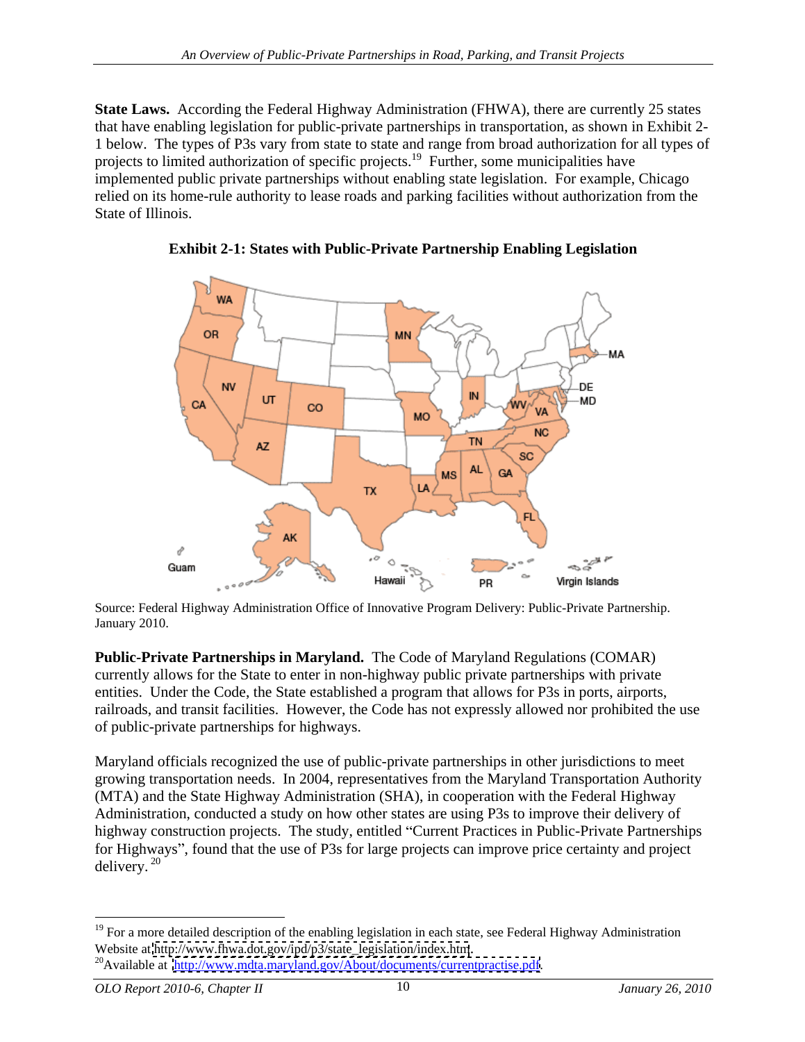**State Laws.** According the Federal Highway Administration (FHWA), there are currently 25 states that have enabling legislation for public-private partnerships in transportation, as shown in Exhibit 2-1 below. The types of P3s vary from state to state and range from broad authorization for all types of projects to limited authorization of specific projects.[19] Further, some municipalities have implemented public private partnerships without enabling state legislation. For example, Chicago relied on its home-rule authority to lease roads and parking facilities without authorization from the State of Illinois.

**Exhibit 2-1: States with Public-Private Partnership Enabling Legislation**

Source: Federal Highway Administration Office of Innovative Program Delivery: Public-Private Partnership. January 2010.

**Public-Private Partnerships in Maryland.** The Code of Maryland Regulations (COMAR) currently allows for the State to enter in non-highway public private partnerships with private entities. Under the Code, the State established a program that allows for P3s in ports, airports, railroads, and transit facilities. However, the Code has not expressly allowed nor prohibited the use of public-private partnerships for highways.

Maryland officials recognized the use of public-private partnerships in other jurisdictions to meet growing transportation needs. In 2004, representatives from the Maryland Transportation Authority (MTA) and the State Highway Administration (SHA), in cooperation with the Federal Highway Administration, conducted a study on how other states are using P3s to improve their delivery of highway construction projects. The study, entitled "Current Practices in Public-Private Partnerships for Highways", found that the use of P3s for large projects can improve price certainty and project delivery.[20]

---

[19] For a more detailed description of the enabling legislation in each state, see Federal Highway Administration Website at http://www.fhwa.dot.gov/ipd/p3/state_legislation/index.htm.

[20] Available at http://www.mdta.maryland.gov/About/documents/currentpractise.pdf.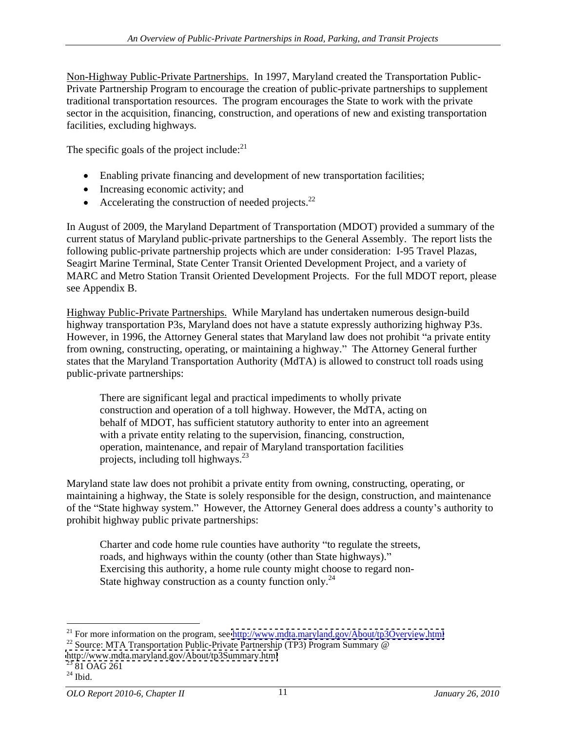Non-Highway Public-Private Partnerships. In 1997, Maryland created the Transportation Public-Private Partnership Program to encourage the creation of public-private partnerships to supplement traditional transportation resources. The program encourages the State to work with the private sector in the acquisition, financing, construction, and operations of new and existing transportation facilities, excluding highways.

The specific goals of the project include:[21]

- Enabling private financing and development of new transportation facilities;
- Increasing economic activity; and
- Accelerating the construction of needed projects.[22]

In August of 2009, the Maryland Department of Transportation (MDOT) provided a summary of the current status of Maryland public-private partnerships to the General Assembly. The report lists the following public-private partnership projects which are under consideration: I-95 Travel Plazas, Seagirt Marine Terminal, State Center Transit Oriented Development Project, and a variety of MARC and Metro Station Transit Oriented Development Projects. For the full MDOT report, please see Appendix B.

Highway Public-Private Partnerships. While Maryland has undertaken numerous design-build highway transportation P3s, Maryland does not have a statute expressly authorizing highway P3s. However, in 1996, the Attorney General states that Maryland law does not prohibit "a private entity from owning, constructing, operating, or maintaining a highway." The Attorney General further states that the Maryland Transportation Authority (MdTA) is allowed to construct toll roads using public-private partnerships:

> There are significant legal and practical impediments to wholly private construction and operation of a toll highway. However, the MdTA, acting on behalf of MDOT, has sufficient statutory authority to enter into an agreement with a private entity relating to the supervision, financing, construction, operation, maintenance, and repair of Maryland transportation facilities projects, including toll highways.[23]

Maryland state law does not prohibit a private entity from owning, constructing, operating, or maintaining a highway, the State is solely responsible for the design, construction, and maintenance of the "State highway system." However, the Attorney General does address a county's authority to prohibit highway public private partnerships:

> Charter and code home rule counties have authority "to regulate the streets, roads, and highways within the county (other than State highways)." Exercising this authority, a home rule county might choose to regard non-State highway construction as a county function only.[24]

---

[21] For more information on the program, see http://www.mdta.maryland.gov/About/tp3Overview.html

[22] Source: MTA Transportation Public-Private Partnership (TP3) Program Summary @ http://www.mdta.maryland.gov/About/tp3Summary.html

[23] 81 OAG 261

[24] Ibid.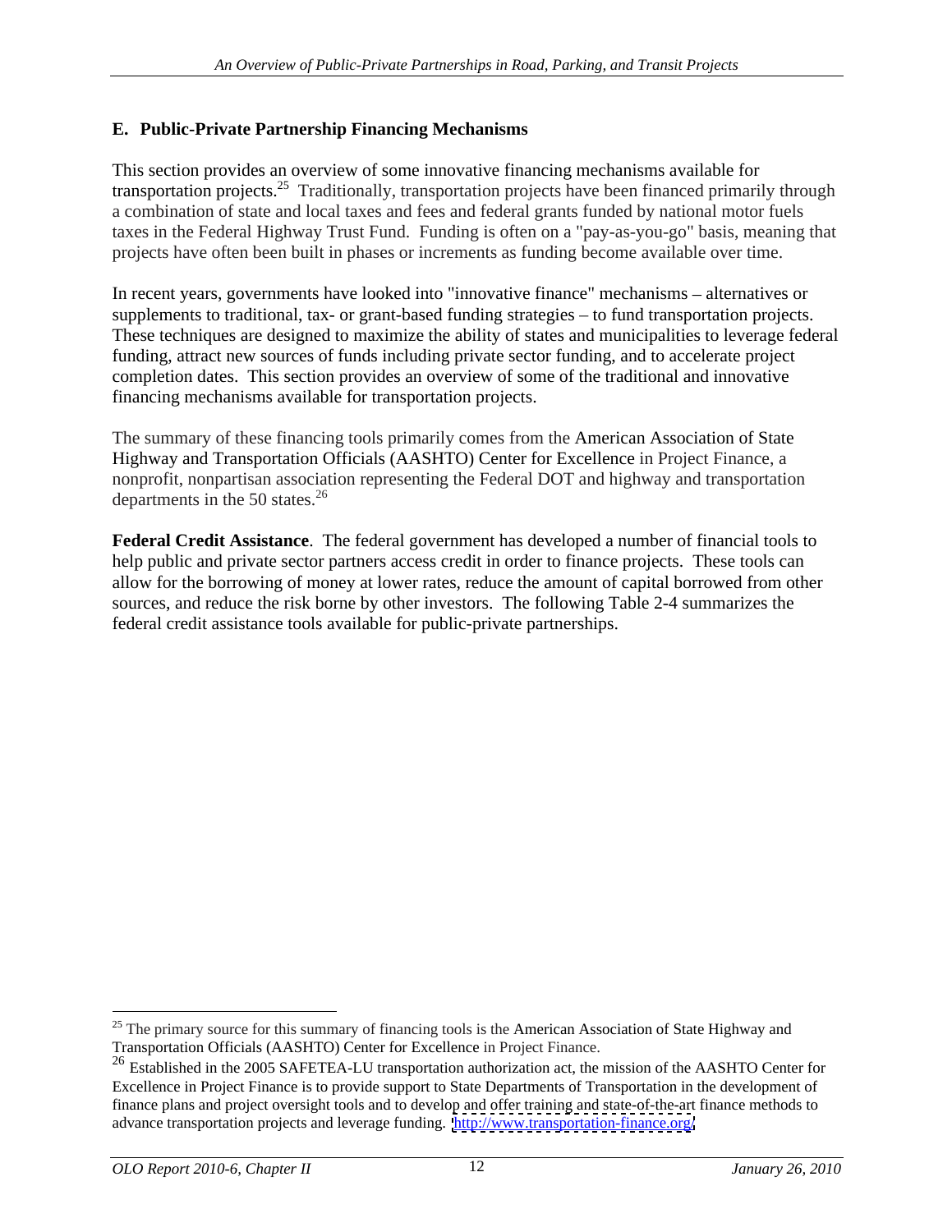## E. Public-Private Partnership Financing Mechanisms

This section provides an overview of some innovative financing mechanisms available for transportation projects.[25] Traditionally, transportation projects have been financed primarily through a combination of state and local taxes and fees and federal grants funded by national motor fuels taxes in the Federal Highway Trust Fund. Funding is often on a "pay-as-you-go" basis, meaning that projects have often been built in phases or increments as funding become available over time.

In recent years, governments have looked into "innovative finance" mechanisms – alternatives or supplements to traditional, tax- or grant-based funding strategies – to fund transportation projects. These techniques are designed to maximize the ability of states and municipalities to leverage federal funding, attract new sources of funds including private sector funding, and to accelerate project completion dates. This section provides an overview of some of the traditional and innovative financing mechanisms available for transportation projects.

The summary of these financing tools primarily comes from the American Association of State Highway and Transportation Officials (AASHTO) Center for Excellence in Project Finance, a nonprofit, nonpartisan association representing the Federal DOT and highway and transportation departments in the 50 states.[26]

**Federal Credit Assistance**. The federal government has developed a number of financial tools to help public and private sector partners access credit in order to finance projects. These tools can allow for the borrowing of money at lower rates, reduce the amount of capital borrowed from other sources, and reduce the risk borne by other investors. The following Table 2-4 summarizes the federal credit assistance tools available for public-private partnerships.

---

[25] The primary source for this summary of financing tools is the American Association of State Highway and Transportation Officials (AASHTO) Center for Excellence in Project Finance.

[26] Established in the 2005 SAFETEA-LU transportation authorization act, the mission of the AASHTO Center for Excellence in Project Finance is to provide support to State Departments of Transportation in the development of finance plans and project oversight tools and to develop and offer training and state-of-the-art finance methods to advance transportation projects and leverage funding. http://www.transportation-finance.org/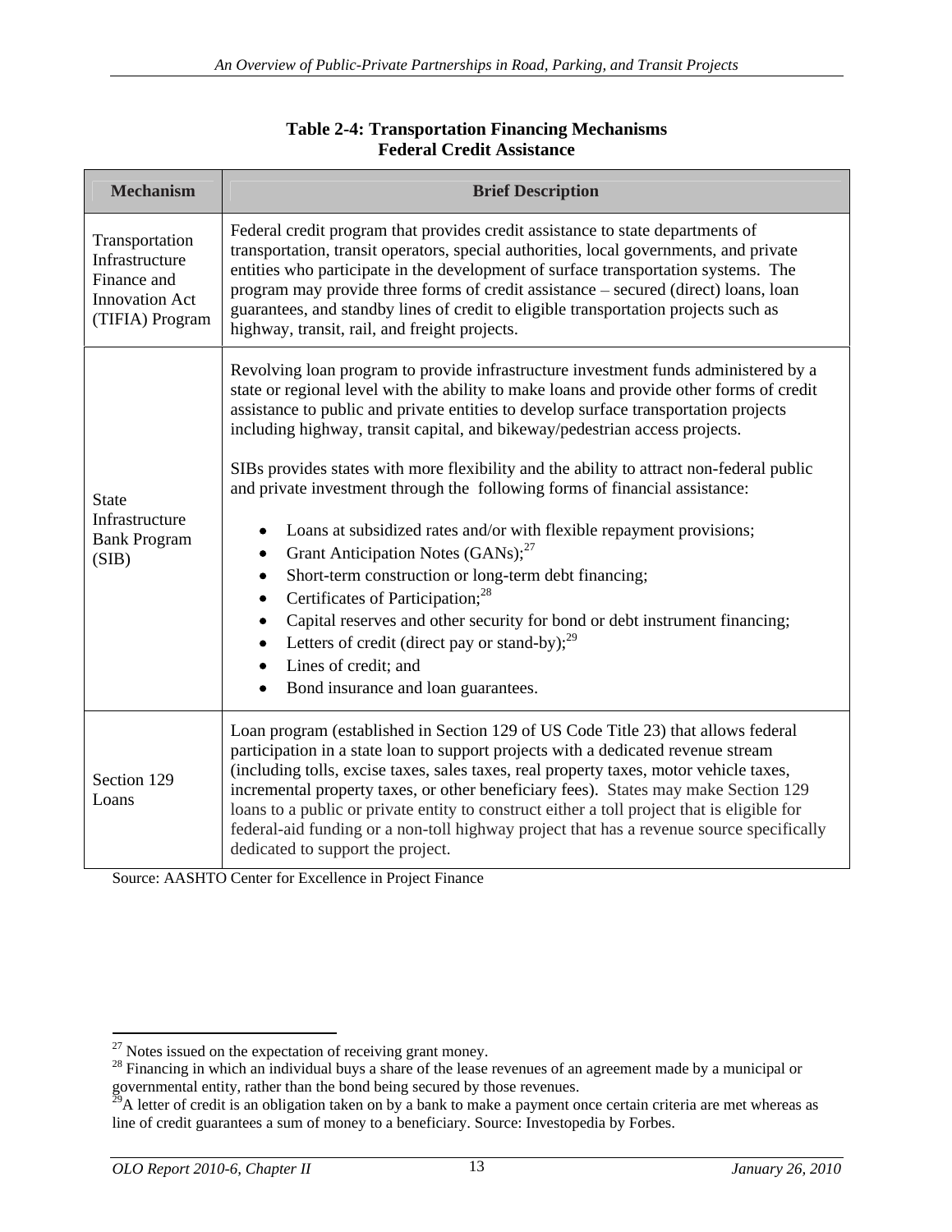**Table 2-4: Transportation Financing Mechanisms**
**Federal Credit Assistance**

| Mechanism | Brief Description |
|---|---|
| Transportation Infrastructure Finance and Innovation Act (TIFIA) Program | Federal credit program that provides credit assistance to state departments of transportation, transit operators, special authorities, local governments, and private entities who participate in the development of surface transportation systems. The program may provide three forms of credit assistance – secured (direct) loans, loan guarantees, and standby lines of credit to eligible transportation projects such as highway, transit, rail, and freight projects. |
| State Infrastructure Bank Program (SIB) | Revolving loan program to provide infrastructure investment funds administered by a state or regional level with the ability to make loans and provide other forms of credit assistance to public and private entities to develop surface transportation projects including highway, transit capital, and bikeway/pedestrian access projects.<br><br>SIBs provides states with more flexibility and the ability to attract non-federal public and private investment through the following forms of financial assistance:<br><br>• Loans at subsidized rates and/or with flexible repayment provisions;<br>• Grant Anticipation Notes (GANs);[27]<br>• Short-term construction or long-term debt financing;<br>• Certificates of Participation;[28]<br>• Capital reserves and other security for bond or debt instrument financing;<br>• Letters of credit (direct pay or stand-by);[29]<br>• Lines of credit; and<br>• Bond insurance and loan guarantees. |
| Section 129 Loans | Loan program (established in Section 129 of US Code Title 23) that allows federal participation in a state loan to support projects with a dedicated revenue stream (including tolls, excise taxes, sales taxes, real property taxes, motor vehicle taxes, incremental property taxes, or other beneficiary fees). States may make Section 129 loans to a public or private entity to construct either a toll project that is eligible for federal-aid funding or a non-toll highway project that has a revenue source specifically dedicated to support the project. |

Source: AASHTO Center for Excellence in Project Finance

[27] Notes issued on the expectation of receiving grant money.

[28] Financing in which an individual buys a share of the lease revenues of an agreement made by a municipal or governmental entity, rather than the bond being secured by those revenues.

[29] A letter of credit is an obligation taken on by a bank to make a payment once certain criteria are met whereas as line of credit guarantees a sum of money to a beneficiary. Source: Investopedia by Forbes.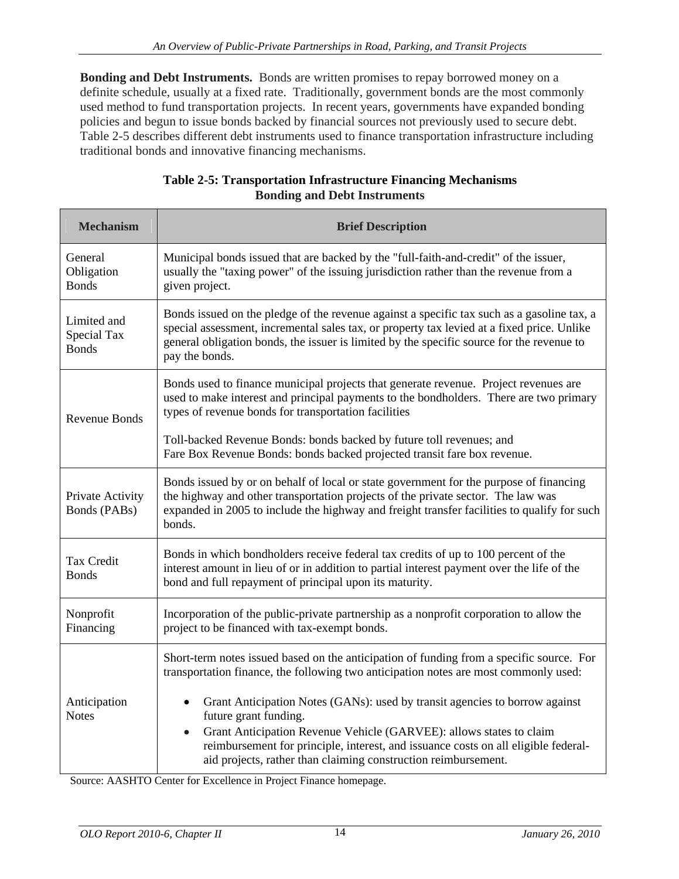**Bonding and Debt Instruments.** Bonds are written promises to repay borrowed money on a definite schedule, usually at a fixed rate. Traditionally, government bonds are the most commonly used method to fund transportation projects. In recent years, governments have expanded bonding policies and begun to issue bonds backed by financial sources not previously used to secure debt. Table 2-5 describes different debt instruments used to finance transportation infrastructure including traditional bonds and innovative financing mechanisms.

**Table 2-5: Transportation Infrastructure Financing Mechanisms**
**Bonding and Debt Instruments**

| Mechanism | Brief Description |
|---|---|
| General Obligation Bonds | Municipal bonds issued that are backed by the "full-faith-and-credit" of the issuer, usually the "taxing power" of the issuing jurisdiction rather than the revenue from a given project. |
| Limited and Special Tax Bonds | Bonds issued on the pledge of the revenue against a specific tax such as a gasoline tax, a special assessment, incremental sales tax, or property tax levied at a fixed price. Unlike general obligation bonds, the issuer is limited by the specific source for the revenue to pay the bonds. |
| Revenue Bonds | Bonds used to finance municipal projects that generate revenue. Project revenues are used to make interest and principal payments to the bondholders. There are two primary types of revenue bonds for transportation facilities<br><br>Toll-backed Revenue Bonds: bonds backed by future toll revenues; and<br>Fare Box Revenue Bonds: bonds backed projected transit fare box revenue. |
| Private Activity Bonds (PABs) | Bonds issued by or on behalf of local or state government for the purpose of financing the highway and other transportation projects of the private sector. The law was expanded in 2005 to include the highway and freight transfer facilities to qualify for such bonds. |
| Tax Credit Bonds | Bonds in which bondholders receive federal tax credits of up to 100 percent of the interest amount in lieu of or in addition to partial interest payment over the life of the bond and full repayment of principal upon its maturity. |
| Nonprofit Financing | Incorporation of the public-private partnership as a nonprofit corporation to allow the project to be financed with tax-exempt bonds. |
| Anticipation Notes | Short-term notes issued based on the anticipation of funding from a specific source. For transportation finance, the following two anticipation notes are most commonly used:<br><br>• Grant Anticipation Notes (GANs): used by transit agencies to borrow against future grant funding.<br>• Grant Anticipation Revenue Vehicle (GARVEE): allows states to claim reimbursement for principle, interest, and issuance costs on all eligible federal-aid projects, rather than claiming construction reimbursement. |

Source: AASHTO Center for Excellence in Project Finance homepage.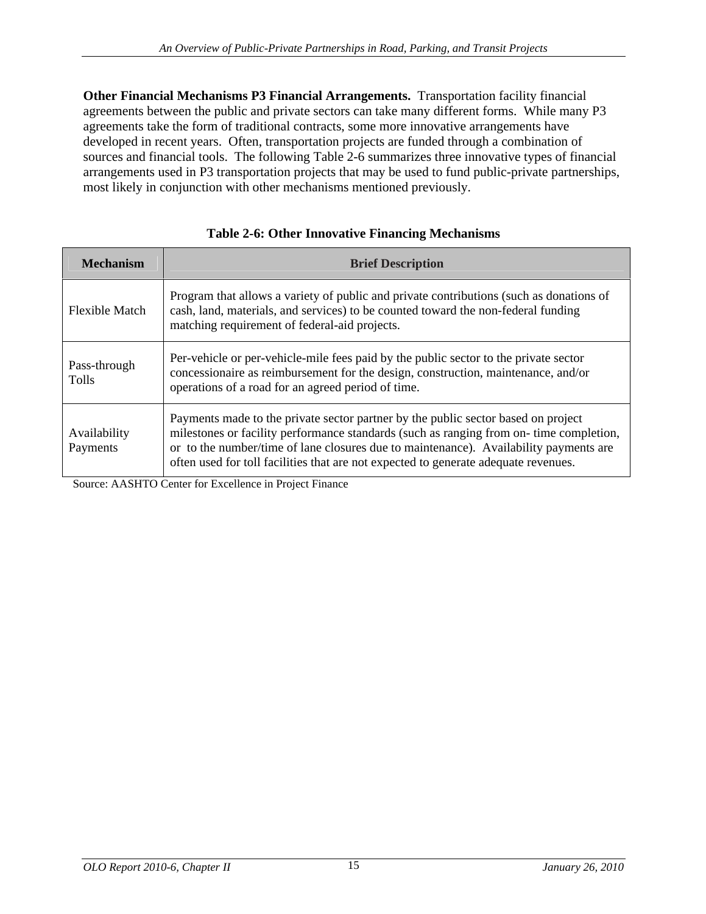**Other Financial Mechanisms P3 Financial Arrangements.** Transportation facility financial agreements between the public and private sectors can take many different forms. While many P3 agreements take the form of traditional contracts, some more innovative arrangements have developed in recent years. Often, transportation projects are funded through a combination of sources and financial tools. The following Table 2-6 summarizes three innovative types of financial arrangements used in P3 transportation projects that may be used to fund public-private partnerships, most likely in conjunction with other mechanisms mentioned previously.

**Table 2-6: Other Innovative Financing Mechanisms**

| Mechanism | Brief Description |
|---|---|
| Flexible Match | Program that allows a variety of public and private contributions (such as donations of cash, land, materials, and services) to be counted toward the non-federal funding matching requirement of federal-aid projects. |
| Pass-through Tolls | Per-vehicle or per-vehicle-mile fees paid by the public sector to the private sector concessionaire as reimbursement for the design, construction, maintenance, and/or operations of a road for an agreed period of time. |
| Availability Payments | Payments made to the private sector partner by the public sector based on project milestones or facility performance standards (such as ranging from on- time completion, or to the number/time of lane closures due to maintenance). Availability payments are often used for toll facilities that are not expected to generate adequate revenues. |

Source: AASHTO Center for Excellence in Project Finance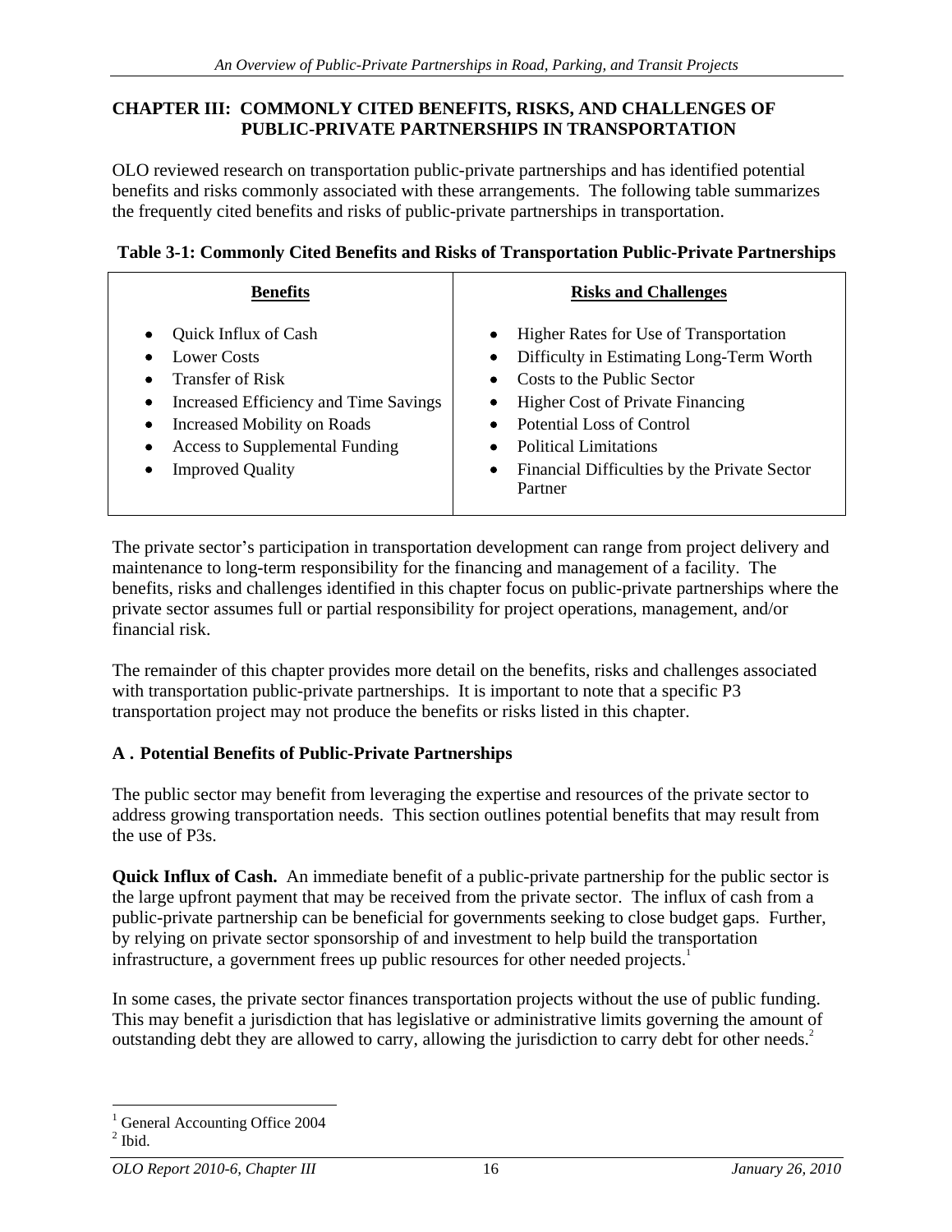## CHAPTER III: COMMONLY CITED BENEFITS, RISKS, AND CHALLENGES OF PUBLIC-PRIVATE PARTNERSHIPS IN TRANSPORTATION

OLO reviewed research on transportation public-private partnerships and has identified potential benefits and risks commonly associated with these arrangements. The following table summarizes the frequently cited benefits and risks of public-private partnerships in transportation.

**Table 3-1: Commonly Cited Benefits and Risks of Transportation Public-Private Partnerships**

| Benefits | Risks and Challenges |
|---|---|
| • Quick Influx of Cash<br>• Lower Costs<br>• Transfer of Risk<br>• Increased Efficiency and Time Savings<br>• Increased Mobility on Roads<br>• Access to Supplemental Funding<br>• Improved Quality | • Higher Rates for Use of Transportation<br>• Difficulty in Estimating Long-Term Worth<br>• Costs to the Public Sector<br>• Higher Cost of Private Financing<br>• Potential Loss of Control<br>• Political Limitations<br>• Financial Difficulties by the Private Sector Partner |

The private sector's participation in transportation development can range from project delivery and maintenance to long-term responsibility for the financing and management of a facility. The benefits, risks and challenges identified in this chapter focus on public-private partnerships where the private sector assumes full or partial responsibility for project operations, management, and/or financial risk.

The remainder of this chapter provides more detail on the benefits, risks and challenges associated with transportation public-private partnerships. It is important to note that a specific P3 transportation project may not produce the benefits or risks listed in this chapter.

### A . Potential Benefits of Public-Private Partnerships

The public sector may benefit from leveraging the expertise and resources of the private sector to address growing transportation needs. This section outlines potential benefits that may result from the use of P3s.

**Quick Influx of Cash.** An immediate benefit of a public-private partnership for the public sector is the large upfront payment that may be received from the private sector. The influx of cash from a public-private partnership can be beneficial for governments seeking to close budget gaps. Further, by relying on private sector sponsorship of and investment to help build the transportation infrastructure, a government frees up public resources for other needed projects.[1]

In some cases, the private sector finances transportation projects without the use of public funding. This may benefit a jurisdiction that has legislative or administrative limits governing the amount of outstanding debt they are allowed to carry, allowing the jurisdiction to carry debt for other needs.[2]

---

[1] General Accounting Office 2004

[2] Ibid.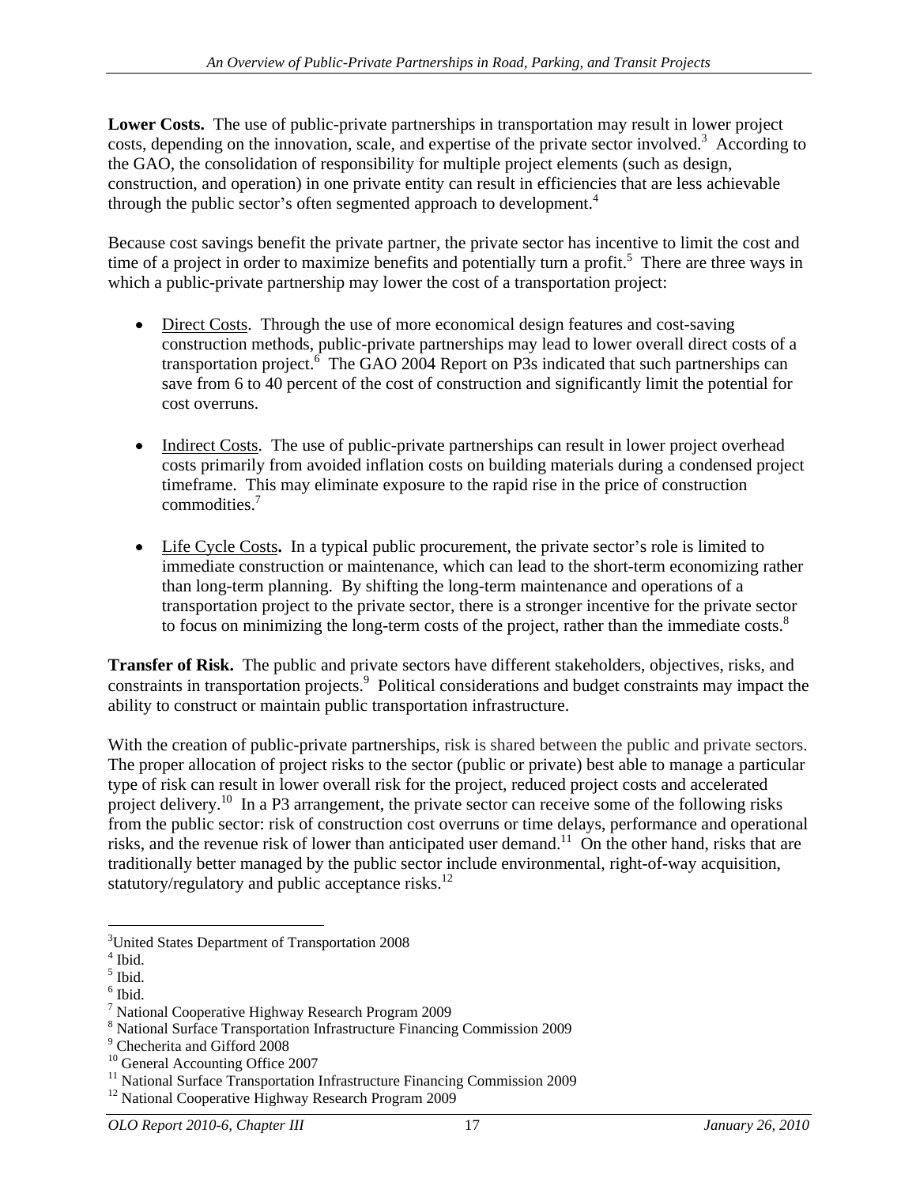**Lower Costs.** The use of public-private partnerships in transportation may result in lower project costs, depending on the innovation, scale, and expertise of the private sector involved.[3] According to the GAO, the consolidation of responsibility for multiple project elements (such as design, construction, and operation) in one private entity can result in efficiencies that are less achievable through the public sector's often segmented approach to development.[4]

Because cost savings benefit the private partner, the private sector has incentive to limit the cost and time of a project in order to maximize benefits and potentially turn a profit.[5] There are three ways in which a public-private partnership may lower the cost of a transportation project:

- Direct Costs. Through the use of more economical design features and cost-saving construction methods, public-private partnerships may lead to lower overall direct costs of a transportation project.[6] The GAO 2004 Report on P3s indicated that such partnerships can save from 6 to 40 percent of the cost of construction and significantly limit the potential for cost overruns.

- Indirect Costs. The use of public-private partnerships can result in lower project overhead costs primarily from avoided inflation costs on building materials during a condensed project timeframe. This may eliminate exposure to the rapid rise in the price of construction commodities.[7]

- Life Cycle Costs**.** In a typical public procurement, the private sector's role is limited to immediate construction or maintenance, which can lead to the short-term economizing rather than long-term planning. By shifting the long-term maintenance and operations of a transportation project to the private sector, there is a stronger incentive for the private sector to focus on minimizing the long-term costs of the project, rather than the immediate costs.[8]

**Transfer of Risk.** The public and private sectors have different stakeholders, objectives, risks, and constraints in transportation projects.[9] Political considerations and budget constraints may impact the ability to construct or maintain public transportation infrastructure.

With the creation of public-private partnerships, risk is shared between the public and private sectors. The proper allocation of project risks to the sector (public or private) best able to manage a particular type of risk can result in lower overall risk for the project, reduced project costs and accelerated project delivery.[10] In a P3 arrangement, the private sector can receive some of the following risks from the public sector: risk of construction cost overruns or time delays, performance and operational risks, and the revenue risk of lower than anticipated user demand.[11] On the other hand, risks that are traditionally better managed by the public sector include environmental, right-of-way acquisition, statutory/regulatory and public acceptance risks.[12]

---

[3] United States Department of Transportation 2008
[4] Ibid.
[5] Ibid.
[6] Ibid.
[7] National Cooperative Highway Research Program 2009
[8] National Surface Transportation Infrastructure Financing Commission 2009
[9] Checherita and Gifford 2008
[10] General Accounting Office 2007
[11] National Surface Transportation Infrastructure Financing Commission 2009
[12] National Cooperative Highway Research Program 2009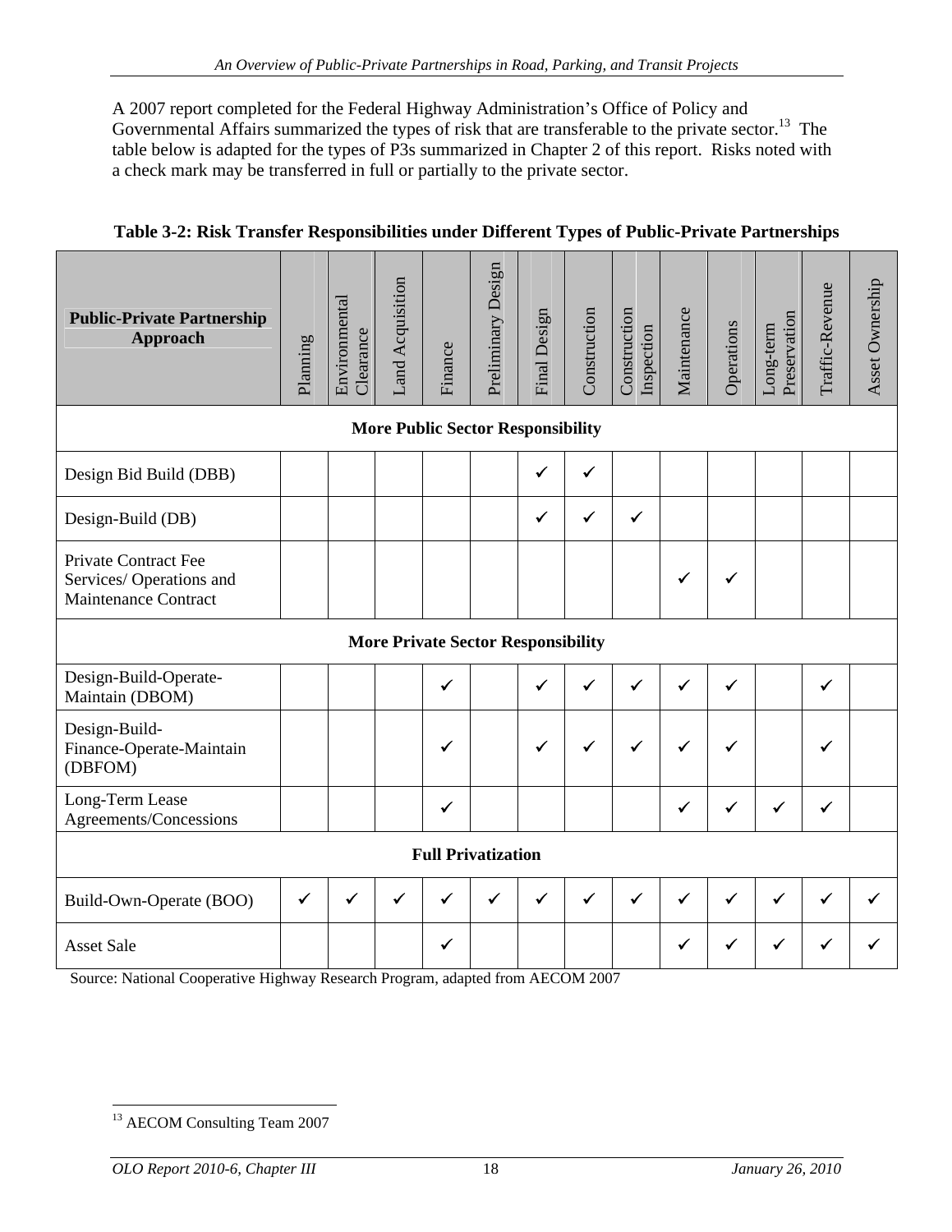A 2007 report completed for the Federal Highway Administration's Office of Policy and Governmental Affairs summarized the types of risk that are transferable to the private sector.[13] The table below is adapted for the types of P3s summarized in Chapter 2 of this report. Risks noted with a check mark may be transferred in full or partially to the private sector.

**Table 3-2: Risk Transfer Responsibilities under Different Types of Public-Private Partnerships**

| Public-Private Partnership Approach | Planning | Environmental Clearance | Land Acquisition | Finance | Preliminary Design | Final Design | Construction | Construction Inspection | Maintenance | Operations | Long-term Preservation | Traffic-Revenue | Asset Ownership |
|---|---|---|---|---|---|---|---|---|---|---|---|---|---|
| **More Public Sector Responsibility** | | | | | | | | | | | | | |
| Design Bid Build (DBB) | | | | | | ✓ | ✓ | | | | | | |
| Design-Build (DB) | | | | | | ✓ | ✓ | ✓ | | | | | |
| Private Contract Fee Services/ Operations and Maintenance Contract | | | | | | | | | ✓ | ✓ | | | |
| **More Private Sector Responsibility** | | | | | | | | | | | | | |
| Design-Build-Operate-Maintain (DBOM) | | | | ✓ | | ✓ | ✓ | ✓ | ✓ | ✓ | | ✓ | |
| Design-Build-Finance-Operate-Maintain (DBFOM) | | | | ✓ | | ✓ | ✓ | ✓ | ✓ | ✓ | | ✓ | |
| Long-Term Lease Agreements/Concessions | | | | ✓ | | | | | ✓ | ✓ | ✓ | ✓ | |
| **Full Privatization** | | | | | | | | | | | | | |
| Build-Own-Operate (BOO) | ✓ | ✓ | ✓ | ✓ | ✓ | ✓ | ✓ | ✓ | ✓ | ✓ | ✓ | ✓ | ✓ |
| Asset Sale | | | | ✓ | | | | | ✓ | ✓ | ✓ | ✓ | ✓ |

Source: National Cooperative Highway Research Program, adapted from AECOM 2007

[13] AECOM Consulting Team 2007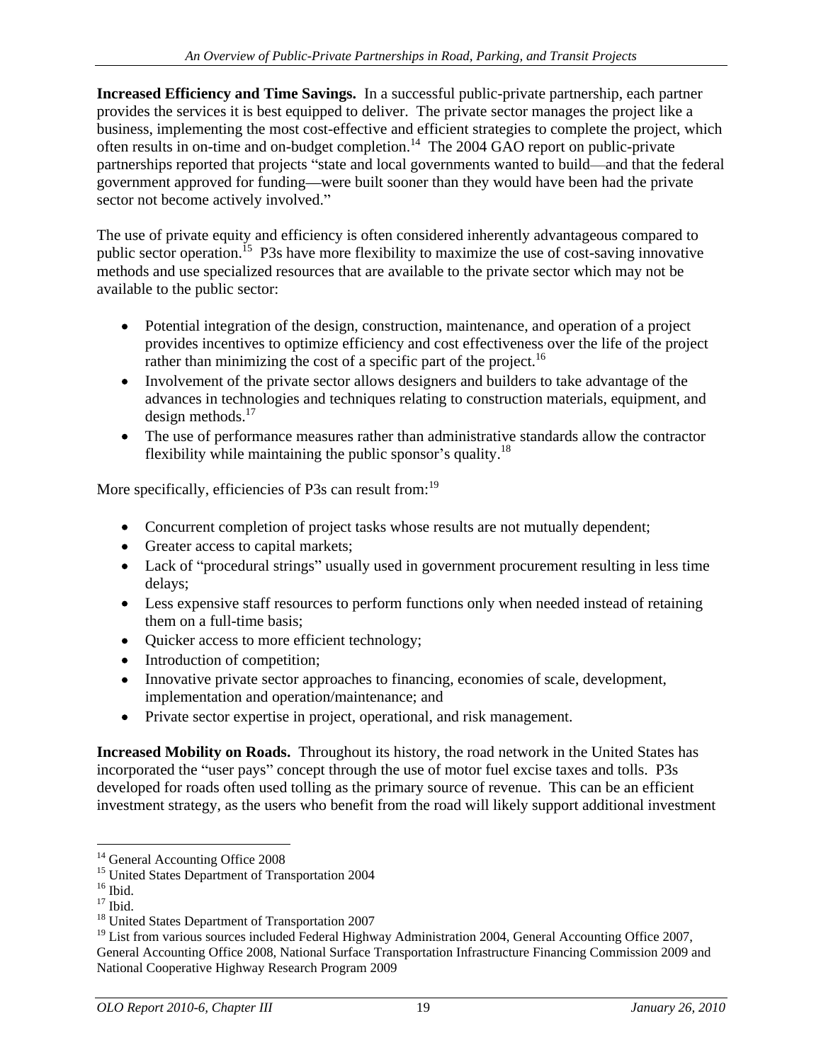**Increased Efficiency and Time Savings.** In a successful public-private partnership, each partner provides the services it is best equipped to deliver. The private sector manages the project like a business, implementing the most cost-effective and efficient strategies to complete the project, which often results in on-time and on-budget completion.[14] The 2004 GAO report on public-private partnerships reported that projects "state and local governments wanted to build—and that the federal government approved for funding—were built sooner than they would have been had the private sector not become actively involved."

The use of private equity and efficiency is often considered inherently advantageous compared to public sector operation.[15] P3s have more flexibility to maximize the use of cost-saving innovative methods and use specialized resources that are available to the private sector which may not be available to the public sector:

- Potential integration of the design, construction, maintenance, and operation of a project provides incentives to optimize efficiency and cost effectiveness over the life of the project rather than minimizing the cost of a specific part of the project.[16]
- Involvement of the private sector allows designers and builders to take advantage of the advances in technologies and techniques relating to construction materials, equipment, and design methods.[17]
- The use of performance measures rather than administrative standards allow the contractor flexibility while maintaining the public sponsor's quality.[18]

More specifically, efficiencies of P3s can result from:[19]

- Concurrent completion of project tasks whose results are not mutually dependent;
- Greater access to capital markets;
- Lack of "procedural strings" usually used in government procurement resulting in less time delays;
- Less expensive staff resources to perform functions only when needed instead of retaining them on a full-time basis;
- Quicker access to more efficient technology;
- Introduction of competition;
- Innovative private sector approaches to financing, economies of scale, development, implementation and operation/maintenance; and
- Private sector expertise in project, operational, and risk management.

**Increased Mobility on Roads.** Throughout its history, the road network in the United States has incorporated the "user pays" concept through the use of motor fuel excise taxes and tolls. P3s developed for roads often used tolling as the primary source of revenue. This can be an efficient investment strategy, as the users who benefit from the road will likely support additional investment

---

[14] General Accounting Office 2008
[15] United States Department of Transportation 2004
[16] Ibid.
[17] Ibid.
[18] United States Department of Transportation 2007
[19] List from various sources included Federal Highway Administration 2004, General Accounting Office 2007, General Accounting Office 2008, National Surface Transportation Infrastructure Financing Commission 2009 and National Cooperative Highway Research Program 2009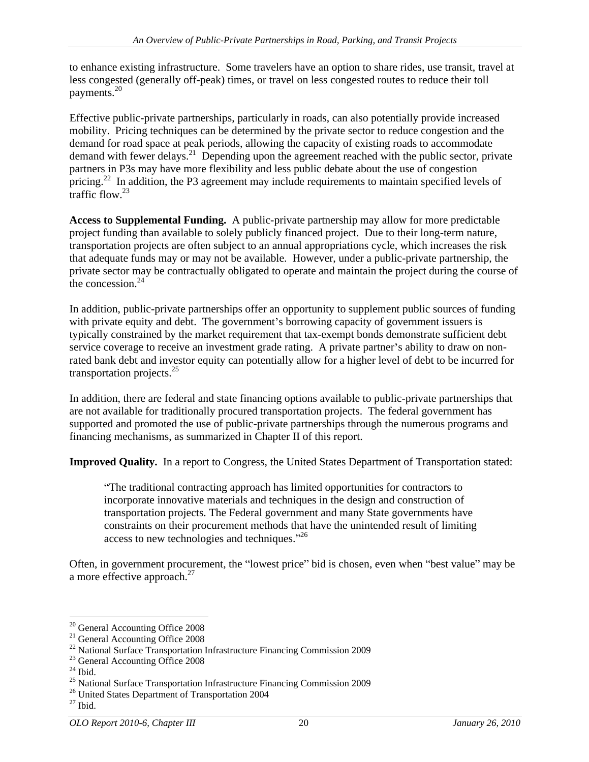to enhance existing infrastructure. Some travelers have an option to share rides, use transit, travel at less congested (generally off-peak) times, or travel on less congested routes to reduce their toll payments.[20]

Effective public-private partnerships, particularly in roads, can also potentially provide increased mobility. Pricing techniques can be determined by the private sector to reduce congestion and the demand for road space at peak periods, allowing the capacity of existing roads to accommodate demand with fewer delays.[21] Depending upon the agreement reached with the public sector, private partners in P3s may have more flexibility and less public debate about the use of congestion pricing.[22] In addition, the P3 agreement may include requirements to maintain specified levels of traffic flow.[23]

**Access to Supplemental Funding.** A public-private partnership may allow for more predictable project funding than available to solely publicly financed project. Due to their long-term nature, transportation projects are often subject to an annual appropriations cycle, which increases the risk that adequate funds may or may not be available. However, under a public-private partnership, the private sector may be contractually obligated to operate and maintain the project during the course of the concession.[24]

In addition, public-private partnerships offer an opportunity to supplement public sources of funding with private equity and debt. The government's borrowing capacity of government issuers is typically constrained by the market requirement that tax-exempt bonds demonstrate sufficient debt service coverage to receive an investment grade rating. A private partner's ability to draw on non-rated bank debt and investor equity can potentially allow for a higher level of debt to be incurred for transportation projects.[25]

In addition, there are federal and state financing options available to public-private partnerships that are not available for traditionally procured transportation projects. The federal government has supported and promoted the use of public-private partnerships through the numerous programs and financing mechanisms, as summarized in Chapter II of this report.

**Improved Quality.** In a report to Congress, the United States Department of Transportation stated:

> "The traditional contracting approach has limited opportunities for contractors to incorporate innovative materials and techniques in the design and construction of transportation projects. The Federal government and many State governments have constraints on their procurement methods that have the unintended result of limiting access to new technologies and techniques."[26]

Often, in government procurement, the "lowest price" bid is chosen, even when "best value" may be a more effective approach.[27]

---

[20] General Accounting Office 2008
[21] General Accounting Office 2008
[22] National Surface Transportation Infrastructure Financing Commission 2009
[23] General Accounting Office 2008
[24] Ibid.
[25] National Surface Transportation Infrastructure Financing Commission 2009
[26] United States Department of Transportation 2004
[27] Ibid.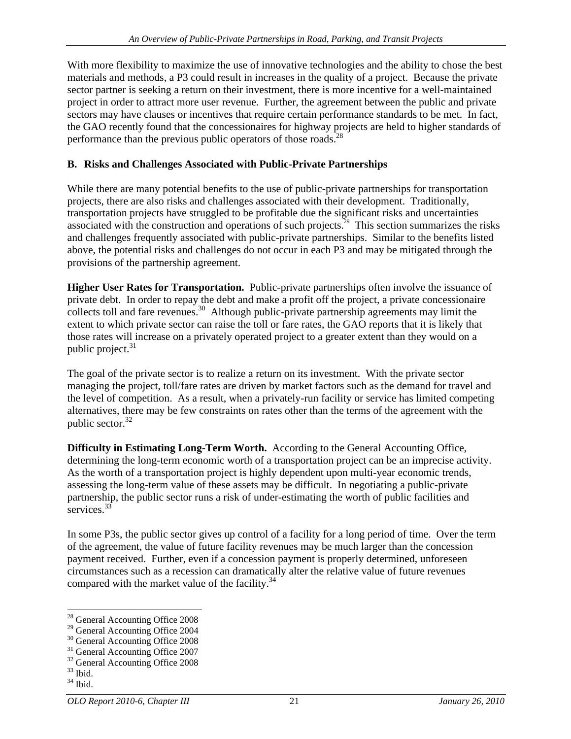With more flexibility to maximize the use of innovative technologies and the ability to chose the best materials and methods, a P3 could result in increases in the quality of a project. Because the private sector partner is seeking a return on their investment, there is more incentive for a well-maintained project in order to attract more user revenue. Further, the agreement between the public and private sectors may have clauses or incentives that require certain performance standards to be met. In fact, the GAO recently found that the concessionaires for highway projects are held to higher standards of performance than the previous public operators of those roads.[28]

### B. Risks and Challenges Associated with Public-Private Partnerships

While there are many potential benefits to the use of public-private partnerships for transportation projects, there are also risks and challenges associated with their development. Traditionally, transportation projects have struggled to be profitable due the significant risks and uncertainties associated with the construction and operations of such projects.[29] This section summarizes the risks and challenges frequently associated with public-private partnerships. Similar to the benefits listed above, the potential risks and challenges do not occur in each P3 and may be mitigated through the provisions of the partnership agreement.

**Higher User Rates for Transportation.** Public-private partnerships often involve the issuance of private debt. In order to repay the debt and make a profit off the project, a private concessionaire collects toll and fare revenues.[30] Although public-private partnership agreements may limit the extent to which private sector can raise the toll or fare rates, the GAO reports that it is likely that those rates will increase on a privately operated project to a greater extent than they would on a public project.[31]

The goal of the private sector is to realize a return on its investment. With the private sector managing the project, toll/fare rates are driven by market factors such as the demand for travel and the level of competition. As a result, when a privately-run facility or service has limited competing alternatives, there may be few constraints on rates other than the terms of the agreement with the public sector.[32]

**Difficulty in Estimating Long-Term Worth.** According to the General Accounting Office, determining the long-term economic worth of a transportation project can be an imprecise activity. As the worth of a transportation project is highly dependent upon multi-year economic trends, assessing the long-term value of these assets may be difficult. In negotiating a public-private partnership, the public sector runs a risk of under-estimating the worth of public facilities and services.[33]

In some P3s, the public sector gives up control of a facility for a long period of time. Over the term of the agreement, the value of future facility revenues may be much larger than the concession payment received. Further, even if a concession payment is properly determined, unforeseen circumstances such as a recession can dramatically alter the relative value of future revenues compared with the market value of the facility.[34]

---

[28] General Accounting Office 2008
[29] General Accounting Office 2004
[30] General Accounting Office 2008
[31] General Accounting Office 2007
[32] General Accounting Office 2008
[33] Ibid.
[34] Ibid.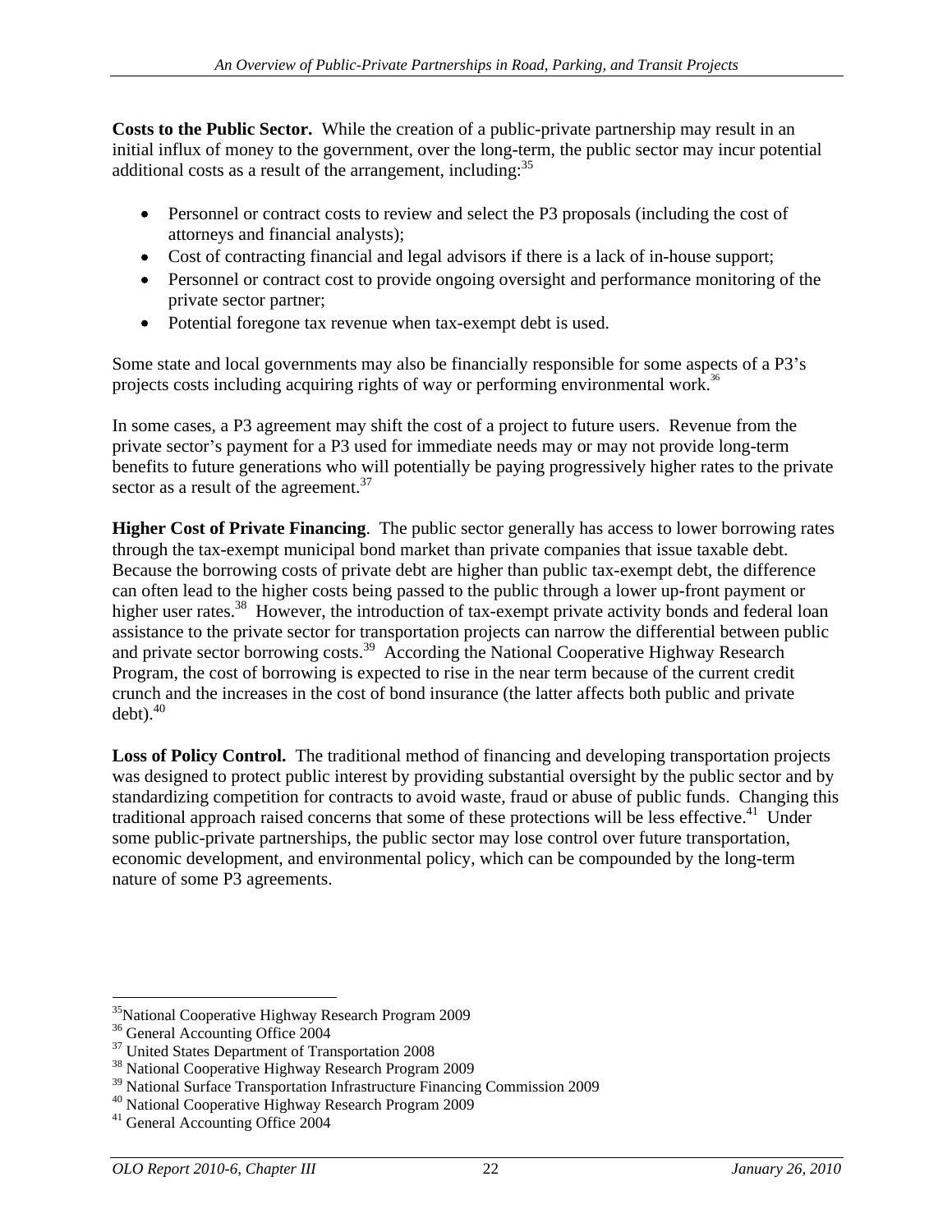**Costs to the Public Sector.** While the creation of a public-private partnership may result in an initial influx of money to the government, over the long-term, the public sector may incur potential additional costs as a result of the arrangement, including:[35]

- Personnel or contract costs to review and select the P3 proposals (including the cost of attorneys and financial analysts);
- Cost of contracting financial and legal advisors if there is a lack of in-house support;
- Personnel or contract cost to provide ongoing oversight and performance monitoring of the private sector partner;
- Potential foregone tax revenue when tax-exempt debt is used.

Some state and local governments may also be financially responsible for some aspects of a P3's projects costs including acquiring rights of way or performing environmental work.[36]

In some cases, a P3 agreement may shift the cost of a project to future users. Revenue from the private sector's payment for a P3 used for immediate needs may or may not provide long-term benefits to future generations who will potentially be paying progressively higher rates to the private sector as a result of the agreement.[37]

**Higher Cost of Private Financing**. The public sector generally has access to lower borrowing rates through the tax-exempt municipal bond market than private companies that issue taxable debt. Because the borrowing costs of private debt are higher than public tax-exempt debt, the difference can often lead to the higher costs being passed to the public through a lower up-front payment or higher user rates.[38] However, the introduction of tax-exempt private activity bonds and federal loan assistance to the private sector for transportation projects can narrow the differential between public and private sector borrowing costs.[39] According the National Cooperative Highway Research Program, the cost of borrowing is expected to rise in the near term because of the current credit crunch and the increases in the cost of bond insurance (the latter affects both public and private debt).[40]

**Loss of Policy Control.** The traditional method of financing and developing transportation projects was designed to protect public interest by providing substantial oversight by the public sector and by standardizing competition for contracts to avoid waste, fraud or abuse of public funds. Changing this traditional approach raised concerns that some of these protections will be less effective.[41] Under some public-private partnerships, the public sector may lose control over future transportation, economic development, and environmental policy, which can be compounded by the long-term nature of some P3 agreements.

---

[35] National Cooperative Highway Research Program 2009
[36] General Accounting Office 2004
[37] United States Department of Transportation 2008
[38] National Cooperative Highway Research Program 2009
[39] National Surface Transportation Infrastructure Financing Commission 2009
[40] National Cooperative Highway Research Program 2009
[41] General Accounting Office 2004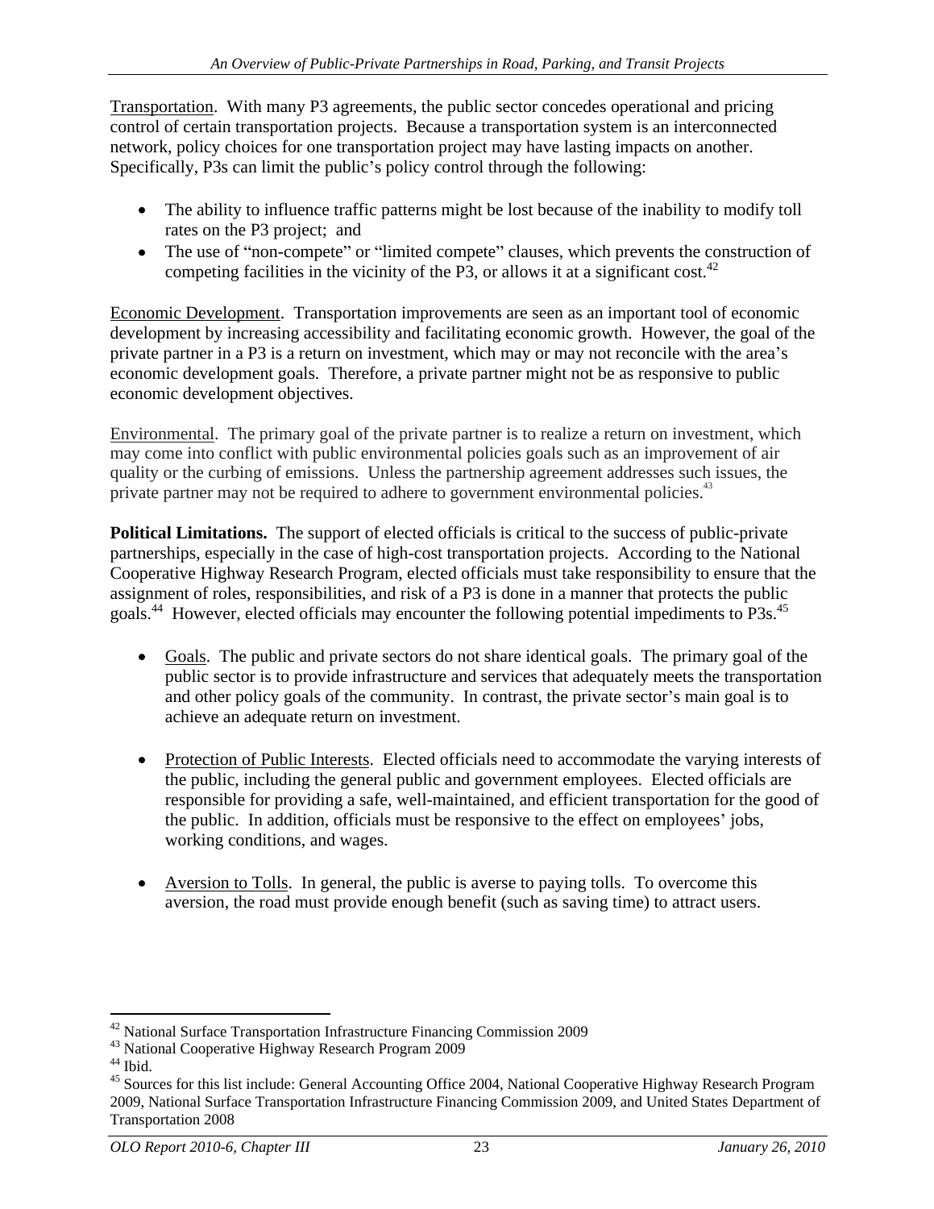Transportation. With many P3 agreements, the public sector concedes operational and pricing control of certain transportation projects. Because a transportation system is an interconnected network, policy choices for one transportation project may have lasting impacts on another. Specifically, P3s can limit the public's policy control through the following:

- The ability to influence traffic patterns might be lost because of the inability to modify toll rates on the P3 project; and
- The use of "non-compete" or "limited compete" clauses, which prevents the construction of competing facilities in the vicinity of the P3, or allows it at a significant cost.[42]

Economic Development. Transportation improvements are seen as an important tool of economic development by increasing accessibility and facilitating economic growth. However, the goal of the private partner in a P3 is a return on investment, which may or may not reconcile with the area's economic development goals. Therefore, a private partner might not be as responsive to public economic development objectives.

Environmental. The primary goal of the private partner is to realize a return on investment, which may come into conflict with public environmental policies goals such as an improvement of air quality or the curbing of emissions. Unless the partnership agreement addresses such issues, the private partner may not be required to adhere to government environmental policies.[43]

**Political Limitations.** The support of elected officials is critical to the success of public-private partnerships, especially in the case of high-cost transportation projects. According to the National Cooperative Highway Research Program, elected officials must take responsibility to ensure that the assignment of roles, responsibilities, and risk of a P3 is done in a manner that protects the public goals.[44] However, elected officials may encounter the following potential impediments to P3s.[45]

- Goals. The public and private sectors do not share identical goals. The primary goal of the public sector is to provide infrastructure and services that adequately meets the transportation and other policy goals of the community. In contrast, the private sector's main goal is to achieve an adequate return on investment.

- Protection of Public Interests. Elected officials need to accommodate the varying interests of the public, including the general public and government employees. Elected officials are responsible for providing a safe, well-maintained, and efficient transportation for the good of the public. In addition, officials must be responsive to the effect on employees' jobs, working conditions, and wages.

- Aversion to Tolls. In general, the public is averse to paying tolls. To overcome this aversion, the road must provide enough benefit (such as saving time) to attract users.

---

[42] National Surface Transportation Infrastructure Financing Commission 2009
[43] National Cooperative Highway Research Program 2009
[44] Ibid.
[45] Sources for this list include: General Accounting Office 2004, National Cooperative Highway Research Program 2009, National Surface Transportation Infrastructure Financing Commission 2009, and United States Department of Transportation 2008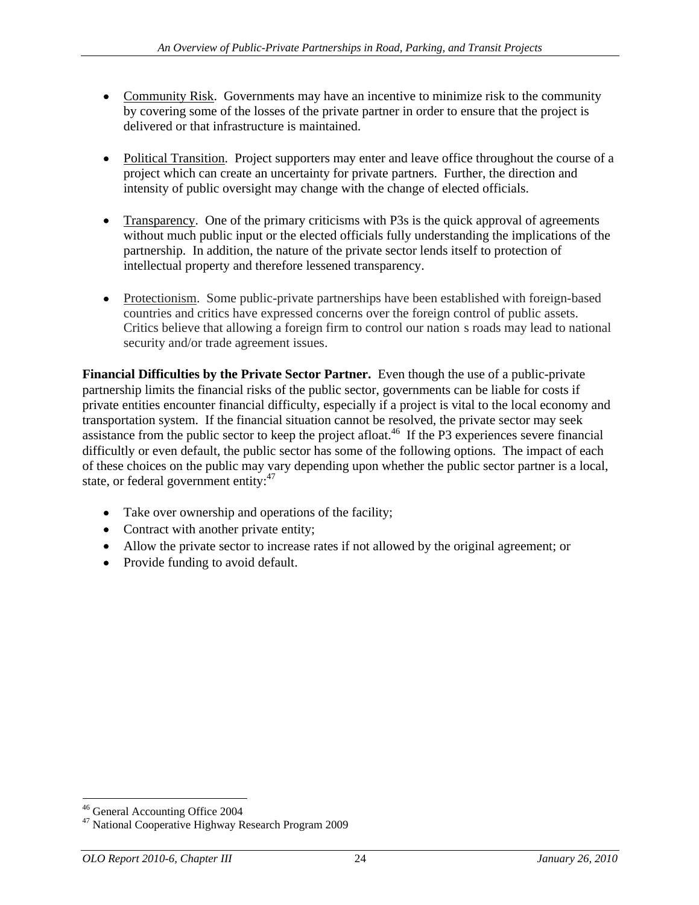- Community Risk. Governments may have an incentive to minimize risk to the community by covering some of the losses of the private partner in order to ensure that the project is delivered or that infrastructure is maintained.

- Political Transition. Project supporters may enter and leave office throughout the course of a project which can create an uncertainty for private partners. Further, the direction and intensity of public oversight may change with the change of elected officials.

- Transparency. One of the primary criticisms with P3s is the quick approval of agreements without much public input or the elected officials fully understanding the implications of the partnership. In addition, the nature of the private sector lends itself to protection of intellectual property and therefore lessened transparency.

- Protectionism. Some public-private partnerships have been established with foreign-based countries and critics have expressed concerns over the foreign control of public assets. Critics believe that allowing a foreign firm to control our nation s roads may lead to national security and/or trade agreement issues.

**Financial Difficulties by the Private Sector Partner.** Even though the use of a public-private partnership limits the financial risks of the public sector, governments can be liable for costs if private entities encounter financial difficulty, especially if a project is vital to the local economy and transportation system. If the financial situation cannot be resolved, the private sector may seek assistance from the public sector to keep the project afloat.[46] If the P3 experiences severe financial difficultly or even default, the public sector has some of the following options. The impact of each of these choices on the public may vary depending upon whether the public sector partner is a local, state, or federal government entity:[47]

- Take over ownership and operations of the facility;
- Contract with another private entity;
- Allow the private sector to increase rates if not allowed by the original agreement; or
- Provide funding to avoid default.

[46] General Accounting Office 2004
[47] National Cooperative Highway Research Program 2009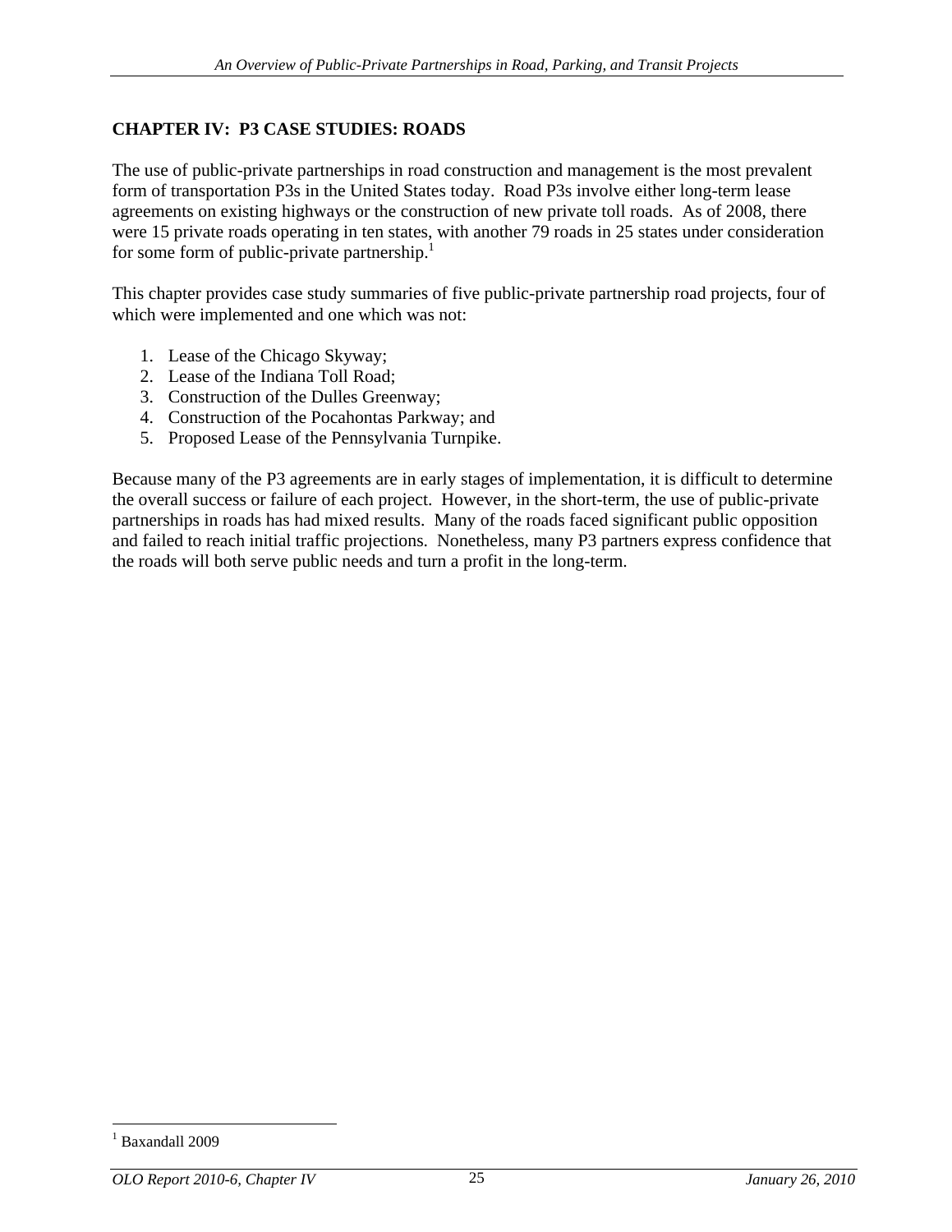# CHAPTER IV: P3 CASE STUDIES: ROADS

The use of public-private partnerships in road construction and management is the most prevalent form of transportation P3s in the United States today. Road P3s involve either long-term lease agreements on existing highways or the construction of new private toll roads. As of 2008, there were 15 private roads operating in ten states, with another 79 roads in 25 states under consideration for some form of public-private partnership.[1]

This chapter provides case study summaries of five public-private partnership road projects, four of which were implemented and one which was not:

1. Lease of the Chicago Skyway;
2. Lease of the Indiana Toll Road;
3. Construction of the Dulles Greenway;
4. Construction of the Pocahontas Parkway; and
5. Proposed Lease of the Pennsylvania Turnpike.

Because many of the P3 agreements are in early stages of implementation, it is difficult to determine the overall success or failure of each project. However, in the short-term, the use of public-private partnerships in roads has had mixed results. Many of the roads faced significant public opposition and failed to reach initial traffic projections. Nonetheless, many P3 partners express confidence that the roads will both serve public needs and turn a profit in the long-term.

[1] Baxandall 2009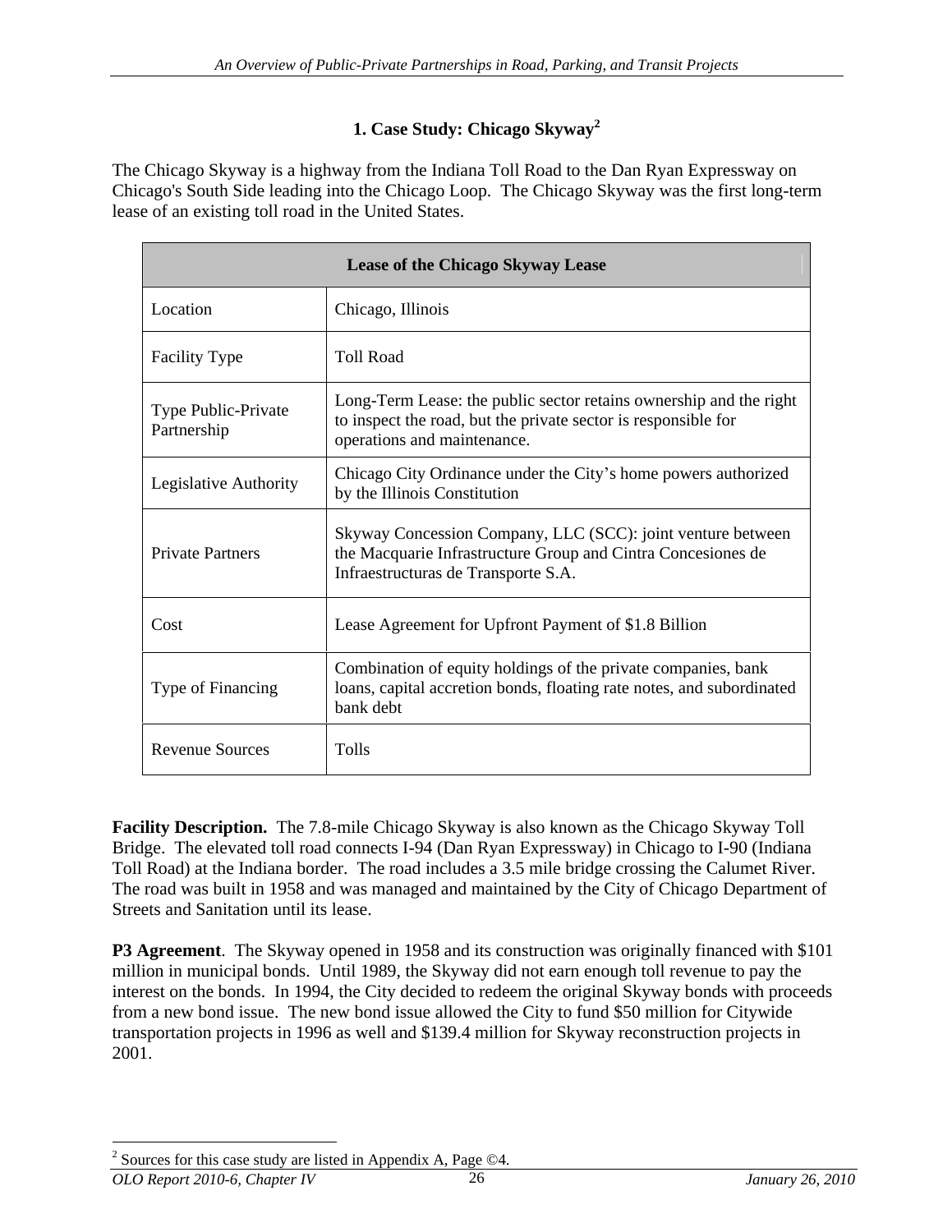### 1. Case Study: Chicago Skyway[2]

The Chicago Skyway is a highway from the Indiana Toll Road to the Dan Ryan Expressway on Chicago's South Side leading into the Chicago Loop. The Chicago Skyway was the first long-term lease of an existing toll road in the United States.

| Lease of the Chicago Skyway Lease | |
|---|---|
| Location | Chicago, Illinois |
| Facility Type | Toll Road |
| Type Public-Private Partnership | Long-Term Lease: the public sector retains ownership and the right to inspect the road, but the private sector is responsible for operations and maintenance. |
| Legislative Authority | Chicago City Ordinance under the City's home powers authorized by the Illinois Constitution |
| Private Partners | Skyway Concession Company, LLC (SCC): joint venture between the Macquarie Infrastructure Group and Cintra Concesiones de Infraestructuras de Transporte S.A. |
| Cost | Lease Agreement for Upfront Payment of $1.8 Billion |
| Type of Financing | Combination of equity holdings of the private companies, bank loans, capital accretion bonds, floating rate notes, and subordinated bank debt |
| Revenue Sources | Tolls |

**Facility Description.** The 7.8-mile Chicago Skyway is also known as the Chicago Skyway Toll Bridge. The elevated toll road connects I-94 (Dan Ryan Expressway) in Chicago to I-90 (Indiana Toll Road) at the Indiana border. The road includes a 3.5 mile bridge crossing the Calumet River. The road was built in 1958 and was managed and maintained by the City of Chicago Department of Streets and Sanitation until its lease.

**P3 Agreement**. The Skyway opened in 1958 and its construction was originally financed with $101 million in municipal bonds. Until 1989, the Skyway did not earn enough toll revenue to pay the interest on the bonds. In 1994, the City decided to redeem the original Skyway bonds with proceeds from a new bond issue. The new bond issue allowed the City to fund $50 million for Citywide transportation projects in 1996 as well and $139.4 million for Skyway reconstruction projects in 2001.

[2] Sources for this case study are listed in Appendix A, Page ©4.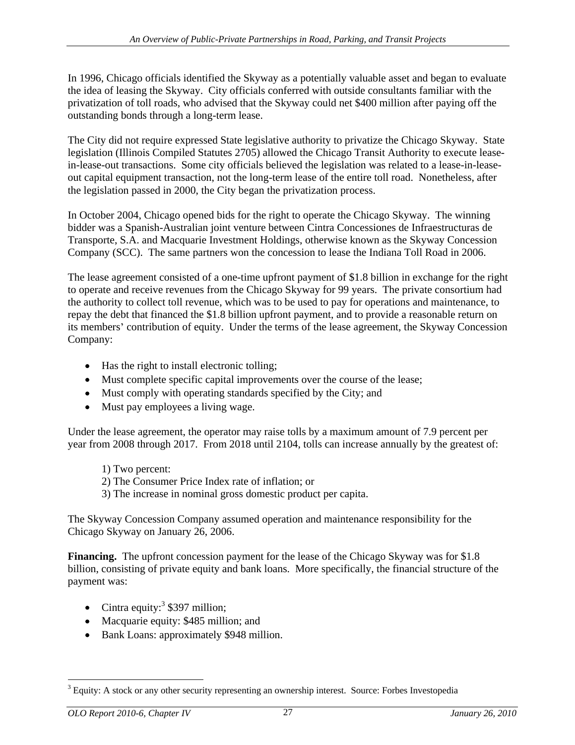In 1996, Chicago officials identified the Skyway as a potentially valuable asset and began to evaluate the idea of leasing the Skyway. City officials conferred with outside consultants familiar with the privatization of toll roads, who advised that the Skyway could net $400 million after paying off the outstanding bonds through a long-term lease.

The City did not require expressed State legislative authority to privatize the Chicago Skyway. State legislation (Illinois Compiled Statutes 2705) allowed the Chicago Transit Authority to execute lease-in-lease-out transactions. Some city officials believed the legislation was related to a lease-in-lease-out capital equipment transaction, not the long-term lease of the entire toll road. Nonetheless, after the legislation passed in 2000, the City began the privatization process.

In October 2004, Chicago opened bids for the right to operate the Chicago Skyway. The winning bidder was a Spanish-Australian joint venture between Cintra Concessiones de Infraestructuras de Transporte, S.A. and Macquarie Investment Holdings, otherwise known as the Skyway Concession Company (SCC). The same partners won the concession to lease the Indiana Toll Road in 2006.

The lease agreement consisted of a one-time upfront payment of $1.8 billion in exchange for the right to operate and receive revenues from the Chicago Skyway for 99 years. The private consortium had the authority to collect toll revenue, which was to be used to pay for operations and maintenance, to repay the debt that financed the $1.8 billion upfront payment, and to provide a reasonable return on its members' contribution of equity. Under the terms of the lease agreement, the Skyway Concession Company:

- Has the right to install electronic tolling;
- Must complete specific capital improvements over the course of the lease;
- Must comply with operating standards specified by the City; and
- Must pay employees a living wage.

Under the lease agreement, the operator may raise tolls by a maximum amount of 7.9 percent per year from 2008 through 2017. From 2018 until 2104, tolls can increase annually by the greatest of:

1) Two percent:
2) The Consumer Price Index rate of inflation; or
3) The increase in nominal gross domestic product per capita.

The Skyway Concession Company assumed operation and maintenance responsibility for the Chicago Skyway on January 26, 2006.

**Financing.** The upfront concession payment for the lease of the Chicago Skyway was for $1.8 billion, consisting of private equity and bank loans. More specifically, the financial structure of the payment was:

- Cintra equity:[3] $397 million;
- Macquarie equity: $485 million; and
- Bank Loans: approximately $948 million.

[3] Equity: A stock or any other security representing an ownership interest. Source: Forbes Investopedia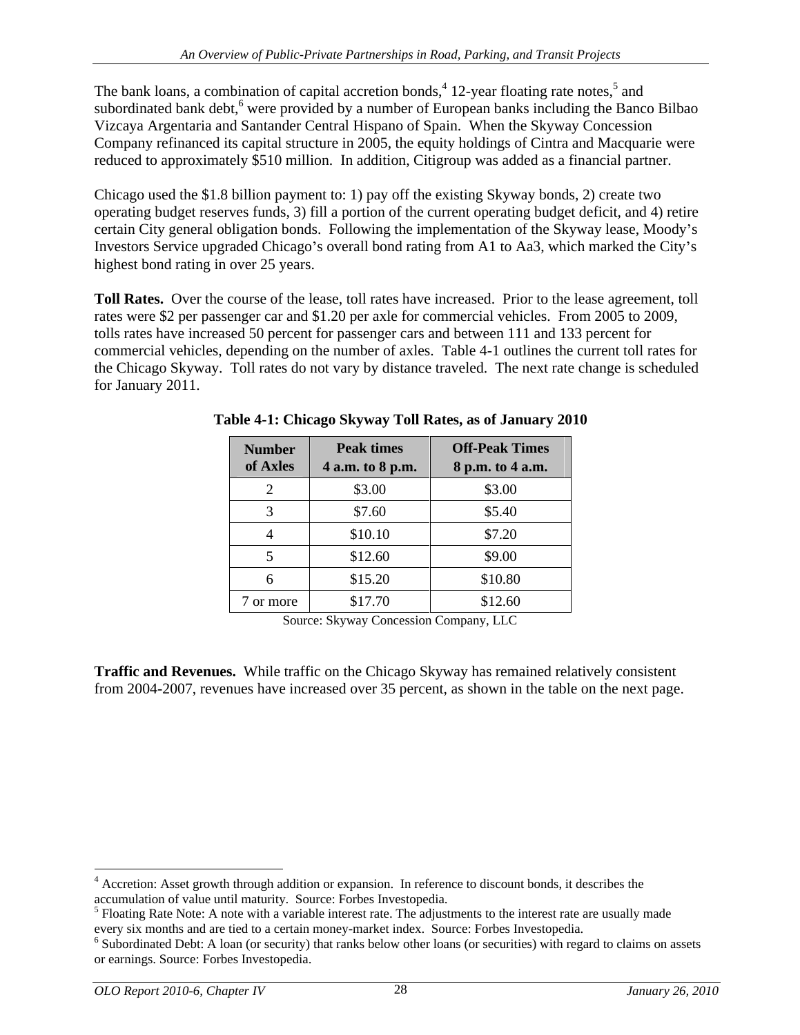The bank loans, a combination of capital accretion bonds,[4] 12-year floating rate notes,[5] and subordinated bank debt,[6] were provided by a number of European banks including the Banco Bilbao Vizcaya Argentaria and Santander Central Hispano of Spain. When the Skyway Concession Company refinanced its capital structure in 2005, the equity holdings of Cintra and Macquarie were reduced to approximately $510 million. In addition, Citigroup was added as a financial partner.

Chicago used the $1.8 billion payment to: 1) pay off the existing Skyway bonds, 2) create two operating budget reserves funds, 3) fill a portion of the current operating budget deficit, and 4) retire certain City general obligation bonds. Following the implementation of the Skyway lease, Moody's Investors Service upgraded Chicago's overall bond rating from A1 to Aa3, which marked the City's highest bond rating in over 25 years.

**Toll Rates.** Over the course of the lease, toll rates have increased. Prior to the lease agreement, toll rates were $2 per passenger car and $1.20 per axle for commercial vehicles. From 2005 to 2009, tolls rates have increased 50 percent for passenger cars and between 111 and 133 percent for commercial vehicles, depending on the number of axles. Table 4-1 outlines the current toll rates for the Chicago Skyway. Toll rates do not vary by distance traveled. The next rate change is scheduled for January 2011.

**Table 4-1: Chicago Skyway Toll Rates, as of January 2010**

| Number of Axles | Peak times 4 a.m. to 8 p.m. | Off-Peak Times 8 p.m. to 4 a.m. |
|---|---|---|
| 2 | $3.00 | $3.00 |
| 3 | $7.60 | $5.40 |
| 4 | $10.10 | $7.20 |
| 5 | $12.60 | $9.00 |
| 6 | $15.20 | $10.80 |
| 7 or more | $17.70 | $12.60 |

Source: Skyway Concession Company, LLC

**Traffic and Revenues.** While traffic on the Chicago Skyway has remained relatively consistent from 2004-2007, revenues have increased over 35 percent, as shown in the table on the next page.

---

[4] Accretion: Asset growth through addition or expansion. In reference to discount bonds, it describes the accumulation of value until maturity. Source: Forbes Investopedia.

[5] Floating Rate Note: A note with a variable interest rate. The adjustments to the interest rate are usually made every six months and are tied to a certain money-market index. Source: Forbes Investopedia.

[6] Subordinated Debt: A loan (or security) that ranks below other loans (or securities) with regard to claims on assets or earnings. Source: Forbes Investopedia.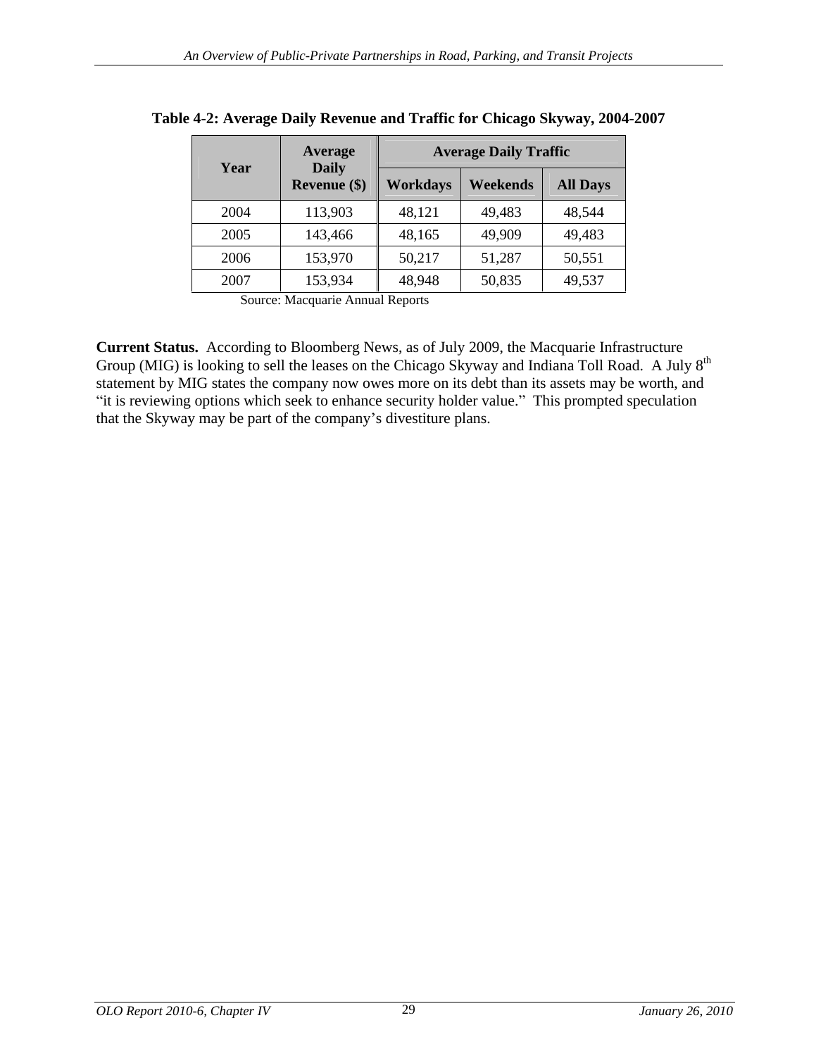**Table 4-2: Average Daily Revenue and Traffic for Chicago Skyway, 2004-2007**

| Year | Average Daily Revenue ($) | Average Daily Traffic | | |
|---|---|---|---|---|
| | | Workdays | Weekends | All Days |
| 2004 | 113,903 | 48,121 | 49,483 | 48,544 |
| 2005 | 143,466 | 48,165 | 49,909 | 49,483 |
| 2006 | 153,970 | 50,217 | 51,287 | 50,551 |
| 2007 | 153,934 | 48,948 | 50,835 | 49,537 |

Source: Macquarie Annual Reports

**Current Status.** According to Bloomberg News, as of July 2009, the Macquarie Infrastructure Group (MIG) is looking to sell the leases on the Chicago Skyway and Indiana Toll Road. A July 8th statement by MIG states the company now owes more on its debt than its assets may be worth, and "it is reviewing options which seek to enhance security holder value." This prompted speculation that the Skyway may be part of the company's divestiture plans.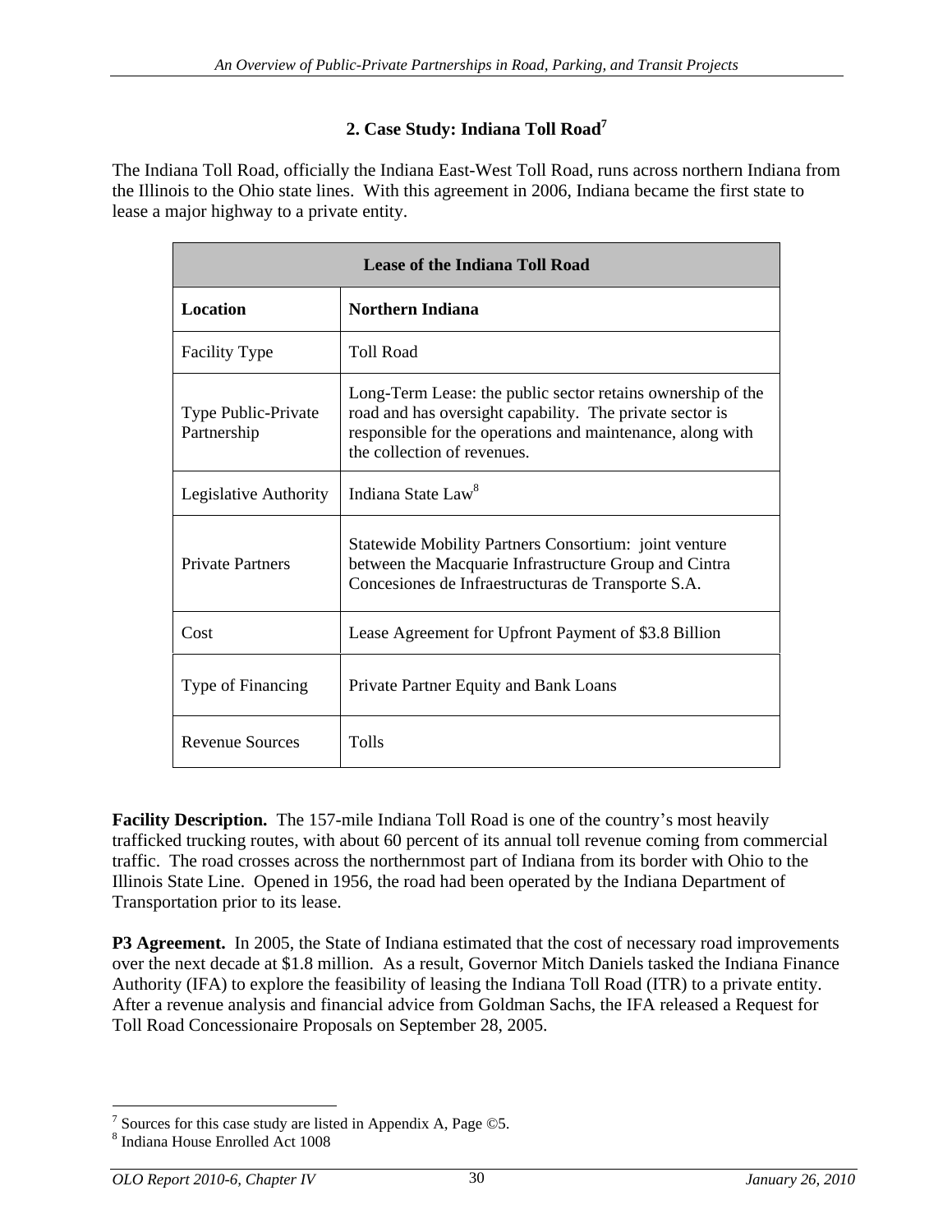## 2. Case Study: Indiana Toll Road[7]

The Indiana Toll Road, officially the Indiana East-West Toll Road, runs across northern Indiana from the Illinois to the Ohio state lines. With this agreement in 2006, Indiana became the first state to lease a major highway to a private entity.

| Lease of the Indiana Toll Road | |
|---|---|
| **Location** | **Northern Indiana** |
| Facility Type | Toll Road |
| Type Public-Private Partnership | Long-Term Lease: the public sector retains ownership of the road and has oversight capability. The private sector is responsible for the operations and maintenance, along with the collection of revenues. |
| Legislative Authority | Indiana State Law[8] |
| Private Partners | Statewide Mobility Partners Consortium: joint venture between the Macquarie Infrastructure Group and Cintra Concesiones de Infraestructuras de Transporte S.A. |
| Cost | Lease Agreement for Upfront Payment of $3.8 Billion |
| Type of Financing | Private Partner Equity and Bank Loans |
| Revenue Sources | Tolls |

**Facility Description.** The 157-mile Indiana Toll Road is one of the country's most heavily trafficked trucking routes, with about 60 percent of its annual toll revenue coming from commercial traffic. The road crosses across the northernmost part of Indiana from its border with Ohio to the Illinois State Line. Opened in 1956, the road had been operated by the Indiana Department of Transportation prior to its lease.

**P3 Agreement.** In 2005, the State of Indiana estimated that the cost of necessary road improvements over the next decade at $1.8 million. As a result, Governor Mitch Daniels tasked the Indiana Finance Authority (IFA) to explore the feasibility of leasing the Indiana Toll Road (ITR) to a private entity. After a revenue analysis and financial advice from Goldman Sachs, the IFA released a Request for Toll Road Concessionaire Proposals on September 28, 2005.

[7] Sources for this case study are listed in Appendix A, Page ©5.
[8] Indiana House Enrolled Act 1008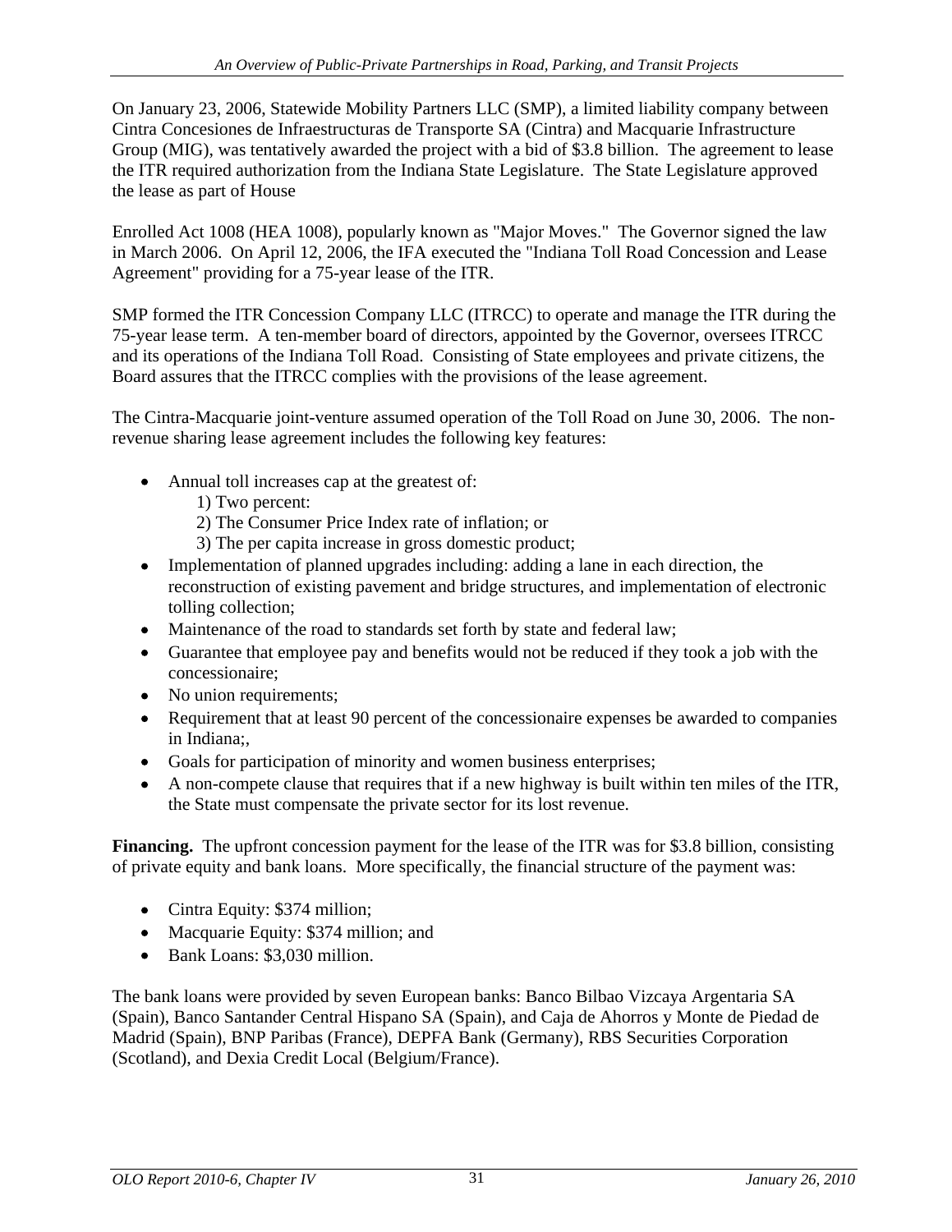On January 23, 2006, Statewide Mobility Partners LLC (SMP), a limited liability company between Cintra Concesiones de Infraestructuras de Transporte SA (Cintra) and Macquarie Infrastructure Group (MIG), was tentatively awarded the project with a bid of $3.8 billion. The agreement to lease the ITR required authorization from the Indiana State Legislature. The State Legislature approved the lease as part of House

Enrolled Act 1008 (HEA 1008), popularly known as "Major Moves." The Governor signed the law in March 2006. On April 12, 2006, the IFA executed the "Indiana Toll Road Concession and Lease Agreement" providing for a 75-year lease of the ITR.

SMP formed the ITR Concession Company LLC (ITRCC) to operate and manage the ITR during the 75-year lease term. A ten-member board of directors, appointed by the Governor, oversees ITRCC and its operations of the Indiana Toll Road. Consisting of State employees and private citizens, the Board assures that the ITRCC complies with the provisions of the lease agreement.

The Cintra-Macquarie joint-venture assumed operation of the Toll Road on June 30, 2006. The non-revenue sharing lease agreement includes the following key features:

- Annual toll increases cap at the greatest of:
  1) Two percent:
  2) The Consumer Price Index rate of inflation; or
  3) The per capita increase in gross domestic product;
- Implementation of planned upgrades including: adding a lane in each direction, the reconstruction of existing pavement and bridge structures, and implementation of electronic tolling collection;
- Maintenance of the road to standards set forth by state and federal law;
- Guarantee that employee pay and benefits would not be reduced if they took a job with the concessionaire;
- No union requirements;
- Requirement that at least 90 percent of the concessionaire expenses be awarded to companies in Indiana;,
- Goals for participation of minority and women business enterprises;
- A non-compete clause that requires that if a new highway is built within ten miles of the ITR, the State must compensate the private sector for its lost revenue.

**Financing.** The upfront concession payment for the lease of the ITR was for $3.8 billion, consisting of private equity and bank loans. More specifically, the financial structure of the payment was:

- Cintra Equity: $374 million;
- Macquarie Equity: $374 million; and
- Bank Loans: $3,030 million.

The bank loans were provided by seven European banks: Banco Bilbao Vizcaya Argentaria SA (Spain), Banco Santander Central Hispano SA (Spain), and Caja de Ahorros y Monte de Piedad de Madrid (Spain), BNP Paribas (France), DEPFA Bank (Germany), RBS Securities Corporation (Scotland), and Dexia Credit Local (Belgium/France).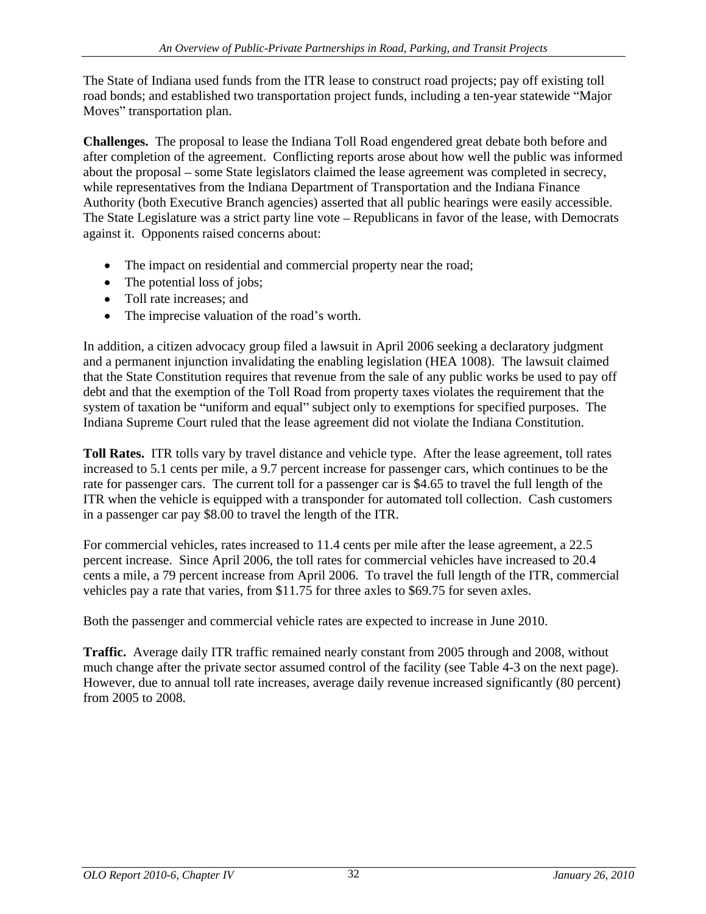The State of Indiana used funds from the ITR lease to construct road projects; pay off existing toll road bonds; and established two transportation project funds, including a ten-year statewide "Major Moves" transportation plan.

**Challenges.** The proposal to lease the Indiana Toll Road engendered great debate both before and after completion of the agreement. Conflicting reports arose about how well the public was informed about the proposal – some State legislators claimed the lease agreement was completed in secrecy, while representatives from the Indiana Department of Transportation and the Indiana Finance Authority (both Executive Branch agencies) asserted that all public hearings were easily accessible. The State Legislature was a strict party line vote – Republicans in favor of the lease, with Democrats against it. Opponents raised concerns about:

- The impact on residential and commercial property near the road;
- The potential loss of jobs;
- Toll rate increases; and
- The imprecise valuation of the road's worth.

In addition, a citizen advocacy group filed a lawsuit in April 2006 seeking a declaratory judgment and a permanent injunction invalidating the enabling legislation (HEA 1008). The lawsuit claimed that the State Constitution requires that revenue from the sale of any public works be used to pay off debt and that the exemption of the Toll Road from property taxes violates the requirement that the system of taxation be "uniform and equal" subject only to exemptions for specified purposes. The Indiana Supreme Court ruled that the lease agreement did not violate the Indiana Constitution.

**Toll Rates.** ITR tolls vary by travel distance and vehicle type. After the lease agreement, toll rates increased to 5.1 cents per mile, a 9.7 percent increase for passenger cars, which continues to be the rate for passenger cars. The current toll for a passenger car is $4.65 to travel the full length of the ITR when the vehicle is equipped with a transponder for automated toll collection. Cash customers in a passenger car pay $8.00 to travel the length of the ITR.

For commercial vehicles, rates increased to 11.4 cents per mile after the lease agreement, a 22.5 percent increase. Since April 2006, the toll rates for commercial vehicles have increased to 20.4 cents a mile, a 79 percent increase from April 2006. To travel the full length of the ITR, commercial vehicles pay a rate that varies, from $11.75 for three axles to $69.75 for seven axles.

Both the passenger and commercial vehicle rates are expected to increase in June 2010.

**Traffic.** Average daily ITR traffic remained nearly constant from 2005 through and 2008, without much change after the private sector assumed control of the facility (see Table 4-3 on the next page). However, due to annual toll rate increases, average daily revenue increased significantly (80 percent) from 2005 to 2008.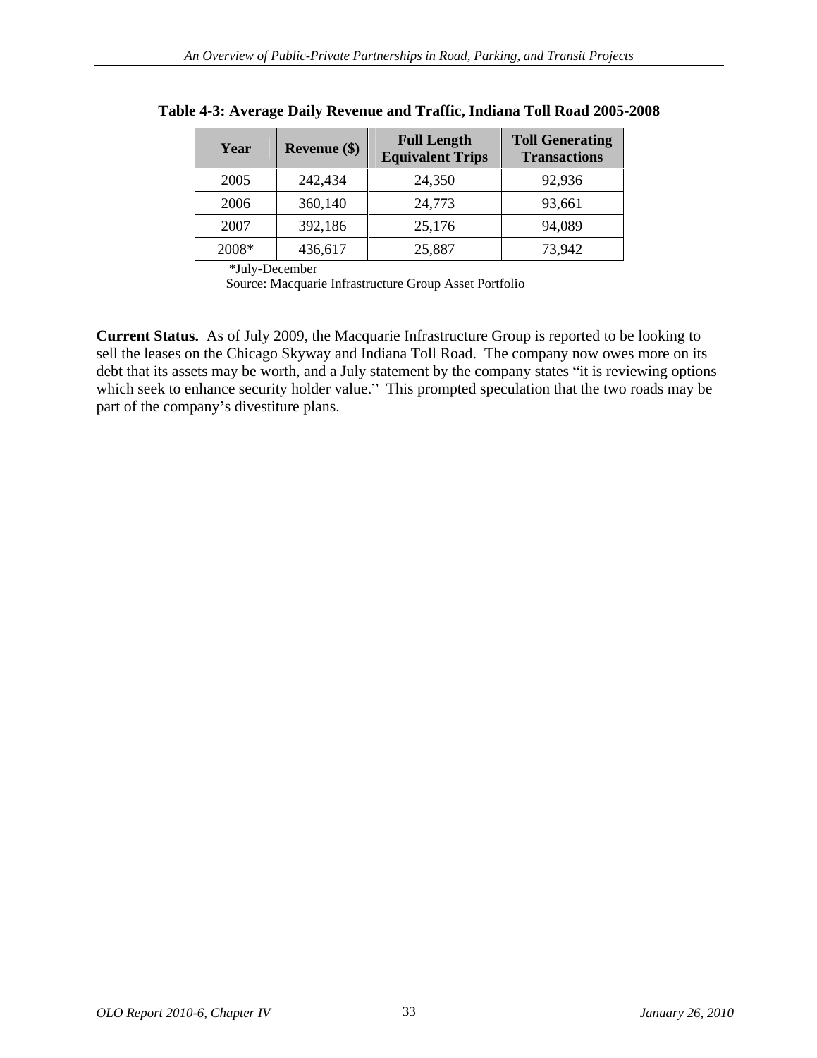**Table 4-3: Average Daily Revenue and Traffic, Indiana Toll Road 2005-2008**

| Year | Revenue ($) | Full Length Equivalent Trips | Toll Generating Transactions |
|---|---|---|---|
| 2005 | 242,434 | 24,350 | 92,936 |
| 2006 | 360,140 | 24,773 | 93,661 |
| 2007 | 392,186 | 25,176 | 94,089 |
| 2008* | 436,617 | 25,887 | 73,942 |

*July-December

Source: Macquarie Infrastructure Group Asset Portfolio

**Current Status.** As of July 2009, the Macquarie Infrastructure Group is reported to be looking to sell the leases on the Chicago Skyway and Indiana Toll Road. The company now owes more on its debt that its assets may be worth, and a July statement by the company states "it is reviewing options which seek to enhance security holder value." This prompted speculation that the two roads may be part of the company's divestiture plans.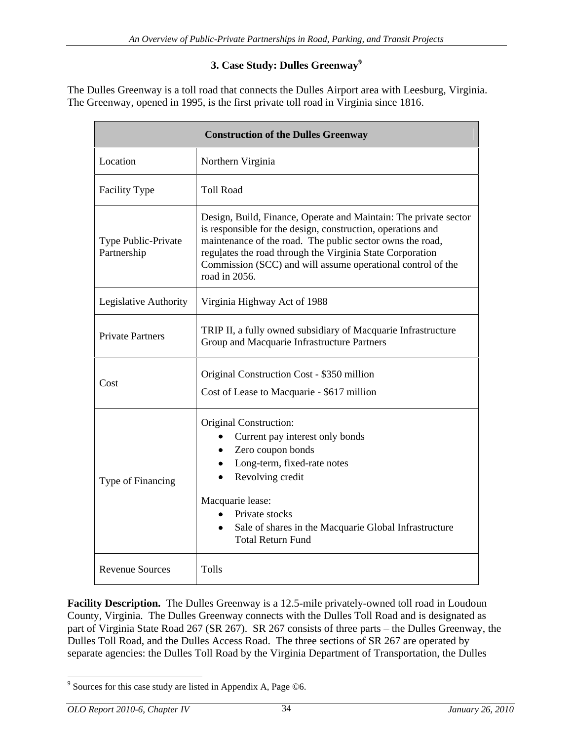### 3. Case Study: Dulles Greenway[9]

The Dulles Greenway is a toll road that connects the Dulles Airport area with Leesburg, Virginia. The Greenway, opened in 1995, is the first private toll road in Virginia since 1816.

| Construction of the Dulles Greenway | |
|---|---|
| Location | Northern Virginia |
| Facility Type | Toll Road |
| Type Public-Private Partnership | Design, Build, Finance, Operate and Maintain: The private sector is responsible for the design, construction, operations and maintenance of the road. The public sector owns the road, regulates the road through the Virginia State Corporation Commission (SCC) and will assume operational control of the road in 2056. |
| Legislative Authority | Virginia Highway Act of 1988 |
| Private Partners | TRIP II, a fully owned subsidiary of Macquarie Infrastructure Group and Macquarie Infrastructure Partners |
| Cost | Original Construction Cost - $350 million<br>Cost of Lease to Macquarie - $617 million |
| Type of Financing | Original Construction:<br>• Current pay interest only bonds<br>• Zero coupon bonds<br>• Long-term, fixed-rate notes<br>• Revolving credit<br><br>Macquarie lease:<br>• Private stocks<br>• Sale of shares in the Macquarie Global Infrastructure Total Return Fund |
| Revenue Sources | Tolls |

**Facility Description.** The Dulles Greenway is a 12.5-mile privately-owned toll road in Loudoun County, Virginia. The Dulles Greenway connects with the Dulles Toll Road and is designated as part of Virginia State Road 267 (SR 267). SR 267 consists of three parts – the Dulles Greenway, the Dulles Toll Road, and the Dulles Access Road. The three sections of SR 267 are operated by separate agencies: the Dulles Toll Road by the Virginia Department of Transportation, the Dulles

[9] Sources for this case study are listed in Appendix A, Page ©6.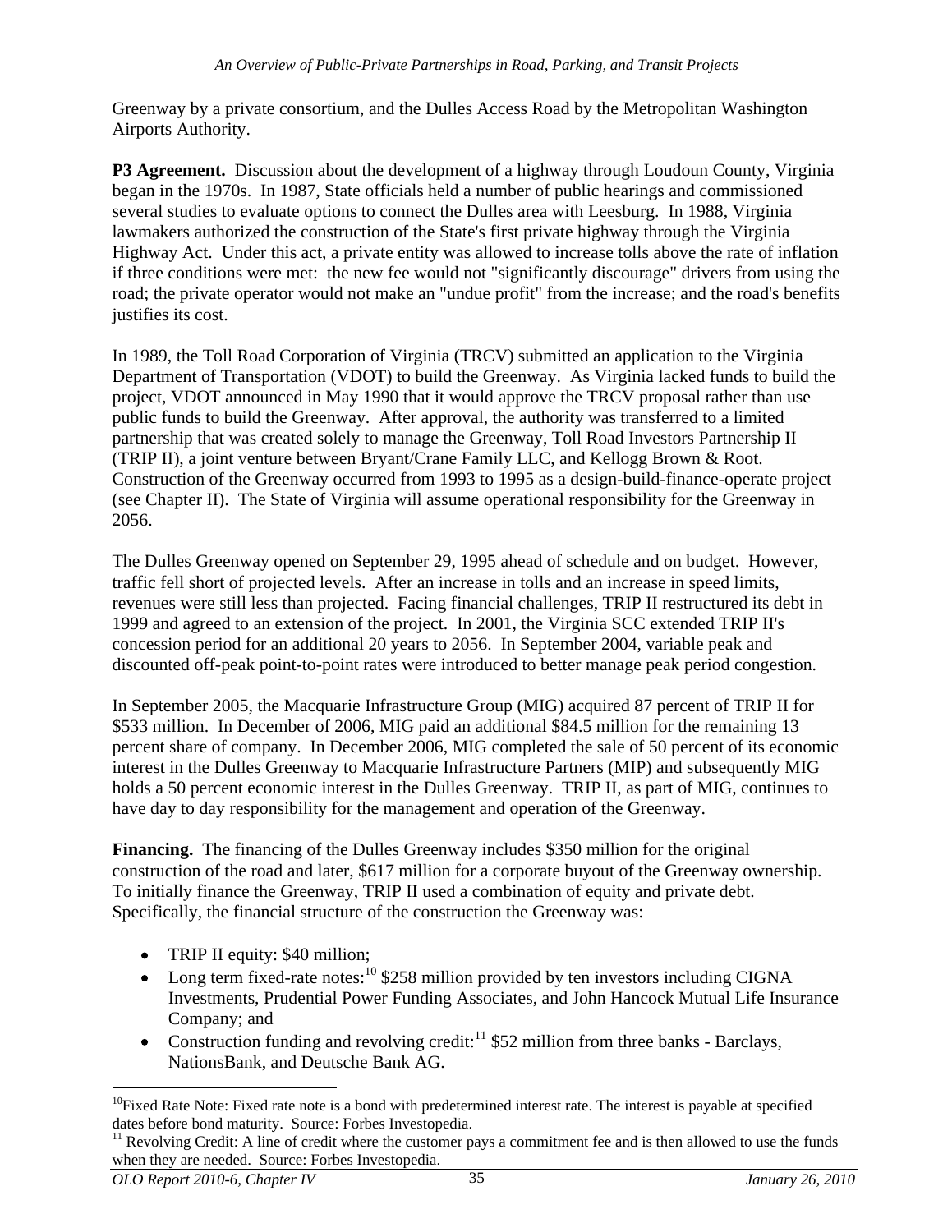Greenway by a private consortium, and the Dulles Access Road by the Metropolitan Washington Airports Authority.

**P3 Agreement.** Discussion about the development of a highway through Loudoun County, Virginia began in the 1970s. In 1987, State officials held a number of public hearings and commissioned several studies to evaluate options to connect the Dulles area with Leesburg. In 1988, Virginia lawmakers authorized the construction of the State's first private highway through the Virginia Highway Act. Under this act, a private entity was allowed to increase tolls above the rate of inflation if three conditions were met: the new fee would not "significantly discourage" drivers from using the road; the private operator would not make an "undue profit" from the increase; and the road's benefits justifies its cost.

In 1989, the Toll Road Corporation of Virginia (TRCV) submitted an application to the Virginia Department of Transportation (VDOT) to build the Greenway. As Virginia lacked funds to build the project, VDOT announced in May 1990 that it would approve the TRCV proposal rather than use public funds to build the Greenway. After approval, the authority was transferred to a limited partnership that was created solely to manage the Greenway, Toll Road Investors Partnership II (TRIP II), a joint venture between Bryant/Crane Family LLC, and Kellogg Brown & Root. Construction of the Greenway occurred from 1993 to 1995 as a design-build-finance-operate project (see Chapter II). The State of Virginia will assume operational responsibility for the Greenway in 2056.

The Dulles Greenway opened on September 29, 1995 ahead of schedule and on budget. However, traffic fell short of projected levels. After an increase in tolls and an increase in speed limits, revenues were still less than projected. Facing financial challenges, TRIP II restructured its debt in 1999 and agreed to an extension of the project. In 2001, the Virginia SCC extended TRIP II's concession period for an additional 20 years to 2056. In September 2004, variable peak and discounted off-peak point-to-point rates were introduced to better manage peak period congestion.

In September 2005, the Macquarie Infrastructure Group (MIG) acquired 87 percent of TRIP II for $533 million. In December of 2006, MIG paid an additional $84.5 million for the remaining 13 percent share of company. In December 2006, MIG completed the sale of 50 percent of its economic interest in the Dulles Greenway to Macquarie Infrastructure Partners (MIP) and subsequently MIG holds a 50 percent economic interest in the Dulles Greenway. TRIP II, as part of MIG, continues to have day to day responsibility for the management and operation of the Greenway.

**Financing.** The financing of the Dulles Greenway includes $350 million for the original construction of the road and later, $617 million for a corporate buyout of the Greenway ownership. To initially finance the Greenway, TRIP II used a combination of equity and private debt. Specifically, the financial structure of the construction the Greenway was:

- TRIP II equity: $40 million;
- Long term fixed-rate notes:[10] $258 million provided by ten investors including CIGNA Investments, Prudential Power Funding Associates, and John Hancock Mutual Life Insurance Company; and
- Construction funding and revolving credit:[11] $52 million from three banks - Barclays, NationsBank, and Deutsche Bank AG.

---

[10] Fixed Rate Note: Fixed rate note is a bond with predetermined interest rate. The interest is payable at specified dates before bond maturity. Source: Forbes Investopedia.

[11] Revolving Credit: A line of credit where the customer pays a commitment fee and is then allowed to use the funds when they are needed. Source: Forbes Investopedia.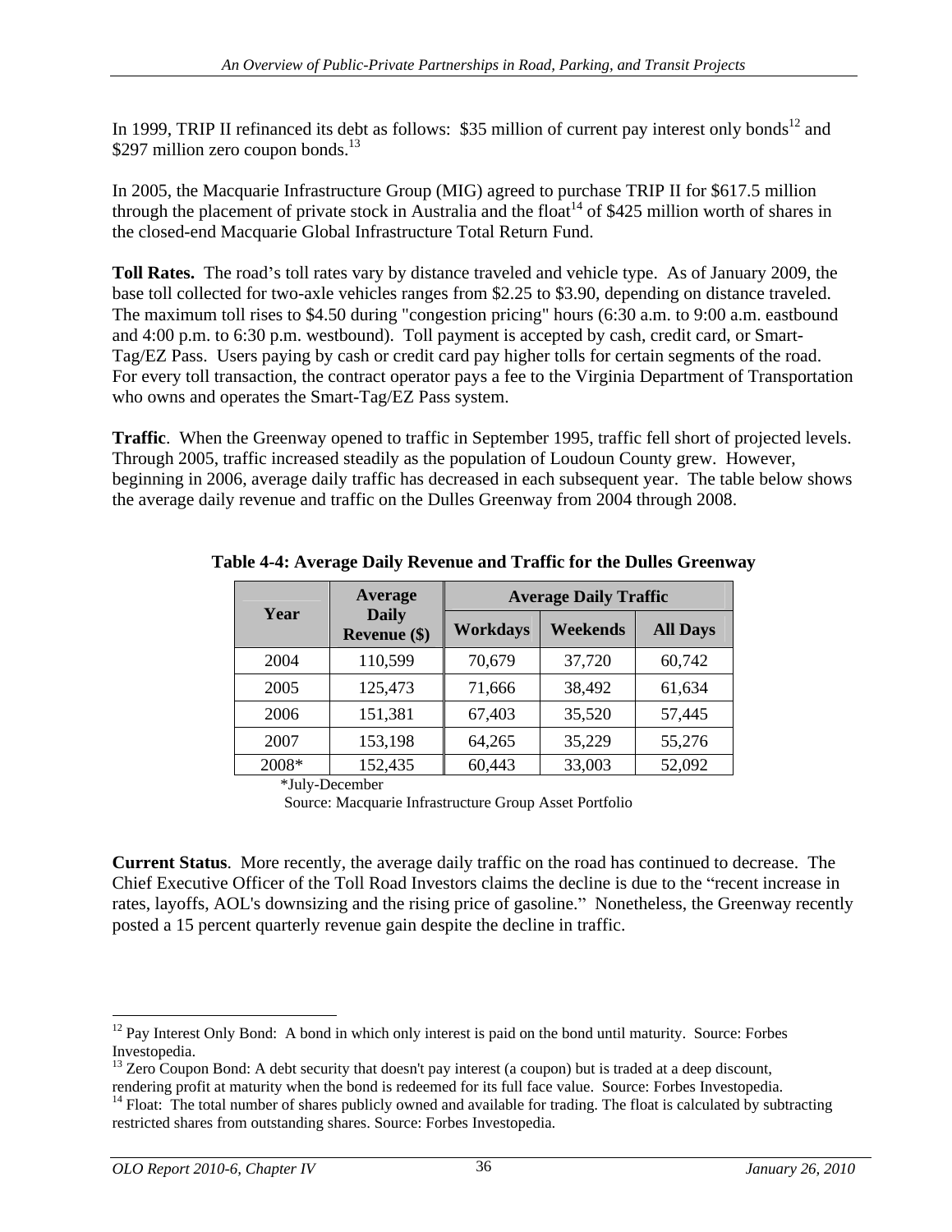In 1999, TRIP II refinanced its debt as follows: $35 million of current pay interest only bonds[12] and $297 million zero coupon bonds.[13]

In 2005, the Macquarie Infrastructure Group (MIG) agreed to purchase TRIP II for $617.5 million through the placement of private stock in Australia and the float[14] of $425 million worth of shares in the closed-end Macquarie Global Infrastructure Total Return Fund.

**Toll Rates.** The road's toll rates vary by distance traveled and vehicle type. As of January 2009, the base toll collected for two-axle vehicles ranges from $2.25 to $3.90, depending on distance traveled. The maximum toll rises to $4.50 during "congestion pricing" hours (6:30 a.m. to 9:00 a.m. eastbound and 4:00 p.m. to 6:30 p.m. westbound). Toll payment is accepted by cash, credit card, or Smart-Tag/EZ Pass. Users paying by cash or credit card pay higher tolls for certain segments of the road. For every toll transaction, the contract operator pays a fee to the Virginia Department of Transportation who owns and operates the Smart-Tag/EZ Pass system.

**Traffic**. When the Greenway opened to traffic in September 1995, traffic fell short of projected levels. Through 2005, traffic increased steadily as the population of Loudoun County grew. However, beginning in 2006, average daily traffic has decreased in each subsequent year. The table below shows the average daily revenue and traffic on the Dulles Greenway from 2004 through 2008.

**Table 4-4: Average Daily Revenue and Traffic for the Dulles Greenway**

| Year | Average Daily Revenue ($) | Average Daily Traffic | | |
|---|---|---|---|---|
| | | Workdays | Weekends | All Days |
| 2004 | 110,599 | 70,679 | 37,720 | 60,742 |
| 2005 | 125,473 | 71,666 | 38,492 | 61,634 |
| 2006 | 151,381 | 67,403 | 35,520 | 57,445 |
| 2007 | 153,198 | 64,265 | 35,229 | 55,276 |
| 2008* | 152,435 | 60,443 | 33,003 | 52,092 |

*July-December

Source: Macquarie Infrastructure Group Asset Portfolio

**Current Status**. More recently, the average daily traffic on the road has continued to decrease. The Chief Executive Officer of the Toll Road Investors claims the decline is due to the "recent increase in rates, layoffs, AOL's downsizing and the rising price of gasoline." Nonetheless, the Greenway recently posted a 15 percent quarterly revenue gain despite the decline in traffic.

---

[12] Pay Interest Only Bond: A bond in which only interest is paid on the bond until maturity. Source: Forbes Investopedia.

[13] Zero Coupon Bond: A debt security that doesn't pay interest (a coupon) but is traded at a deep discount, rendering profit at maturity when the bond is redeemed for its full face value. Source: Forbes Investopedia.

[14] Float: The total number of shares publicly owned and available for trading. The float is calculated by subtracting restricted shares from outstanding shares. Source: Forbes Investopedia.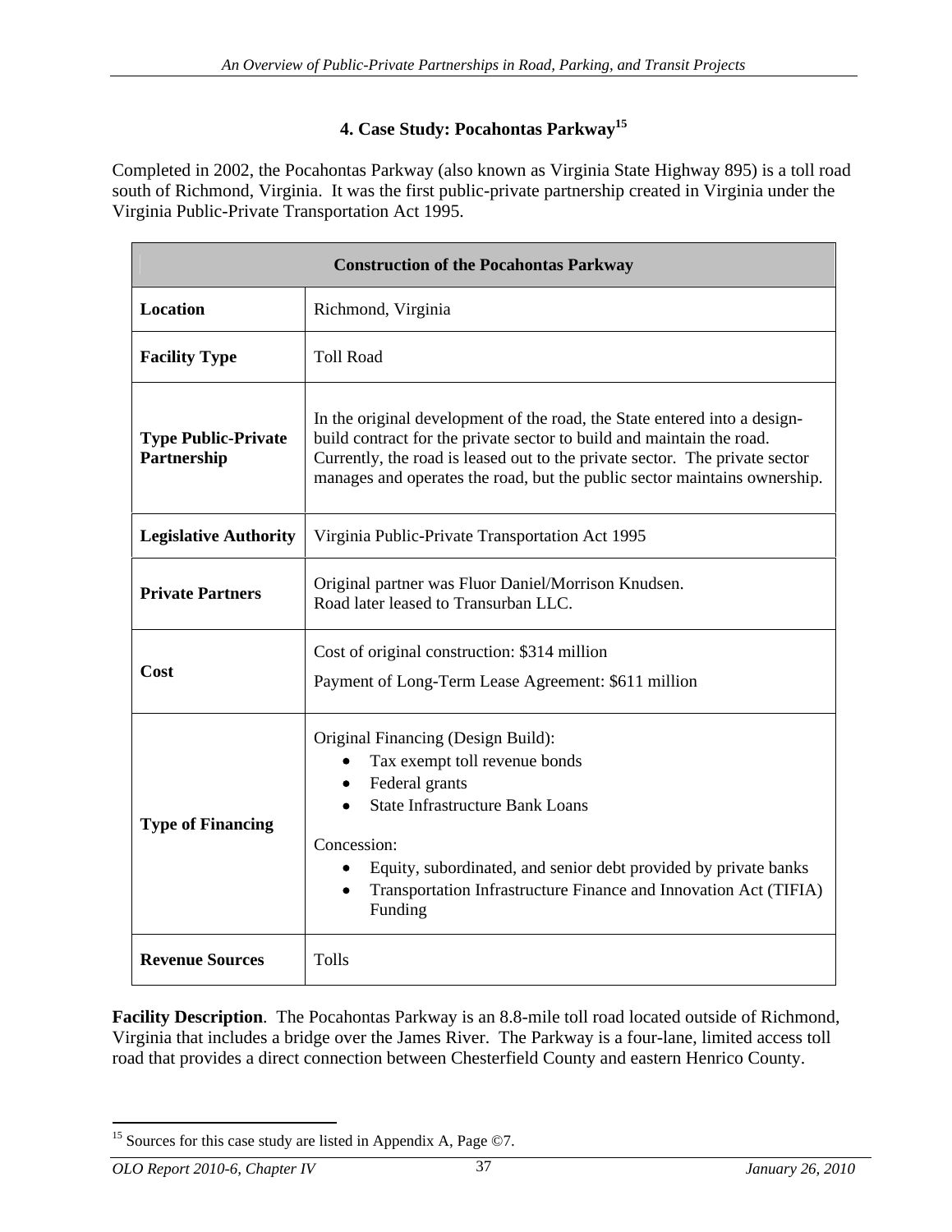## 4. Case Study: Pocahontas Parkway[15]

Completed in 2002, the Pocahontas Parkway (also known as Virginia State Highway 895) is a toll road south of Richmond, Virginia. It was the first public-private partnership created in Virginia under the Virginia Public-Private Transportation Act 1995.

| Construction of the Pocahontas Parkway | |
|---|---|
| **Location** | Richmond, Virginia |
| **Facility Type** | Toll Road |
| **Type Public-Private Partnership** | In the original development of the road, the State entered into a design-build contract for the private sector to build and maintain the road. Currently, the road is leased out to the private sector. The private sector manages and operates the road, but the public sector maintains ownership. |
| **Legislative Authority** | Virginia Public-Private Transportation Act 1995 |
| **Private Partners** | Original partner was Fluor Daniel/Morrison Knudsen.<br>Road later leased to Transurban LLC. |
| **Cost** | Cost of original construction: $314 million<br>Payment of Long-Term Lease Agreement: $611 million |
| **Type of Financing** | Original Financing (Design Build):<br>• Tax exempt toll revenue bonds<br>• Federal grants<br>• State Infrastructure Bank Loans<br><br>Concession:<br>• Equity, subordinated, and senior debt provided by private banks<br>• Transportation Infrastructure Finance and Innovation Act (TIFIA) Funding |
| **Revenue Sources** | Tolls |

**Facility Description**. The Pocahontas Parkway is an 8.8-mile toll road located outside of Richmond, Virginia that includes a bridge over the James River. The Parkway is a four-lane, limited access toll road that provides a direct connection between Chesterfield County and eastern Henrico County.

[15] Sources for this case study are listed in Appendix A, Page ©7.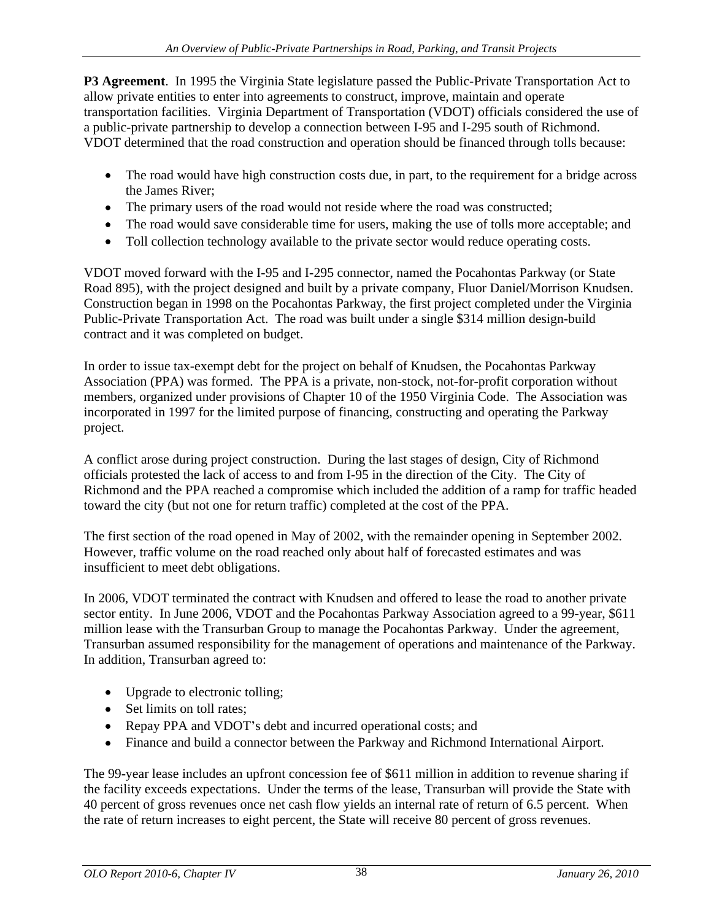**P3 Agreement**. In 1995 the Virginia State legislature passed the Public-Private Transportation Act to allow private entities to enter into agreements to construct, improve, maintain and operate transportation facilities. Virginia Department of Transportation (VDOT) officials considered the use of a public-private partnership to develop a connection between I-95 and I-295 south of Richmond. VDOT determined that the road construction and operation should be financed through tolls because:

- The road would have high construction costs due, in part, to the requirement for a bridge across the James River;
- The primary users of the road would not reside where the road was constructed;
- The road would save considerable time for users, making the use of tolls more acceptable; and
- Toll collection technology available to the private sector would reduce operating costs.

VDOT moved forward with the I-95 and I-295 connector, named the Pocahontas Parkway (or State Road 895), with the project designed and built by a private company, Fluor Daniel/Morrison Knudsen. Construction began in 1998 on the Pocahontas Parkway, the first project completed under the Virginia Public-Private Transportation Act. The road was built under a single $314 million design-build contract and it was completed on budget.

In order to issue tax-exempt debt for the project on behalf of Knudsen, the Pocahontas Parkway Association (PPA) was formed. The PPA is a private, non-stock, not-for-profit corporation without members, organized under provisions of Chapter 10 of the 1950 Virginia Code. The Association was incorporated in 1997 for the limited purpose of financing, constructing and operating the Parkway project.

A conflict arose during project construction. During the last stages of design, City of Richmond officials protested the lack of access to and from I-95 in the direction of the City. The City of Richmond and the PPA reached a compromise which included the addition of a ramp for traffic headed toward the city (but not one for return traffic) completed at the cost of the PPA.

The first section of the road opened in May of 2002, with the remainder opening in September 2002. However, traffic volume on the road reached only about half of forecasted estimates and was insufficient to meet debt obligations.

In 2006, VDOT terminated the contract with Knudsen and offered to lease the road to another private sector entity. In June 2006, VDOT and the Pocahontas Parkway Association agreed to a 99-year, $611 million lease with the Transurban Group to manage the Pocahontas Parkway. Under the agreement, Transurban assumed responsibility for the management of operations and maintenance of the Parkway. In addition, Transurban agreed to:

- Upgrade to electronic tolling;
- Set limits on toll rates;
- Repay PPA and VDOT's debt and incurred operational costs; and
- Finance and build a connector between the Parkway and Richmond International Airport.

The 99-year lease includes an upfront concession fee of $611 million in addition to revenue sharing if the facility exceeds expectations. Under the terms of the lease, Transurban will provide the State with 40 percent of gross revenues once net cash flow yields an internal rate of return of 6.5 percent. When the rate of return increases to eight percent, the State will receive 80 percent of gross revenues.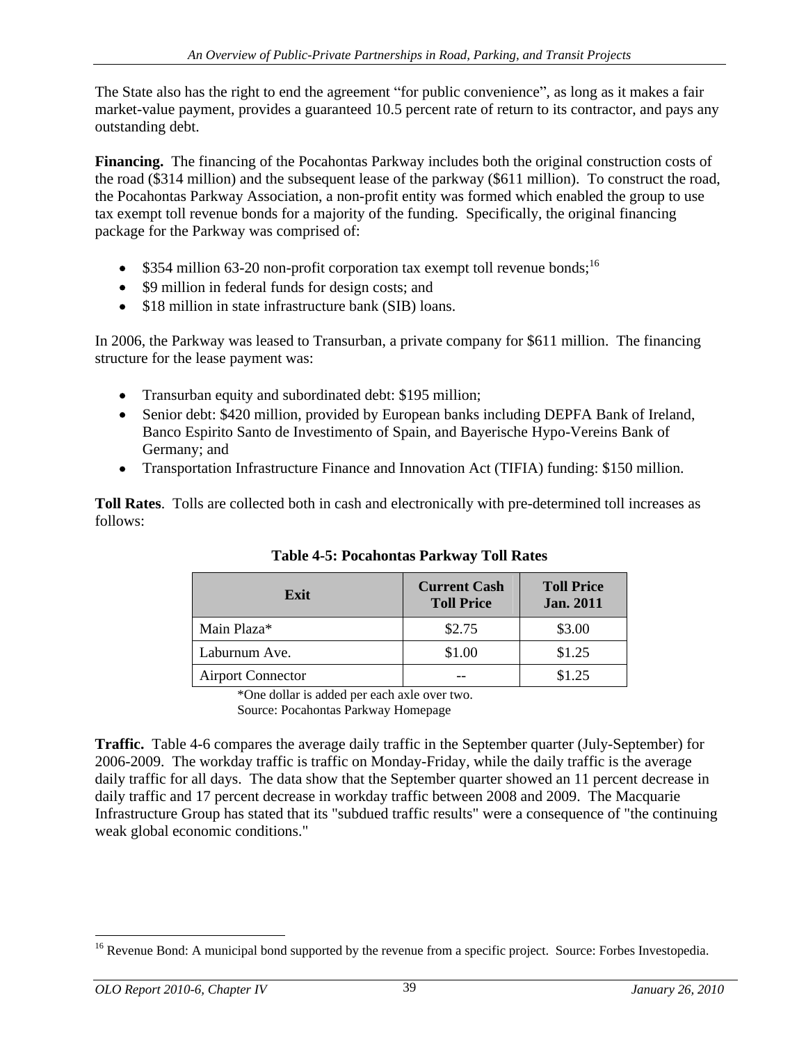The State also has the right to end the agreement "for public convenience", as long as it makes a fair market-value payment, provides a guaranteed 10.5 percent rate of return to its contractor, and pays any outstanding debt.

**Financing.** The financing of the Pocahontas Parkway includes both the original construction costs of the road ($314 million) and the subsequent lease of the parkway ($611 million). To construct the road, the Pocahontas Parkway Association, a non-profit entity was formed which enabled the group to use tax exempt toll revenue bonds for a majority of the funding. Specifically, the original financing package for the Parkway was comprised of:

- $354 million 63-20 non-profit corporation tax exempt toll revenue bonds;[16]
- $9 million in federal funds for design costs; and
- $18 million in state infrastructure bank (SIB) loans.

In 2006, the Parkway was leased to Transurban, a private company for $611 million. The financing structure for the lease payment was:

- Transurban equity and subordinated debt: $195 million;
- Senior debt: $420 million, provided by European banks including DEPFA Bank of Ireland, Banco Espirito Santo de Investimento of Spain, and Bayerische Hypo-Vereins Bank of Germany; and
- Transportation Infrastructure Finance and Innovation Act (TIFIA) funding: $150 million.

**Toll Rates**. Tolls are collected both in cash and electronically with pre-determined toll increases as follows:

**Table 4-5: Pocahontas Parkway Toll Rates**

| Exit | Current Cash Toll Price | Toll Price Jan. 2011 |
|---|---|---|
| Main Plaza* | $2.75 | $3.00 |
| Laburnum Ave. | $1.00 | $1.25 |
| Airport Connector | -- | $1.25 |

*One dollar is added per each axle over two.
Source: Pocahontas Parkway Homepage

**Traffic.** Table 4-6 compares the average daily traffic in the September quarter (July-September) for 2006-2009. The workday traffic is traffic on Monday-Friday, while the daily traffic is the average daily traffic for all days. The data show that the September quarter showed an 11 percent decrease in daily traffic and 17 percent decrease in workday traffic between 2008 and 2009. The Macquarie Infrastructure Group has stated that its "subdued traffic results" were a consequence of "the continuing weak global economic conditions."

[16] Revenue Bond: A municipal bond supported by the revenue from a specific project. Source: Forbes Investopedia.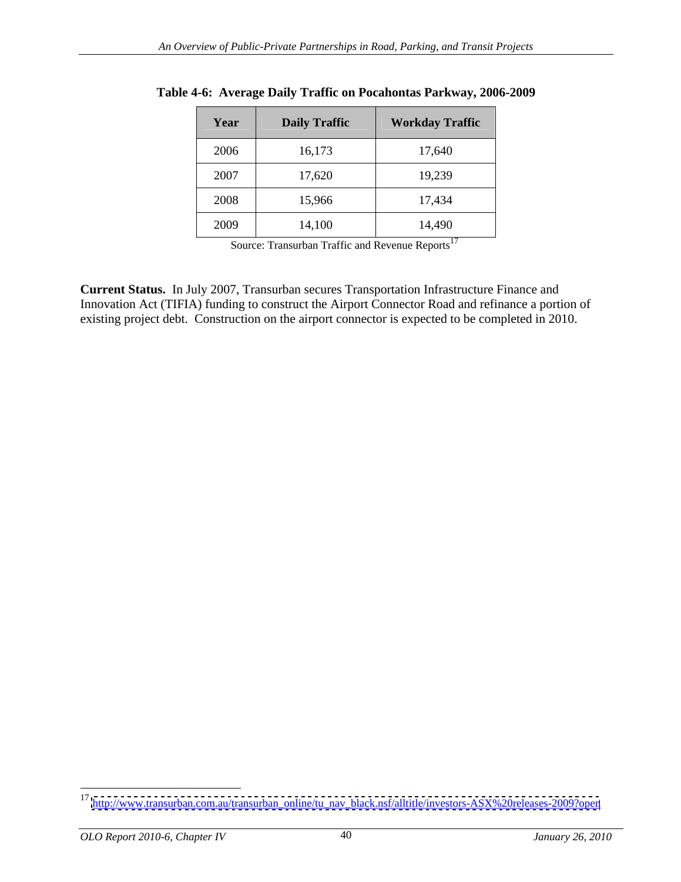**Table 4-6: Average Daily Traffic on Pocahontas Parkway, 2006-2009**

| Year | Daily Traffic | Workday Traffic |
|---|---|---|
| 2006 | 16,173 | 17,640 |
| 2007 | 17,620 | 19,239 |
| 2008 | 15,966 | 17,434 |
| 2009 | 14,100 | 14,490 |

Source: Transurban Traffic and Revenue Reports[17]

**Current Status.** In July 2007, Transurban secures Transportation Infrastructure Finance and Innovation Act (TIFIA) funding to construct the Airport Connector Road and refinance a portion of existing project debt. Construction on the airport connector is expected to be completed in 2010.

[17] http://www.transurban.com.au/transurban_online/tu_nav_black.nsf/alltitle/investors-ASX%20releases-2009?open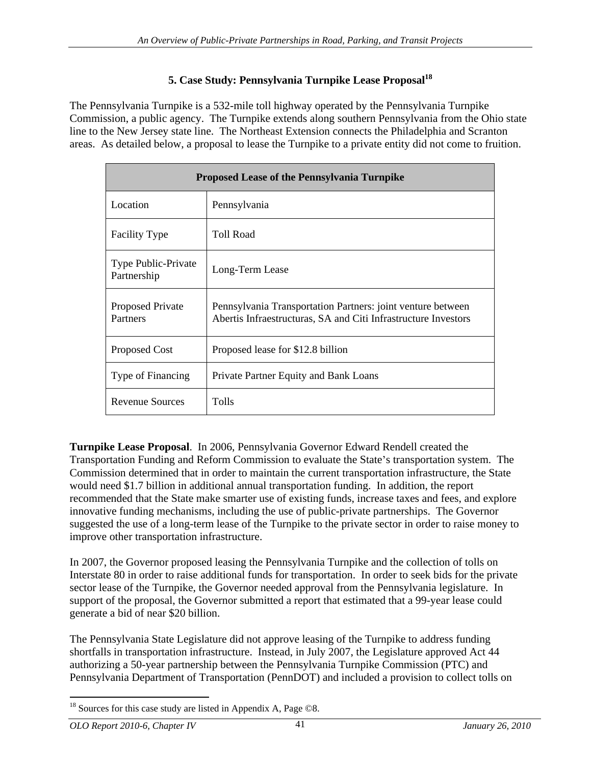## 5. Case Study: Pennsylvania Turnpike Lease Proposal[18]

The Pennsylvania Turnpike is a 532-mile toll highway operated by the Pennsylvania Turnpike Commission, a public agency. The Turnpike extends along southern Pennsylvania from the Ohio state line to the New Jersey state line. The Northeast Extension connects the Philadelphia and Scranton areas. As detailed below, a proposal to lease the Turnpike to a private entity did not come to fruition.

| Proposed Lease of the Pennsylvania Turnpike | |
|---|---|
| Location | Pennsylvania |
| Facility Type | Toll Road |
| Type Public-Private Partnership | Long-Term Lease |
| Proposed Private Partners | Pennsylvania Transportation Partners: joint venture between Abertis Infraestructuras, SA and Citi Infrastructure Investors |
| Proposed Cost | Proposed lease for $12.8 billion |
| Type of Financing | Private Partner Equity and Bank Loans |
| Revenue Sources | Tolls |

**Turnpike Lease Proposal**. In 2006, Pennsylvania Governor Edward Rendell created the Transportation Funding and Reform Commission to evaluate the State's transportation system. The Commission determined that in order to maintain the current transportation infrastructure, the State would need $1.7 billion in additional annual transportation funding. In addition, the report recommended that the State make smarter use of existing funds, increase taxes and fees, and explore innovative funding mechanisms, including the use of public-private partnerships. The Governor suggested the use of a long-term lease of the Turnpike to the private sector in order to raise money to improve other transportation infrastructure.

In 2007, the Governor proposed leasing the Pennsylvania Turnpike and the collection of tolls on Interstate 80 in order to raise additional funds for transportation. In order to seek bids for the private sector lease of the Turnpike, the Governor needed approval from the Pennsylvania legislature. In support of the proposal, the Governor submitted a report that estimated that a 99-year lease could generate a bid of near $20 billion.

The Pennsylvania State Legislature did not approve leasing of the Turnpike to address funding shortfalls in transportation infrastructure. Instead, in July 2007, the Legislature approved Act 44 authorizing a 50-year partnership between the Pennsylvania Turnpike Commission (PTC) and Pennsylvania Department of Transportation (PennDOT) and included a provision to collect tolls on

[18] Sources for this case study are listed in Appendix A, Page ©8.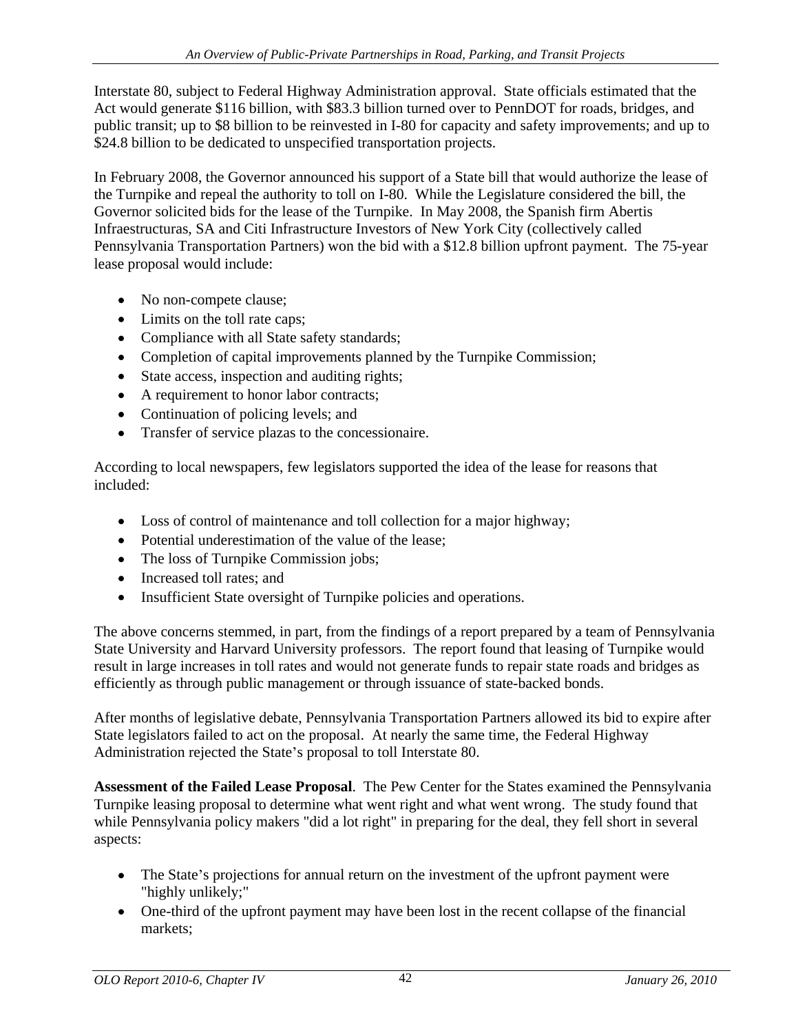Interstate 80, subject to Federal Highway Administration approval. State officials estimated that the Act would generate $116 billion, with $83.3 billion turned over to PennDOT for roads, bridges, and public transit; up to $8 billion to be reinvested in I-80 for capacity and safety improvements; and up to $24.8 billion to be dedicated to unspecified transportation projects.

In February 2008, the Governor announced his support of a State bill that would authorize the lease of the Turnpike and repeal the authority to toll on I-80. While the Legislature considered the bill, the Governor solicited bids for the lease of the Turnpike. In May 2008, the Spanish firm Abertis Infraestructuras, SA and Citi Infrastructure Investors of New York City (collectively called Pennsylvania Transportation Partners) won the bid with a $12.8 billion upfront payment. The 75-year lease proposal would include:

- No non-compete clause;
- Limits on the toll rate caps;
- Compliance with all State safety standards;
- Completion of capital improvements planned by the Turnpike Commission;
- State access, inspection and auditing rights;
- A requirement to honor labor contracts;
- Continuation of policing levels; and
- Transfer of service plazas to the concessionaire.

According to local newspapers, few legislators supported the idea of the lease for reasons that included:

- Loss of control of maintenance and toll collection for a major highway;
- Potential underestimation of the value of the lease;
- The loss of Turnpike Commission jobs;
- Increased toll rates; and
- Insufficient State oversight of Turnpike policies and operations.

The above concerns stemmed, in part, from the findings of a report prepared by a team of Pennsylvania State University and Harvard University professors. The report found that leasing of Turnpike would result in large increases in toll rates and would not generate funds to repair state roads and bridges as efficiently as through public management or through issuance of state-backed bonds.

After months of legislative debate, Pennsylvania Transportation Partners allowed its bid to expire after State legislators failed to act on the proposal. At nearly the same time, the Federal Highway Administration rejected the State's proposal to toll Interstate 80.

**Assessment of the Failed Lease Proposal**. The Pew Center for the States examined the Pennsylvania Turnpike leasing proposal to determine what went right and what went wrong. The study found that while Pennsylvania policy makers "did a lot right" in preparing for the deal, they fell short in several aspects:

- The State's projections for annual return on the investment of the upfront payment were "highly unlikely;"
- One-third of the upfront payment may have been lost in the recent collapse of the financial markets;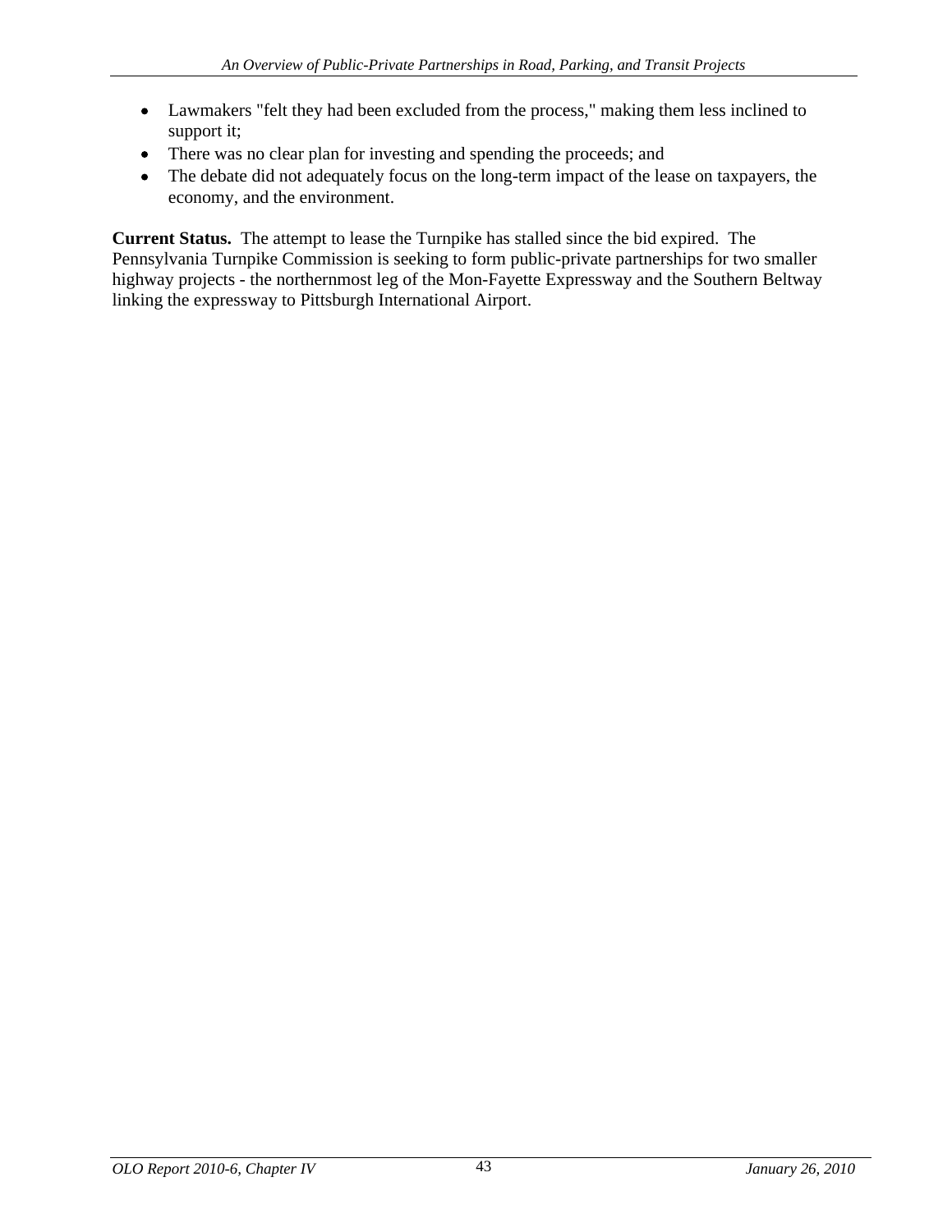- Lawmakers "felt they had been excluded from the process," making them less inclined to support it;
- There was no clear plan for investing and spending the proceeds; and
- The debate did not adequately focus on the long-term impact of the lease on taxpayers, the economy, and the environment.

**Current Status.** The attempt to lease the Turnpike has stalled since the bid expired. The Pennsylvania Turnpike Commission is seeking to form public-private partnerships for two smaller highway projects - the northernmost leg of the Mon-Fayette Expressway and the Southern Beltway linking the expressway to Pittsburgh International Airport.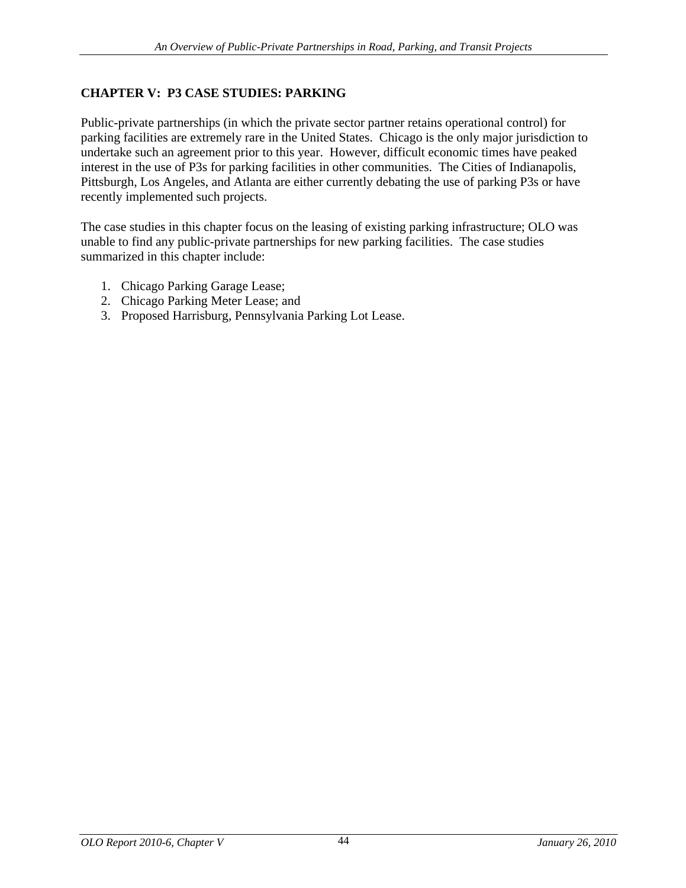## CHAPTER V: P3 CASE STUDIES: PARKING

Public-private partnerships (in which the private sector partner retains operational control) for parking facilities are extremely rare in the United States. Chicago is the only major jurisdiction to undertake such an agreement prior to this year. However, difficult economic times have peaked interest in the use of P3s for parking facilities in other communities. The Cities of Indianapolis, Pittsburgh, Los Angeles, and Atlanta are either currently debating the use of parking P3s or have recently implemented such projects.

The case studies in this chapter focus on the leasing of existing parking infrastructure; OLO was unable to find any public-private partnerships for new parking facilities. The case studies summarized in this chapter include:

1. Chicago Parking Garage Lease;
2. Chicago Parking Meter Lease; and
3. Proposed Harrisburg, Pennsylvania Parking Lot Lease.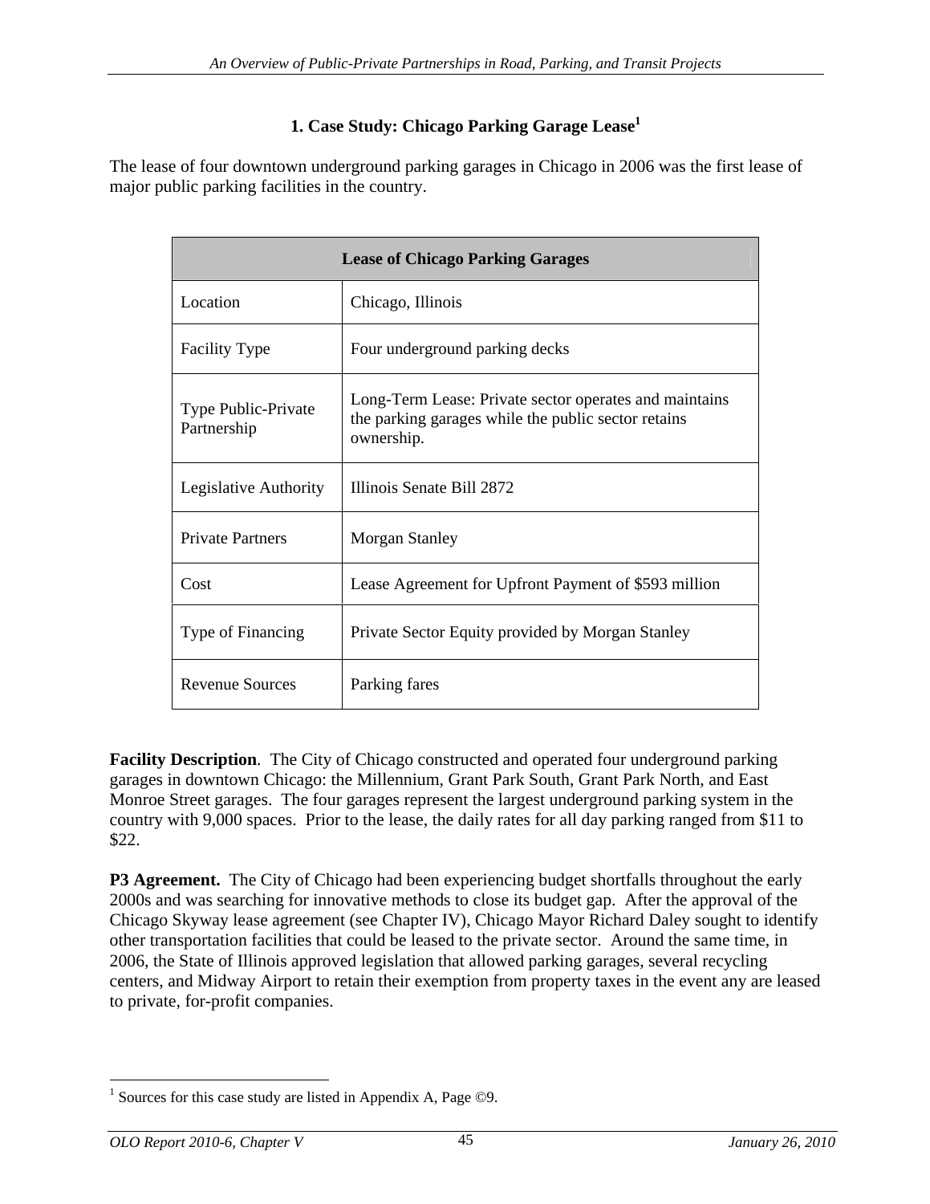### 1. Case Study: Chicago Parking Garage Lease[1]

The lease of four downtown underground parking garages in Chicago in 2006 was the first lease of major public parking facilities in the country.

| Lease of Chicago Parking Garages | |
|---|---|
| Location | Chicago, Illinois |
| Facility Type | Four underground parking decks |
| Type Public-Private Partnership | Long-Term Lease: Private sector operates and maintains the parking garages while the public sector retains ownership. |
| Legislative Authority | Illinois Senate Bill 2872 |
| Private Partners | Morgan Stanley |
| Cost | Lease Agreement for Upfront Payment of $593 million |
| Type of Financing | Private Sector Equity provided by Morgan Stanley |
| Revenue Sources | Parking fares |

**Facility Description**. The City of Chicago constructed and operated four underground parking garages in downtown Chicago: the Millennium, Grant Park South, Grant Park North, and East Monroe Street garages. The four garages represent the largest underground parking system in the country with 9,000 spaces. Prior to the lease, the daily rates for all day parking ranged from $11 to $22.

**P3 Agreement.** The City of Chicago had been experiencing budget shortfalls throughout the early 2000s and was searching for innovative methods to close its budget gap. After the approval of the Chicago Skyway lease agreement (see Chapter IV), Chicago Mayor Richard Daley sought to identify other transportation facilities that could be leased to the private sector. Around the same time, in 2006, the State of Illinois approved legislation that allowed parking garages, several recycling centers, and Midway Airport to retain their exemption from property taxes in the event any are leased to private, for-profit companies.

[1] Sources for this case study are listed in Appendix A, Page ©9.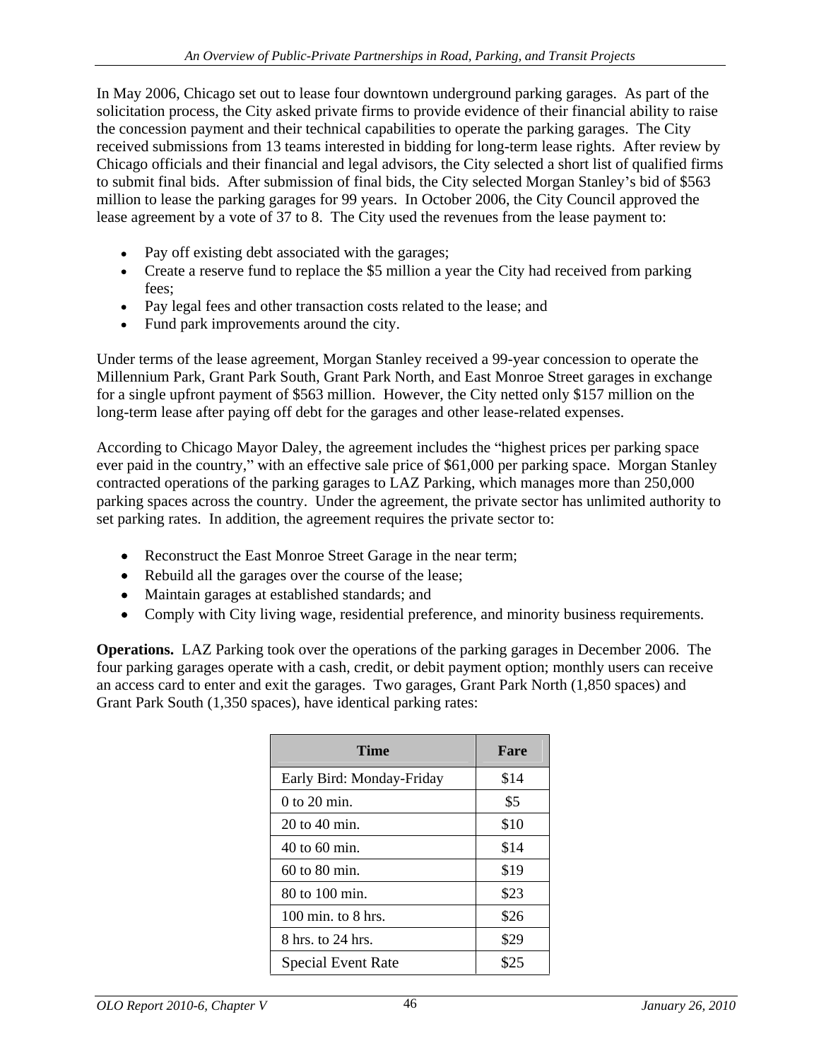In May 2006, Chicago set out to lease four downtown underground parking garages. As part of the solicitation process, the City asked private firms to provide evidence of their financial ability to raise the concession payment and their technical capabilities to operate the parking garages. The City received submissions from 13 teams interested in bidding for long-term lease rights. After review by Chicago officials and their financial and legal advisors, the City selected a short list of qualified firms to submit final bids. After submission of final bids, the City selected Morgan Stanley's bid of $563 million to lease the parking garages for 99 years. In October 2006, the City Council approved the lease agreement by a vote of 37 to 8. The City used the revenues from the lease payment to:

- Pay off existing debt associated with the garages;
- Create a reserve fund to replace the $5 million a year the City had received from parking fees;
- Pay legal fees and other transaction costs related to the lease; and
- Fund park improvements around the city.

Under terms of the lease agreement, Morgan Stanley received a 99-year concession to operate the Millennium Park, Grant Park South, Grant Park North, and East Monroe Street garages in exchange for a single upfront payment of $563 million. However, the City netted only $157 million on the long-term lease after paying off debt for the garages and other lease-related expenses.

According to Chicago Mayor Daley, the agreement includes the "highest prices per parking space ever paid in the country," with an effective sale price of $61,000 per parking space. Morgan Stanley contracted operations of the parking garages to LAZ Parking, which manages more than 250,000 parking spaces across the country. Under the agreement, the private sector has unlimited authority to set parking rates. In addition, the agreement requires the private sector to:

- Reconstruct the East Monroe Street Garage in the near term;
- Rebuild all the garages over the course of the lease;
- Maintain garages at established standards; and
- Comply with City living wage, residential preference, and minority business requirements.

**Operations.** LAZ Parking took over the operations of the parking garages in December 2006. The four parking garages operate with a cash, credit, or debit payment option; monthly users can receive an access card to enter and exit the garages. Two garages, Grant Park North (1,850 spaces) and Grant Park South (1,350 spaces), have identical parking rates:

| Time | Fare |
|---|---|
| Early Bird: Monday-Friday | $14 |
| 0 to 20 min. | $5 |
| 20 to 40 min. | $10 |
| 40 to 60 min. | $14 |
| 60 to 80 min. | $19 |
| 80 to 100 min. | $23 |
| 100 min. to 8 hrs. | $26 |
| 8 hrs. to 24 hrs. | $29 |
| Special Event Rate | $25 |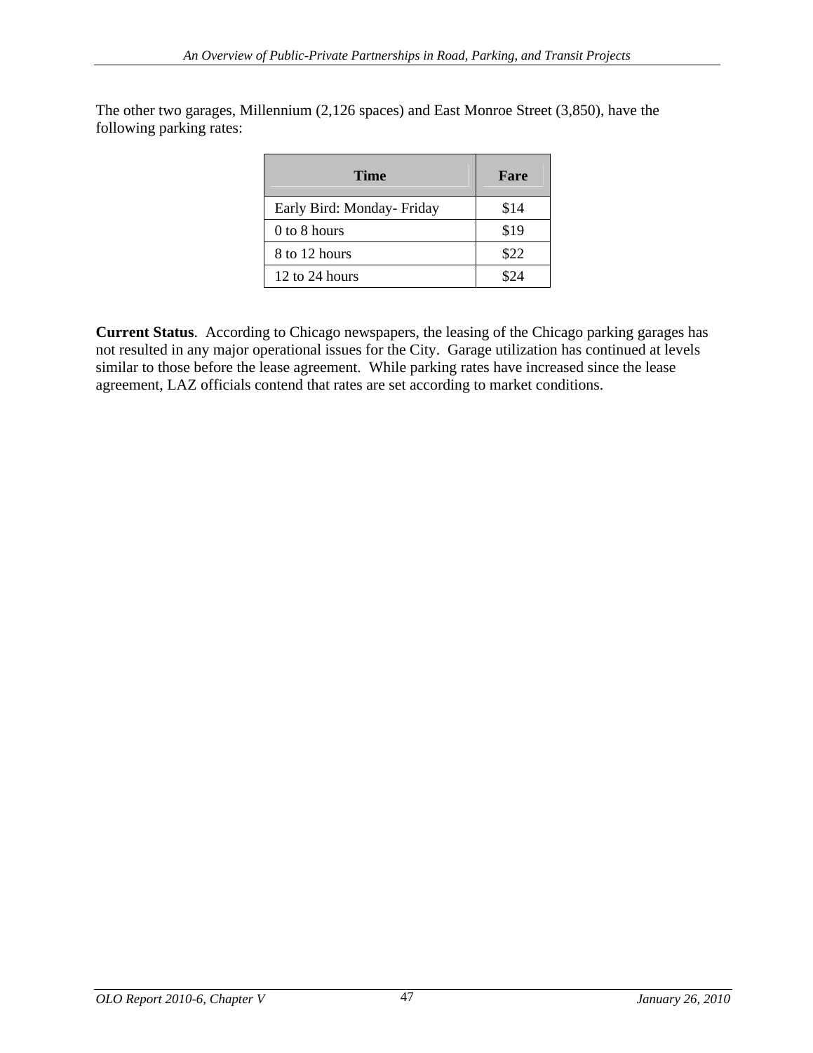The other two garages, Millennium (2,126 spaces) and East Monroe Street (3,850), have the following parking rates:

| Time | Fare |
| --- | --- |
| Early Bird: Monday- Friday | $14 |
| 0 to 8 hours | $19 |
| 8 to 12 hours | $22 |
| 12 to 24 hours | $24 |

**Current Status**. According to Chicago newspapers, the leasing of the Chicago parking garages has not resulted in any major operational issues for the City. Garage utilization has continued at levels similar to those before the lease agreement. While parking rates have increased since the lease agreement, LAZ officials contend that rates are set according to market conditions.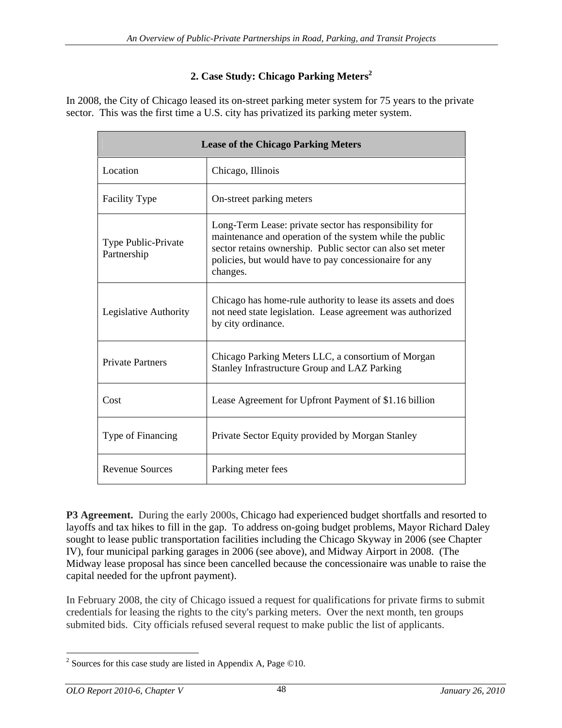## 2. Case Study: Chicago Parking Meters[2]

In 2008, the City of Chicago leased its on-street parking meter system for 75 years to the private sector. This was the first time a U.S. city has privatized its parking meter system.

| Lease of the Chicago Parking Meters | |
|---|---|
| Location | Chicago, Illinois |
| Facility Type | On-street parking meters |
| Type Public-Private Partnership | Long-Term Lease: private sector has responsibility for maintenance and operation of the system while the public sector retains ownership. Public sector can also set meter policies, but would have to pay concessionaire for any changes. |
| Legislative Authority | Chicago has home-rule authority to lease its assets and does not need state legislation. Lease agreement was authorized by city ordinance. |
| Private Partners | Chicago Parking Meters LLC, a consortium of Morgan Stanley Infrastructure Group and LAZ Parking |
| Cost | Lease Agreement for Upfront Payment of $1.16 billion |
| Type of Financing | Private Sector Equity provided by Morgan Stanley |
| Revenue Sources | Parking meter fees |

**P3 Agreement.** During the early 2000s, Chicago had experienced budget shortfalls and resorted to layoffs and tax hikes to fill in the gap. To address on-going budget problems, Mayor Richard Daley sought to lease public transportation facilities including the Chicago Skyway in 2006 (see Chapter IV), four municipal parking garages in 2006 (see above), and Midway Airport in 2008. (The Midway lease proposal has since been cancelled because the concessionaire was unable to raise the capital needed for the upfront payment).

In February 2008, the city of Chicago issued a request for qualifications for private firms to submit credentials for leasing the rights to the city's parking meters. Over the next month, ten groups submited bids. City officials refused several request to make public the list of applicants.

[2] Sources for this case study are listed in Appendix A, Page ©10.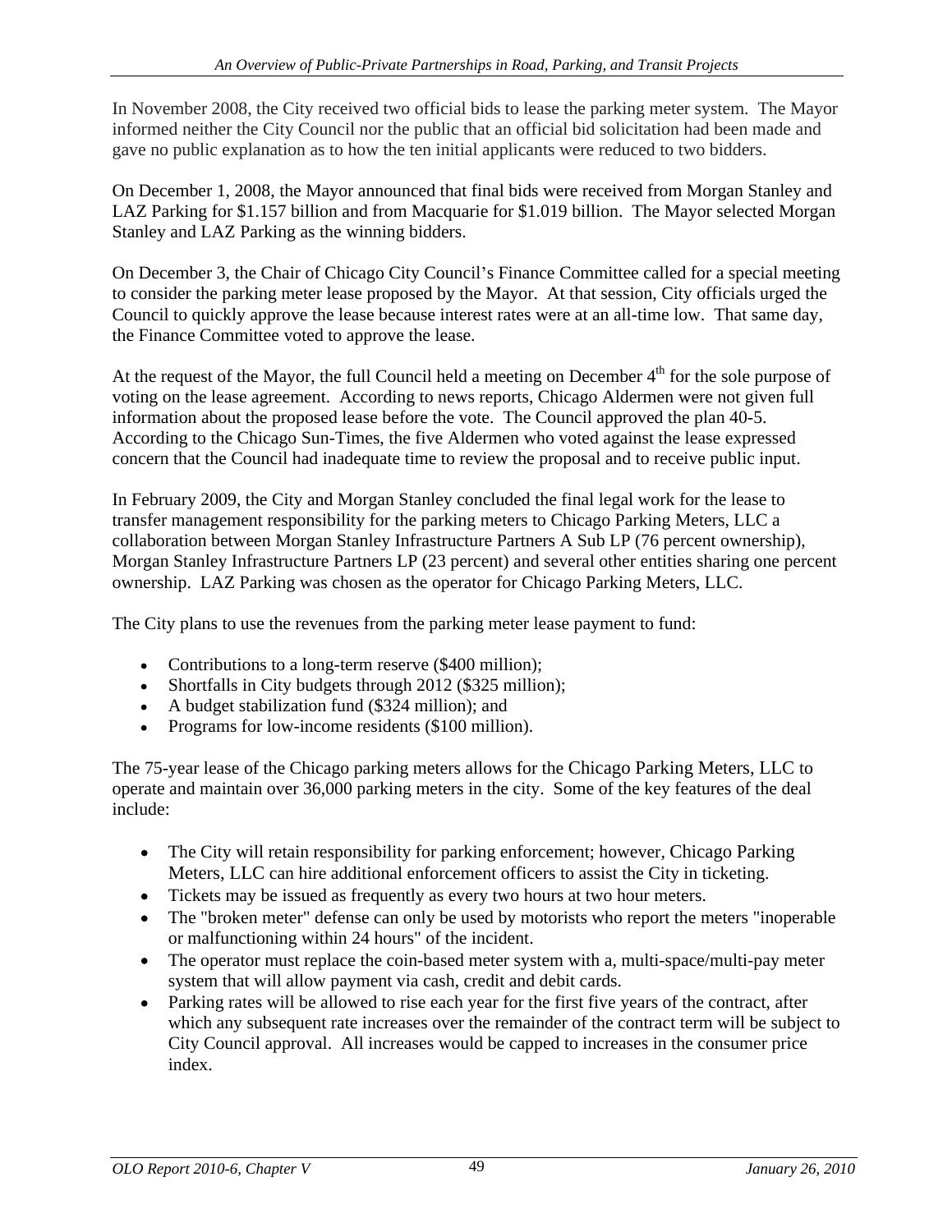In November 2008, the City received two official bids to lease the parking meter system. The Mayor informed neither the City Council nor the public that an official bid solicitation had been made and gave no public explanation as to how the ten initial applicants were reduced to two bidders.

On December 1, 2008, the Mayor announced that final bids were received from Morgan Stanley and LAZ Parking for \$1.157 billion and from Macquarie for \$1.019 billion. The Mayor selected Morgan Stanley and LAZ Parking as the winning bidders.

On December 3, the Chair of Chicago City Council's Finance Committee called for a special meeting to consider the parking meter lease proposed by the Mayor. At that session, City officials urged the Council to quickly approve the lease because interest rates were at an all-time low. That same day, the Finance Committee voted to approve the lease.

At the request of the Mayor, the full Council held a meeting on December 4th for the sole purpose of voting on the lease agreement. According to news reports, Chicago Aldermen were not given full information about the proposed lease before the vote. The Council approved the plan 40-5. According to the Chicago Sun-Times, the five Aldermen who voted against the lease expressed concern that the Council had inadequate time to review the proposal and to receive public input.

In February 2009, the City and Morgan Stanley concluded the final legal work for the lease to transfer management responsibility for the parking meters to Chicago Parking Meters, LLC a collaboration between Morgan Stanley Infrastructure Partners A Sub LP (76 percent ownership), Morgan Stanley Infrastructure Partners LP (23 percent) and several other entities sharing one percent ownership. LAZ Parking was chosen as the operator for Chicago Parking Meters, LLC.

The City plans to use the revenues from the parking meter lease payment to fund:

- Contributions to a long-term reserve (\$400 million);
- Shortfalls in City budgets through 2012 (\$325 million);
- A budget stabilization fund (\$324 million); and
- Programs for low-income residents (\$100 million).

The 75-year lease of the Chicago parking meters allows for the Chicago Parking Meters, LLC to operate and maintain over 36,000 parking meters in the city. Some of the key features of the deal include:

- The City will retain responsibility for parking enforcement; however, Chicago Parking Meters, LLC can hire additional enforcement officers to assist the City in ticketing.
- Tickets may be issued as frequently as every two hours at two hour meters.
- The "broken meter" defense can only be used by motorists who report the meters "inoperable or malfunctioning within 24 hours" of the incident.
- The operator must replace the coin-based meter system with a, multi-space/multi-pay meter system that will allow payment via cash, credit and debit cards.
- Parking rates will be allowed to rise each year for the first five years of the contract, after which any subsequent rate increases over the remainder of the contract term will be subject to City Council approval. All increases would be capped to increases in the consumer price index.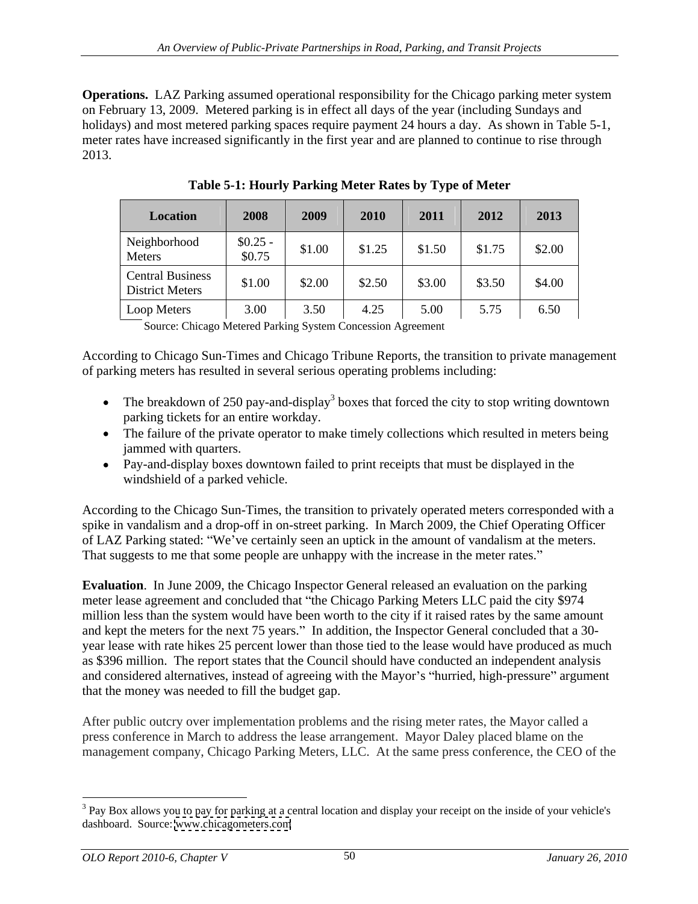**Operations.** LAZ Parking assumed operational responsibility for the Chicago parking meter system on February 13, 2009. Metered parking is in effect all days of the year (including Sundays and holidays) and most metered parking spaces require payment 24 hours a day. As shown in Table 5-1, meter rates have increased significantly in the first year and are planned to continue to rise through 2013.

**Table 5-1: Hourly Parking Meter Rates by Type of Meter**

| Location | 2008 | 2009 | 2010 | 2011 | 2012 | 2013 |
|---|---|---|---|---|---|---|
| Neighborhood Meters | $0.25 - $0.75 | $1.00 | $1.25 | $1.50 | $1.75 | $2.00 |
| Central Business District Meters | $1.00 | $2.00 | $2.50 | $3.00 | $3.50 | $4.00 |
| Loop Meters | 3.00 | 3.50 | 4.25 | 5.00 | 5.75 | 6.50 |

Source: Chicago Metered Parking System Concession Agreement

According to Chicago Sun-Times and Chicago Tribune Reports, the transition to private management of parking meters has resulted in several serious operating problems including:

- The breakdown of 250 pay-and-display[3] boxes that forced the city to stop writing downtown parking tickets for an entire workday.
- The failure of the private operator to make timely collections which resulted in meters being jammed with quarters.
- Pay-and-display boxes downtown failed to print receipts that must be displayed in the windshield of a parked vehicle.

According to the Chicago Sun-Times, the transition to privately operated meters corresponded with a spike in vandalism and a drop-off in on-street parking. In March 2009, the Chief Operating Officer of LAZ Parking stated: "We've certainly seen an uptick in the amount of vandalism at the meters. That suggests to me that some people are unhappy with the increase in the meter rates."

**Evaluation**. In June 2009, the Chicago Inspector General released an evaluation on the parking meter lease agreement and concluded that "the Chicago Parking Meters LLC paid the city $974 million less than the system would have been worth to the city if it raised rates by the same amount and kept the meters for the next 75 years." In addition, the Inspector General concluded that a 30-year lease with rate hikes 25 percent lower than those tied to the lease would have produced as much as $396 million. The report states that the Council should have conducted an independent analysis and considered alternatives, instead of agreeing with the Mayor's "hurried, high-pressure" argument that the money was needed to fill the budget gap.

After public outcry over implementation problems and the rising meter rates, the Mayor called a press conference in March to address the lease arrangement. Mayor Daley placed blame on the management company, Chicago Parking Meters, LLC. At the same press conference, the CEO of the

[3] Pay Box allows you to pay for parking at a central location and display your receipt on the inside of your vehicle's dashboard. Source: www.chicagometers.com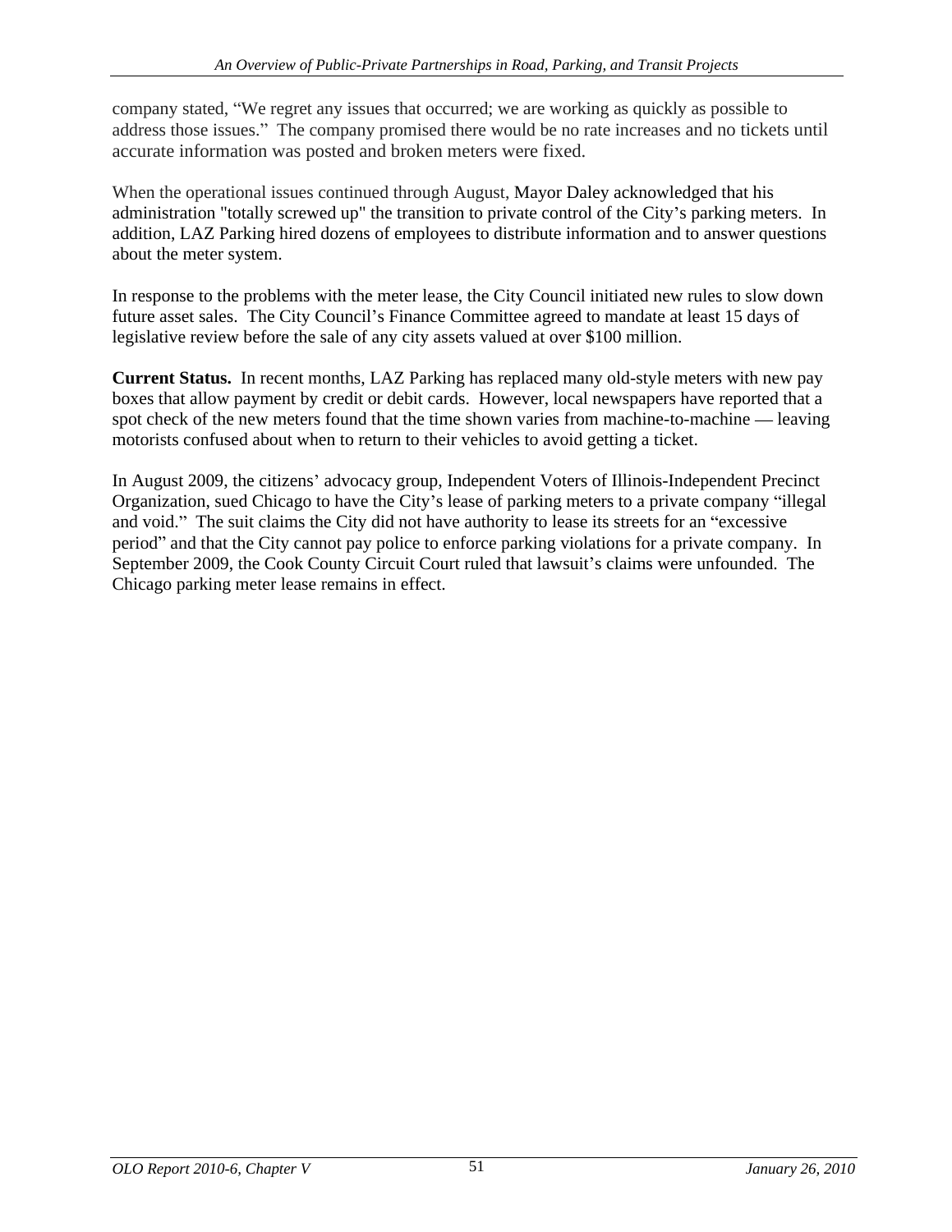company stated, "We regret any issues that occurred; we are working as quickly as possible to address those issues." The company promised there would be no rate increases and no tickets until accurate information was posted and broken meters were fixed.

When the operational issues continued through August, Mayor Daley acknowledged that his administration "totally screwed up" the transition to private control of the City's parking meters. In addition, LAZ Parking hired dozens of employees to distribute information and to answer questions about the meter system.

In response to the problems with the meter lease, the City Council initiated new rules to slow down future asset sales. The City Council's Finance Committee agreed to mandate at least 15 days of legislative review before the sale of any city assets valued at over $100 million.

**Current Status.** In recent months, LAZ Parking has replaced many old-style meters with new pay boxes that allow payment by credit or debit cards. However, local newspapers have reported that a spot check of the new meters found that the time shown varies from machine-to-machine — leaving motorists confused about when to return to their vehicles to avoid getting a ticket.

In August 2009, the citizens' advocacy group, Independent Voters of Illinois-Independent Precinct Organization, sued Chicago to have the City's lease of parking meters to a private company "illegal and void." The suit claims the City did not have authority to lease its streets for an "excessive period" and that the City cannot pay police to enforce parking violations for a private company. In September 2009, the Cook County Circuit Court ruled that lawsuit's claims were unfounded. The Chicago parking meter lease remains in effect.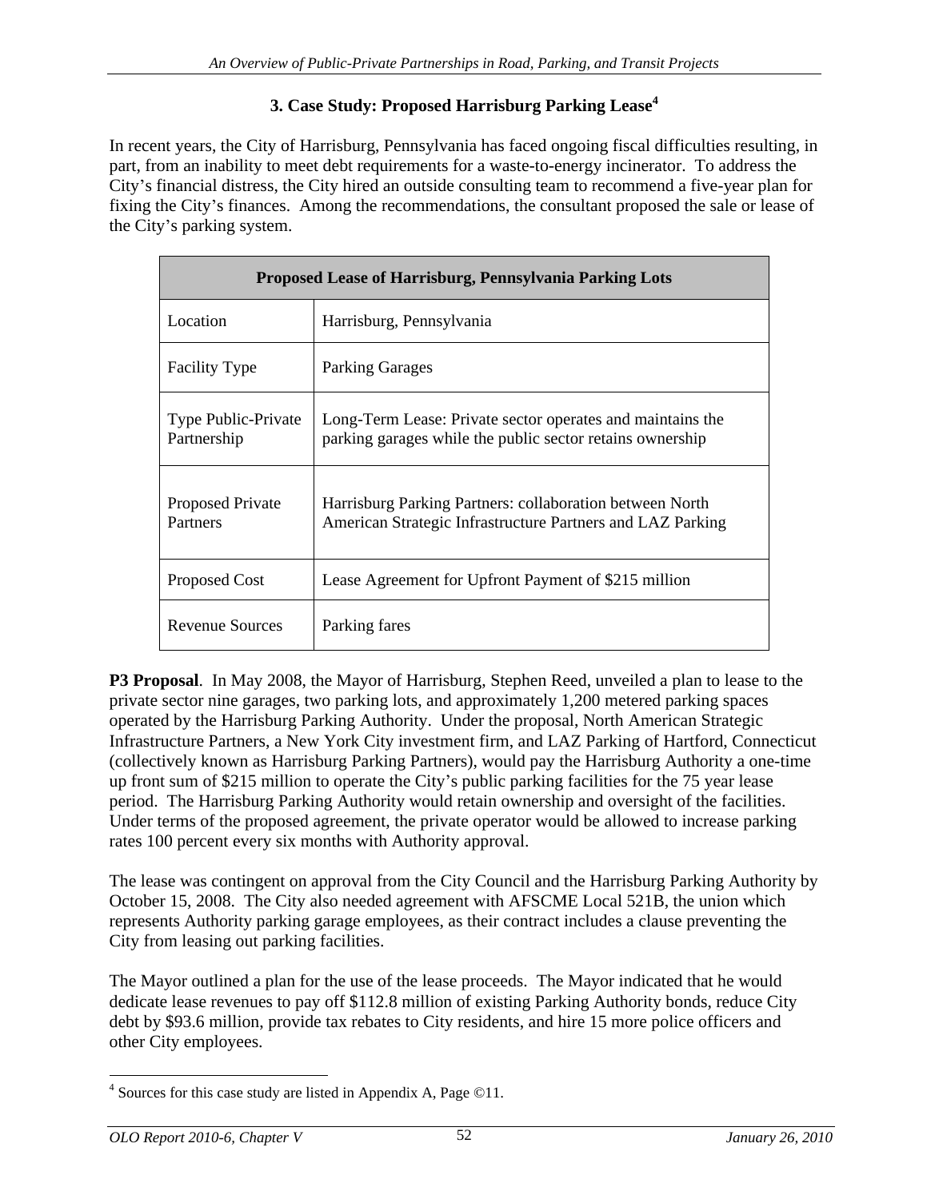### 3. Case Study: Proposed Harrisburg Parking Lease[4]

In recent years, the City of Harrisburg, Pennsylvania has faced ongoing fiscal difficulties resulting, in part, from an inability to meet debt requirements for a waste-to-energy incinerator. To address the City's financial distress, the City hired an outside consulting team to recommend a five-year plan for fixing the City's finances. Among the recommendations, the consultant proposed the sale or lease of the City's parking system.

| Proposed Lease of Harrisburg, Pennsylvania Parking Lots | |
|---|---|
| Location | Harrisburg, Pennsylvania |
| Facility Type | Parking Garages |
| Type Public-Private Partnership | Long-Term Lease: Private sector operates and maintains the parking garages while the public sector retains ownership |
| Proposed Private Partners | Harrisburg Parking Partners: collaboration between North American Strategic Infrastructure Partners and LAZ Parking |
| Proposed Cost | Lease Agreement for Upfront Payment of $215 million |
| Revenue Sources | Parking fares |

**P3 Proposal**. In May 2008, the Mayor of Harrisburg, Stephen Reed, unveiled a plan to lease to the private sector nine garages, two parking lots, and approximately 1,200 metered parking spaces operated by the Harrisburg Parking Authority. Under the proposal, North American Strategic Infrastructure Partners, a New York City investment firm, and LAZ Parking of Hartford, Connecticut (collectively known as Harrisburg Parking Partners), would pay the Harrisburg Authority a one-time up front sum of $215 million to operate the City's public parking facilities for the 75 year lease period. The Harrisburg Parking Authority would retain ownership and oversight of the facilities. Under terms of the proposed agreement, the private operator would be allowed to increase parking rates 100 percent every six months with Authority approval.

The lease was contingent on approval from the City Council and the Harrisburg Parking Authority by October 15, 2008. The City also needed agreement with AFSCME Local 521B, the union which represents Authority parking garage employees, as their contract includes a clause preventing the City from leasing out parking facilities.

The Mayor outlined a plan for the use of the lease proceeds. The Mayor indicated that he would dedicate lease revenues to pay off $112.8 million of existing Parking Authority bonds, reduce City debt by $93.6 million, provide tax rebates to City residents, and hire 15 more police officers and other City employees.

[4] Sources for this case study are listed in Appendix A, Page ©11.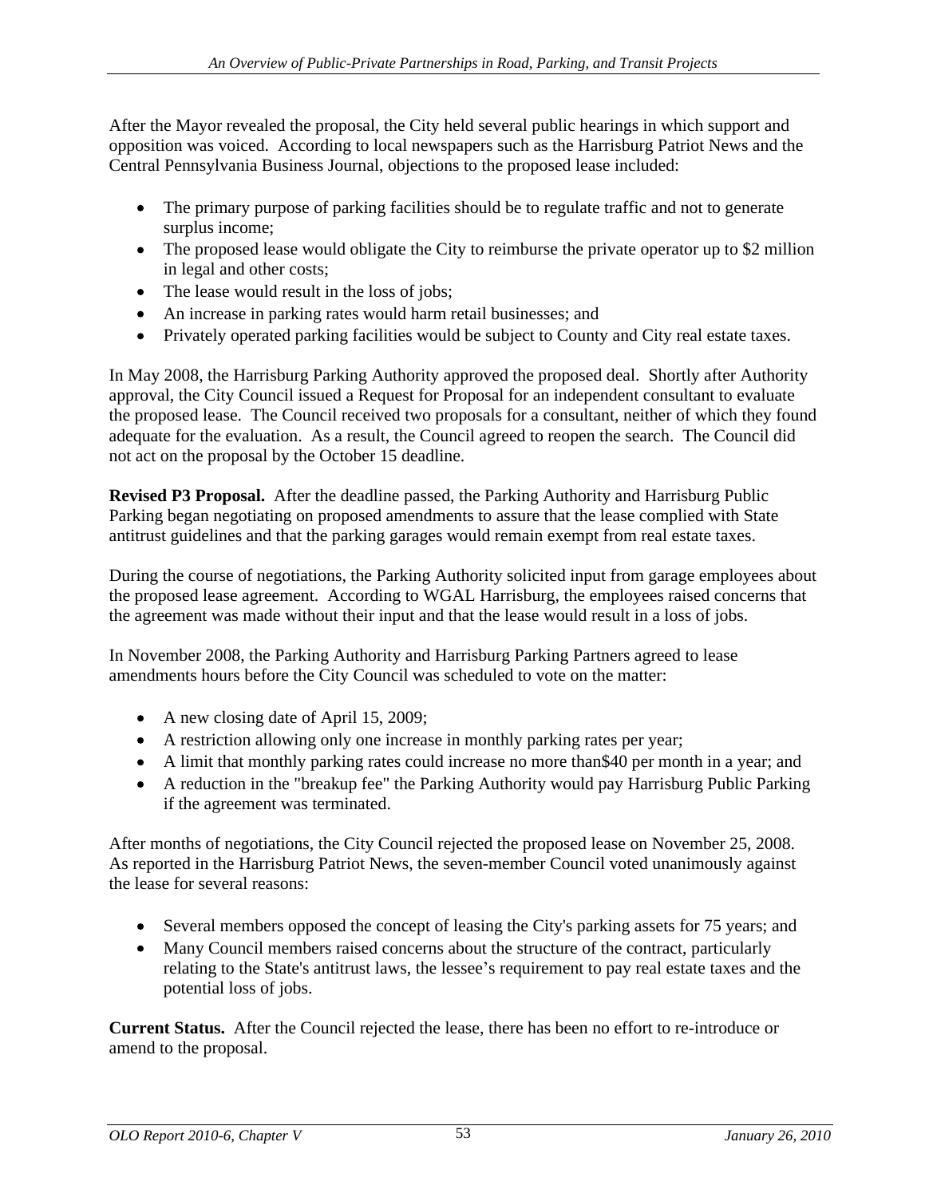After the Mayor revealed the proposal, the City held several public hearings in which support and opposition was voiced. According to local newspapers such as the Harrisburg Patriot News and the Central Pennsylvania Business Journal, objections to the proposed lease included:

- The primary purpose of parking facilities should be to regulate traffic and not to generate surplus income;
- The proposed lease would obligate the City to reimburse the private operator up to $2 million in legal and other costs;
- The lease would result in the loss of jobs;
- An increase in parking rates would harm retail businesses; and
- Privately operated parking facilities would be subject to County and City real estate taxes.

In May 2008, the Harrisburg Parking Authority approved the proposed deal. Shortly after Authority approval, the City Council issued a Request for Proposal for an independent consultant to evaluate the proposed lease. The Council received two proposals for a consultant, neither of which they found adequate for the evaluation. As a result, the Council agreed to reopen the search. The Council did not act on the proposal by the October 15 deadline.

**Revised P3 Proposal.** After the deadline passed, the Parking Authority and Harrisburg Public Parking began negotiating on proposed amendments to assure that the lease complied with State antitrust guidelines and that the parking garages would remain exempt from real estate taxes.

During the course of negotiations, the Parking Authority solicited input from garage employees about the proposed lease agreement. According to WGAL Harrisburg, the employees raised concerns that the agreement was made without their input and that the lease would result in a loss of jobs.

In November 2008, the Parking Authority and Harrisburg Parking Partners agreed to lease amendments hours before the City Council was scheduled to vote on the matter:

- A new closing date of April 15, 2009;
- A restriction allowing only one increase in monthly parking rates per year;
- A limit that monthly parking rates could increase no more than$40 per month in a year; and
- A reduction in the "breakup fee" the Parking Authority would pay Harrisburg Public Parking if the agreement was terminated.

After months of negotiations, the City Council rejected the proposed lease on November 25, 2008. As reported in the Harrisburg Patriot News, the seven-member Council voted unanimously against the lease for several reasons:

- Several members opposed the concept of leasing the City's parking assets for 75 years; and
- Many Council members raised concerns about the structure of the contract, particularly relating to the State's antitrust laws, the lessee's requirement to pay real estate taxes and the potential loss of jobs.

**Current Status.** After the Council rejected the lease, there has been no effort to re-introduce or amend to the proposal.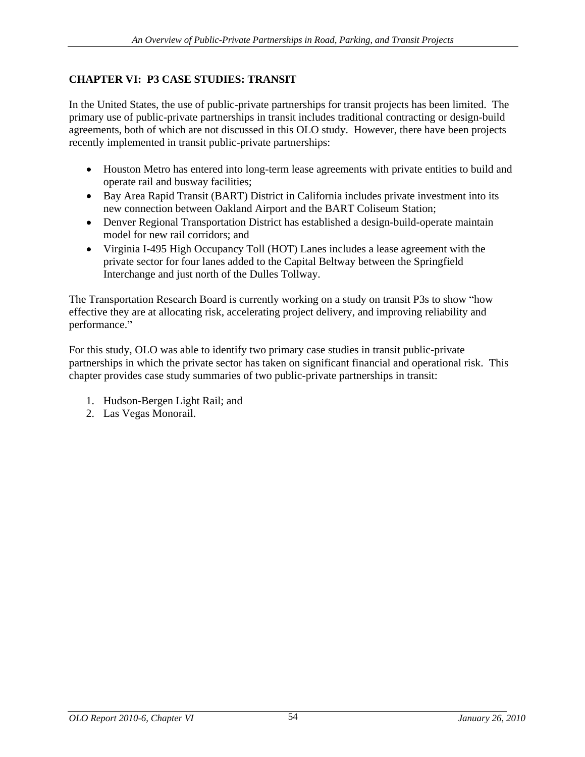## CHAPTER VI: P3 CASE STUDIES: TRANSIT

In the United States, the use of public-private partnerships for transit projects has been limited. The primary use of public-private partnerships in transit includes traditional contracting or design-build agreements, both of which are not discussed in this OLO study. However, there have been projects recently implemented in transit public-private partnerships:

- Houston Metro has entered into long-term lease agreements with private entities to build and operate rail and busway facilities;
- Bay Area Rapid Transit (BART) District in California includes private investment into its new connection between Oakland Airport and the BART Coliseum Station;
- Denver Regional Transportation District has established a design-build-operate maintain model for new rail corridors; and
- Virginia I-495 High Occupancy Toll (HOT) Lanes includes a lease agreement with the private sector for four lanes added to the Capital Beltway between the Springfield Interchange and just north of the Dulles Tollway.

The Transportation Research Board is currently working on a study on transit P3s to show "how effective they are at allocating risk, accelerating project delivery, and improving reliability and performance."

For this study, OLO was able to identify two primary case studies in transit public-private partnerships in which the private sector has taken on significant financial and operational risk. This chapter provides case study summaries of two public-private partnerships in transit:

1. Hudson-Bergen Light Rail; and
2. Las Vegas Monorail.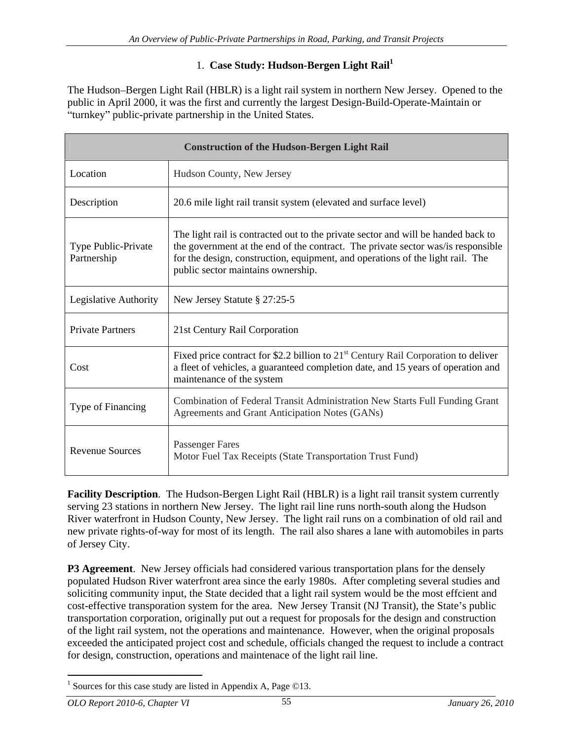## 1. Case Study: Hudson-Bergen Light Rail[1]

The Hudson–Bergen Light Rail (HBLR) is a light rail system in northern New Jersey. Opened to the public in April 2000, it was the first and currently the largest Design-Build-Operate-Maintain or "turnkey" public-private partnership in the United States.

| Construction of the Hudson-Bergen Light Rail | |
|---|---|
| Location | Hudson County, New Jersey |
| Description | 20.6 mile light rail transit system (elevated and surface level) |
| Type Public-Private Partnership | The light rail is contracted out to the private sector and will be handed back to the government at the end of the contract. The private sector was/is responsible for the design, construction, equipment, and operations of the light rail. The public sector maintains ownership. |
| Legislative Authority | New Jersey Statute § 27:25-5 |
| Private Partners | 21st Century Rail Corporation |
| Cost | Fixed price contract for $2.2 billion to 21st Century Rail Corporation to deliver a fleet of vehicles, a guaranteed completion date, and 15 years of operation and maintenance of the system |
| Type of Financing | Combination of Federal Transit Administration New Starts Full Funding Grant Agreements and Grant Anticipation Notes (GANs) |
| Revenue Sources | Passenger Fares<br>Motor Fuel Tax Receipts (State Transportation Trust Fund) |

**Facility Description**. The Hudson-Bergen Light Rail (HBLR) is a light rail transit system currently serving 23 stations in northern New Jersey. The light rail line runs north-south along the Hudson River waterfront in Hudson County, New Jersey. The light rail runs on a combination of old rail and new private rights-of-way for most of its length. The rail also shares a lane with automobiles in parts of Jersey City.

**P3 Agreement**. New Jersey officials had considered various transportation plans for the densely populated Hudson River waterfront area since the early 1980s. After completing several studies and soliciting community input, the State decided that a light rail system would be the most effcient and cost-effective transporation system for the area. New Jersey Transit (NJ Transit), the State's public transportation corporation, originally put out a request for proposals for the design and construction of the light rail system, not the operations and maintenance. However, when the original proposals exceeded the anticipated project cost and schedule, officials changed the request to include a contract for design, construction, operations and maintenace of the light rail line.

[1] Sources for this case study are listed in Appendix A, Page ©13.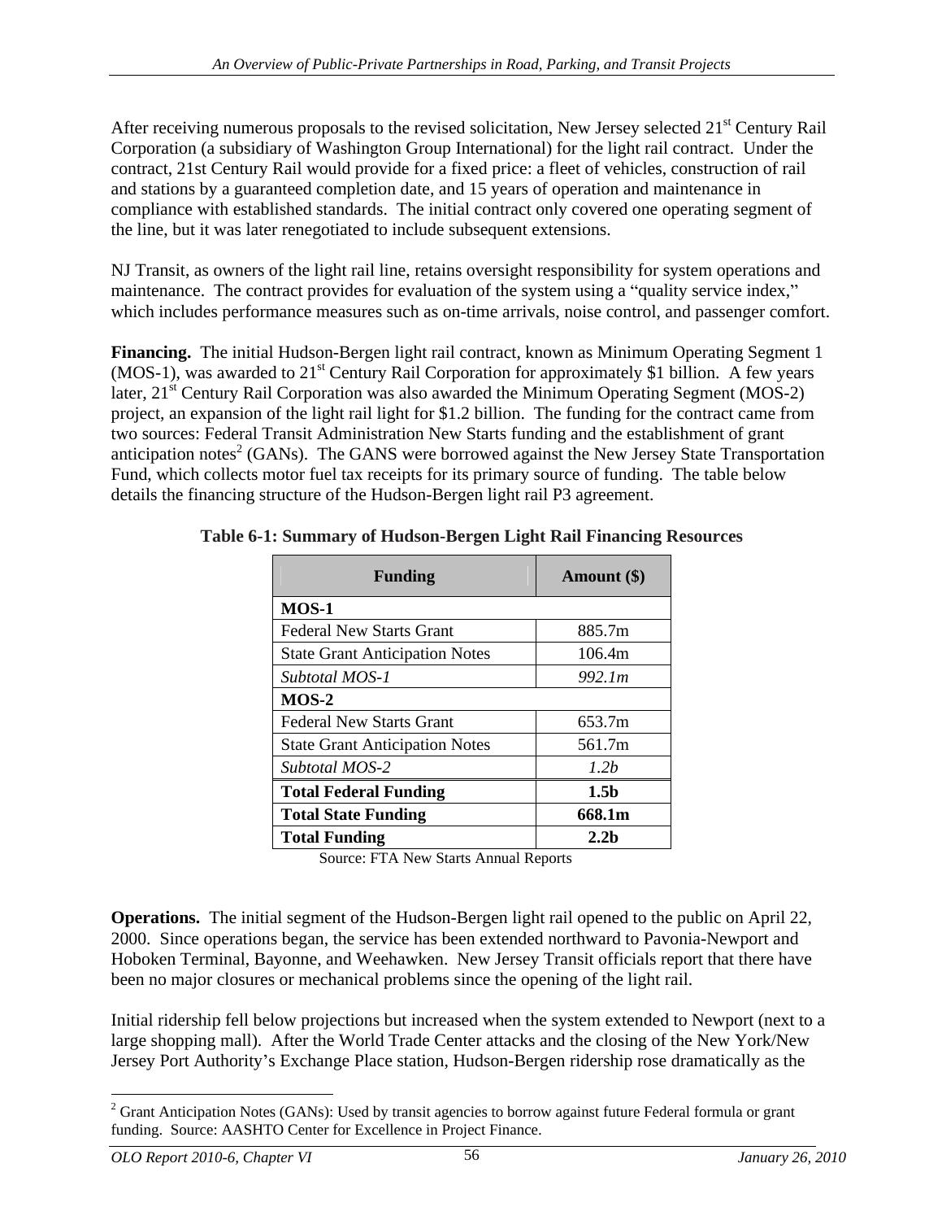After receiving numerous proposals to the revised solicitation, New Jersey selected 21st Century Rail Corporation (a subsidiary of Washington Group International) for the light rail contract. Under the contract, 21st Century Rail would provide for a fixed price: a fleet of vehicles, construction of rail and stations by a guaranteed completion date, and 15 years of operation and maintenance in compliance with established standards. The initial contract only covered one operating segment of the line, but it was later renegotiated to include subsequent extensions.

NJ Transit, as owners of the light rail line, retains oversight responsibility for system operations and maintenance. The contract provides for evaluation of the system using a "quality service index," which includes performance measures such as on-time arrivals, noise control, and passenger comfort.

**Financing.** The initial Hudson-Bergen light rail contract, known as Minimum Operating Segment 1 (MOS-1), was awarded to 21st Century Rail Corporation for approximately $1 billion. A few years later, 21st Century Rail Corporation was also awarded the Minimum Operating Segment (MOS-2) project, an expansion of the light rail light for $1.2 billion. The funding for the contract came from two sources: Federal Transit Administration New Starts funding and the establishment of grant anticipation notes[2] (GANs). The GANS were borrowed against the New Jersey State Transportation Fund, which collects motor fuel tax receipts for its primary source of funding. The table below details the financing structure of the Hudson-Bergen light rail P3 agreement.

**Table 6-1: Summary of Hudson-Bergen Light Rail Financing Resources**

| Funding | Amount ($) |
|---|---|
| **MOS-1** | |
| Federal New Starts Grant | 885.7m |
| State Grant Anticipation Notes | 106.4m |
| *Subtotal MOS-1* | *992.1m* |
| **MOS-2** | |
| Federal New Starts Grant | 653.7m |
| State Grant Anticipation Notes | 561.7m |
| *Subtotal MOS-2* | *1.2b* |
| **Total Federal Funding** | **1.5b** |
| **Total State Funding** | **668.1m** |
| **Total Funding** | **2.2b** |

Source: FTA New Starts Annual Reports

**Operations.** The initial segment of the Hudson-Bergen light rail opened to the public on April 22, 2000. Since operations began, the service has been extended northward to Pavonia-Newport and Hoboken Terminal, Bayonne, and Weehawken. New Jersey Transit officials report that there have been no major closures or mechanical problems since the opening of the light rail.

Initial ridership fell below projections but increased when the system extended to Newport (next to a large shopping mall). After the World Trade Center attacks and the closing of the New York/New Jersey Port Authority's Exchange Place station, Hudson-Bergen ridership rose dramatically as the

[2] Grant Anticipation Notes (GANs): Used by transit agencies to borrow against future Federal formula or grant funding. Source: AASHTO Center for Excellence in Project Finance.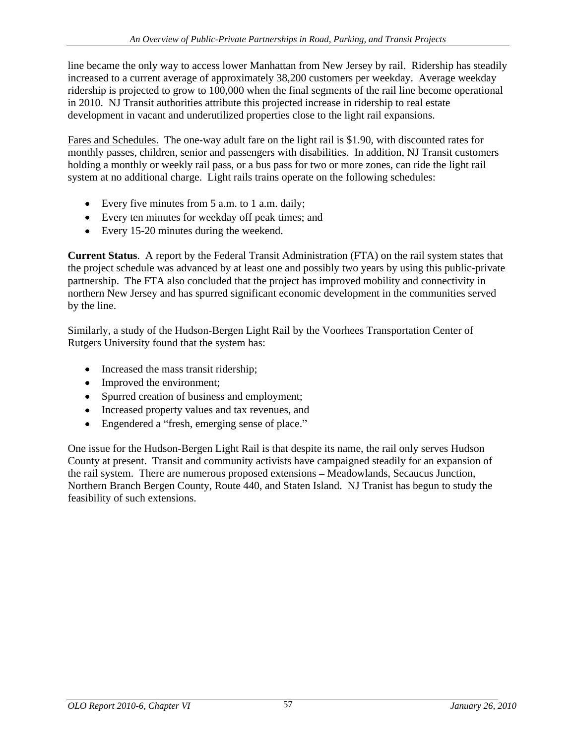line became the only way to access lower Manhattan from New Jersey by rail. Ridership has steadily increased to a current average of approximately 38,200 customers per weekday. Average weekday ridership is projected to grow to 100,000 when the final segments of the rail line become operational in 2010. NJ Transit authorities attribute this projected increase in ridership to real estate development in vacant and underutilized properties close to the light rail expansions.

Fares and Schedules. The one-way adult fare on the light rail is $1.90, with discounted rates for monthly passes, children, senior and passengers with disabilities. In addition, NJ Transit customers holding a monthly or weekly rail pass, or a bus pass for two or more zones, can ride the light rail system at no additional charge. Light rails trains operate on the following schedules:

- Every five minutes from 5 a.m. to 1 a.m. daily;
- Every ten minutes for weekday off peak times; and
- Every 15-20 minutes during the weekend.

**Current Status**. A report by the Federal Transit Administration (FTA) on the rail system states that the project schedule was advanced by at least one and possibly two years by using this public-private partnership. The FTA also concluded that the project has improved mobility and connectivity in northern New Jersey and has spurred significant economic development in the communities served by the line.

Similarly, a study of the Hudson-Bergen Light Rail by the Voorhees Transportation Center of Rutgers University found that the system has:

- Increased the mass transit ridership;
- Improved the environment;
- Spurred creation of business and employment;
- Increased property values and tax revenues, and
- Engendered a "fresh, emerging sense of place."

One issue for the Hudson-Bergen Light Rail is that despite its name, the rail only serves Hudson County at present. Transit and community activists have campaigned steadily for an expansion of the rail system. There are numerous proposed extensions – Meadowlands, Secaucus Junction, Northern Branch Bergen County, Route 440, and Staten Island. NJ Tranist has begun to study the feasibility of such extensions.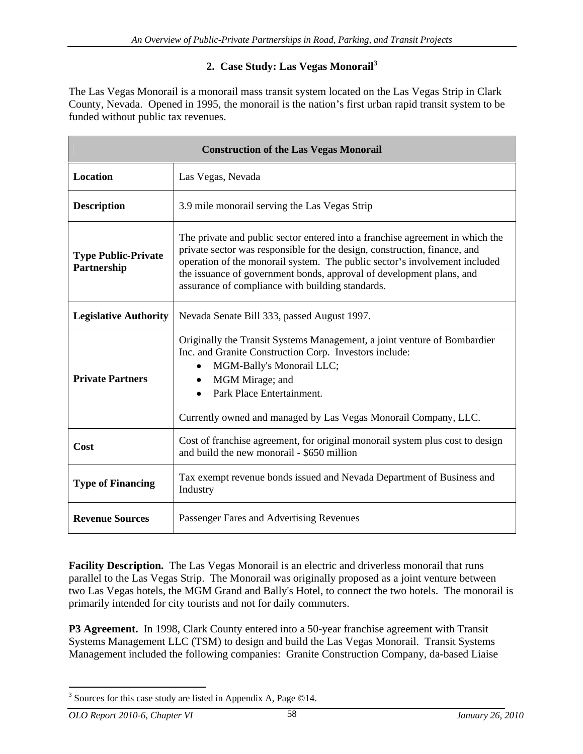## 2. Case Study: Las Vegas Monorail[3]

The Las Vegas Monorail is a monorail mass transit system located on the Las Vegas Strip in Clark County, Nevada. Opened in 1995, the monorail is the nation's first urban rapid transit system to be funded without public tax revenues.

| Construction of the Las Vegas Monorail | |
|---|---|
| **Location** | Las Vegas, Nevada |
| **Description** | 3.9 mile monorail serving the Las Vegas Strip |
| **Type Public-Private Partnership** | The private and public sector entered into a franchise agreement in which the private sector was responsible for the design, construction, finance, and operation of the monorail system. The public sector's involvement included the issuance of government bonds, approval of development plans, and assurance of compliance with building standards. |
| **Legislative Authority** | Nevada Senate Bill 333, passed August 1997. |
| **Private Partners** | Originally the Transit Systems Management, a joint venture of Bombardier Inc. and Granite Construction Corp. Investors include: • MGM-Bally's Monorail LLC; • MGM Mirage; and • Park Place Entertainment. Currently owned and managed by Las Vegas Monorail Company, LLC. |
| **Cost** | Cost of franchise agreement, for original monorail system plus cost to design and build the new monorail - $650 million |
| **Type of Financing** | Tax exempt revenue bonds issued and Nevada Department of Business and Industry |
| **Revenue Sources** | Passenger Fares and Advertising Revenues |

**Facility Description.** The Las Vegas Monorail is an electric and driverless monorail that runs parallel to the Las Vegas Strip. The Monorail was originally proposed as a joint venture between two Las Vegas hotels, the MGM Grand and Bally's Hotel, to connect the two hotels. The monorail is primarily intended for city tourists and not for daily commuters.

**P3 Agreement.** In 1998, Clark County entered into a 50-year franchise agreement with Transit Systems Management LLC (TSM) to design and build the Las Vegas Monorail. Transit Systems Management included the following companies: Granite Construction Company, da-based Liaise

[3] Sources for this case study are listed in Appendix A, Page ©14.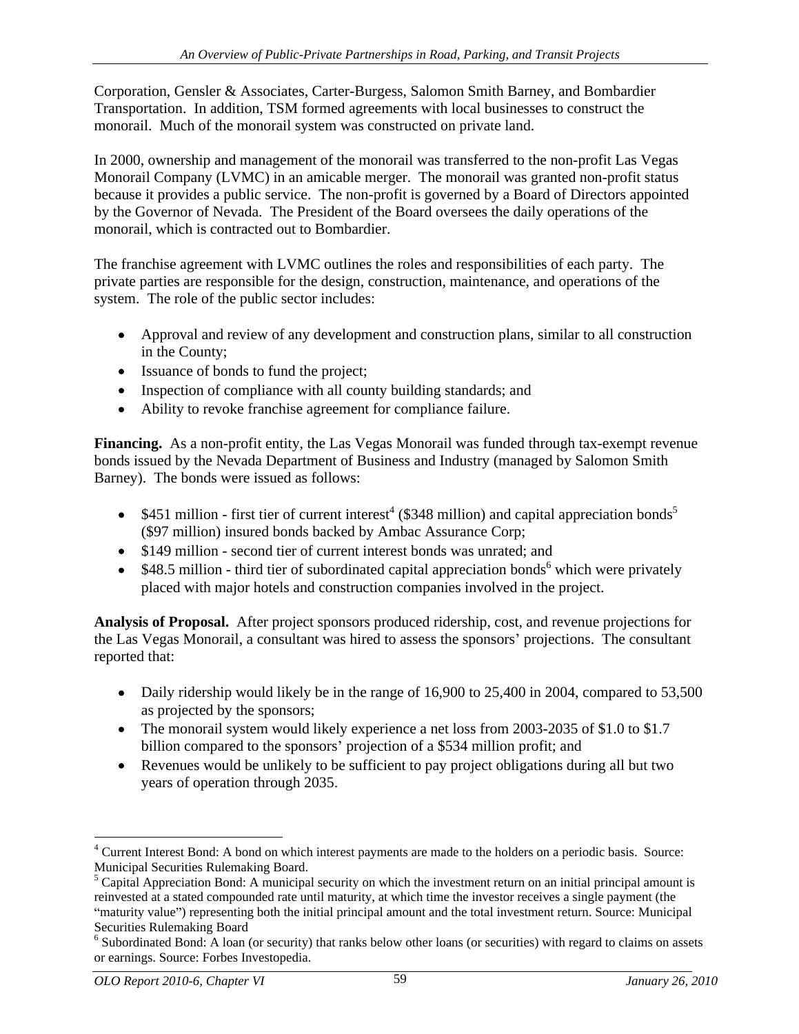Corporation, Gensler & Associates, Carter-Burgess, Salomon Smith Barney, and Bombardier Transportation. In addition, TSM formed agreements with local businesses to construct the monorail. Much of the monorail system was constructed on private land.

In 2000, ownership and management of the monorail was transferred to the non-profit Las Vegas Monorail Company (LVMC) in an amicable merger. The monorail was granted non-profit status because it provides a public service. The non-profit is governed by a Board of Directors appointed by the Governor of Nevada. The President of the Board oversees the daily operations of the monorail, which is contracted out to Bombardier.

The franchise agreement with LVMC outlines the roles and responsibilities of each party. The private parties are responsible for the design, construction, maintenance, and operations of the system. The role of the public sector includes:

- Approval and review of any development and construction plans, similar to all construction in the County;
- Issuance of bonds to fund the project;
- Inspection of compliance with all county building standards; and
- Ability to revoke franchise agreement for compliance failure.

**Financing.** As a non-profit entity, the Las Vegas Monorail was funded through tax-exempt revenue bonds issued by the Nevada Department of Business and Industry (managed by Salomon Smith Barney). The bonds were issued as follows:

- $451 million - first tier of current interest[4] ($348 million) and capital appreciation bonds[5] ($97 million) insured bonds backed by Ambac Assurance Corp;
- $149 million - second tier of current interest bonds was unrated; and
- $48.5 million - third tier of subordinated capital appreciation bonds[6] which were privately placed with major hotels and construction companies involved in the project.

**Analysis of Proposal.** After project sponsors produced ridership, cost, and revenue projections for the Las Vegas Monorail, a consultant was hired to assess the sponsors' projections. The consultant reported that:

- Daily ridership would likely be in the range of 16,900 to 25,400 in 2004, compared to 53,500 as projected by the sponsors;
- The monorail system would likely experience a net loss from 2003-2035 of $1.0 to $1.7 billion compared to the sponsors' projection of a $534 million profit; and
- Revenues would be unlikely to be sufficient to pay project obligations during all but two years of operation through 2035.

---

[4] Current Interest Bond: A bond on which interest payments are made to the holders on a periodic basis. Source: Municipal Securities Rulemaking Board.

[5] Capital Appreciation Bond: A municipal security on which the investment return on an initial principal amount is reinvested at a stated compounded rate until maturity, at which time the investor receives a single payment (the "maturity value") representing both the initial principal amount and the total investment return. Source: Municipal Securities Rulemaking Board

[6] Subordinated Bond: A loan (or security) that ranks below other loans (or securities) with regard to claims on assets or earnings. Source: Forbes Investopedia.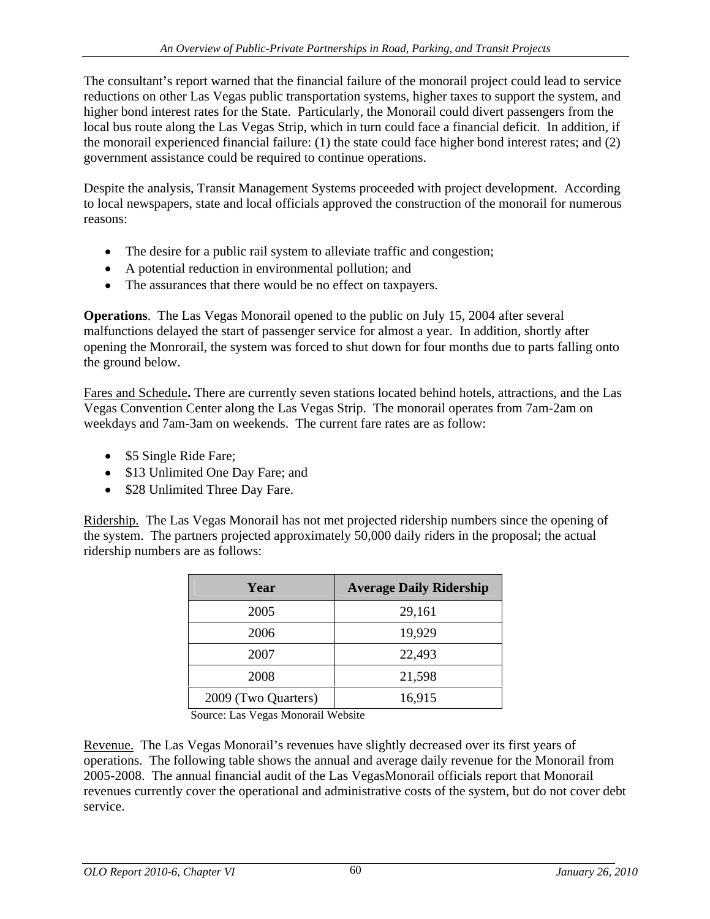The consultant's report warned that the financial failure of the monorail project could lead to service reductions on other Las Vegas public transportation systems, higher taxes to support the system, and higher bond interest rates for the State. Particularly, the Monorail could divert passengers from the local bus route along the Las Vegas Strip, which in turn could face a financial deficit. In addition, if the monorail experienced financial failure: (1) the state could face higher bond interest rates; and (2) government assistance could be required to continue operations.

Despite the analysis, Transit Management Systems proceeded with project development. According to local newspapers, state and local officials approved the construction of the monorail for numerous reasons:

- The desire for a public rail system to alleviate traffic and congestion;
- A potential reduction in environmental pollution; and
- The assurances that there would be no effect on taxpayers.

**Operations**. The Las Vegas Monorail opened to the public on July 15, 2004 after several malfunctions delayed the start of passenger service for almost a year. In addition, shortly after opening the Monrorail, the system was forced to shut down for four months due to parts falling onto the ground below.

Fares and Schedule**.** There are currently seven stations located behind hotels, attractions, and the Las Vegas Convention Center along the Las Vegas Strip. The monorail operates from 7am-2am on weekdays and 7am-3am on weekends. The current fare rates are as follow:

- \$5 Single Ride Fare;
- \$13 Unlimited One Day Fare; and
- \$28 Unlimited Three Day Fare.

Ridership. The Las Vegas Monorail has not met projected ridership numbers since the opening of the system. The partners projected approximately 50,000 daily riders in the proposal; the actual ridership numbers are as follows:

| Year | Average Daily Ridership |
|---|---|
| 2005 | 29,161 |
| 2006 | 19,929 |
| 2007 | 22,493 |
| 2008 | 21,598 |
| 2009 (Two Quarters) | 16,915 |

Source: Las Vegas Monorail Website

Revenue. The Las Vegas Monorail's revenues have slightly decreased over its first years of operations. The following table shows the annual and average daily revenue for the Monorail from 2005-2008. The annual financial audit of the Las VegasMonorail officials report that Monorail revenues currently cover the operational and administrative costs of the system, but do not cover debt service.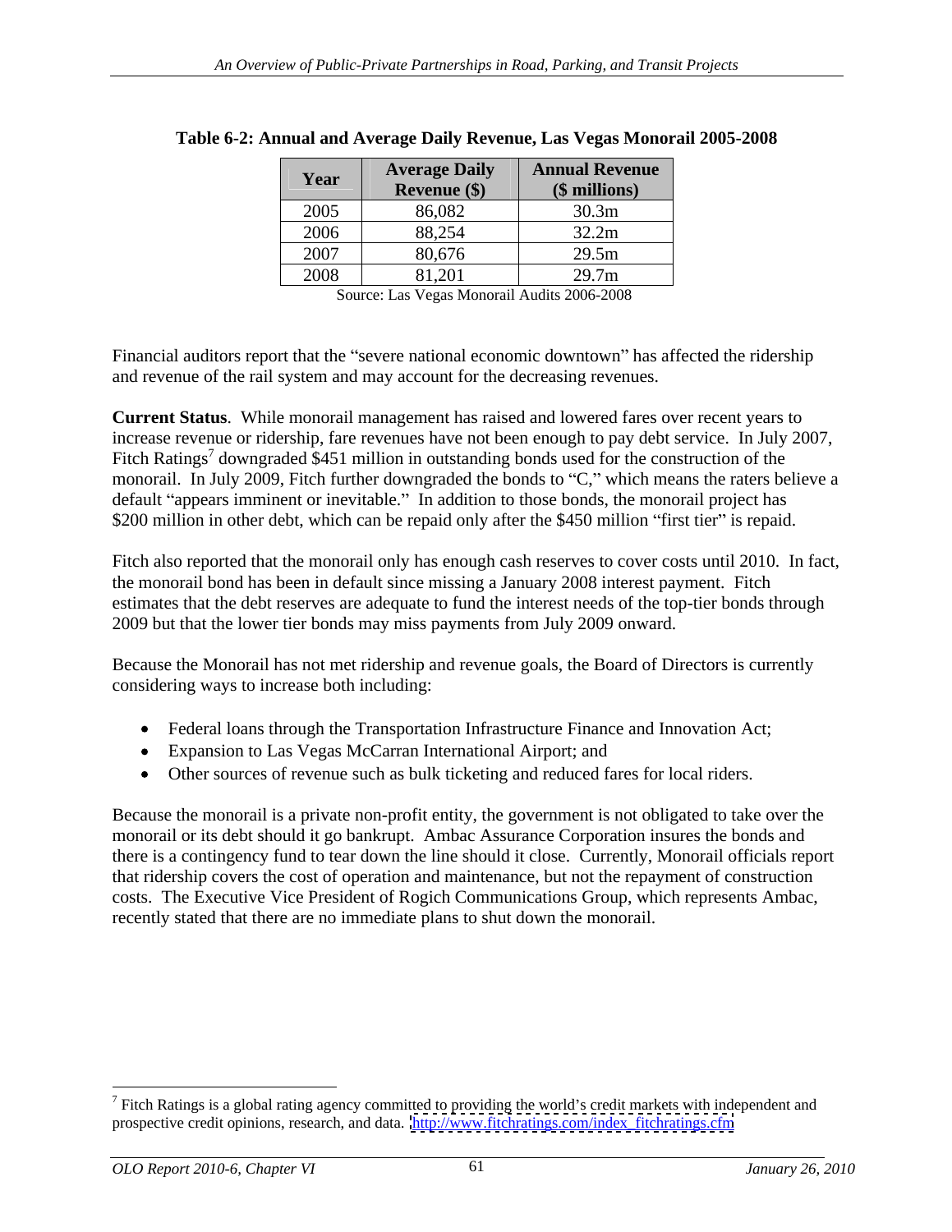**Table 6-2: Annual and Average Daily Revenue, Las Vegas Monorail 2005-2008**

| Year | Average Daily Revenue ($) | Annual Revenue ($ millions) |
|---|---|---|
| 2005 | 86,082 | 30.3m |
| 2006 | 88,254 | 32.2m |
| 2007 | 80,676 | 29.5m |
| 2008 | 81,201 | 29.7m |

Source: Las Vegas Monorail Audits 2006-2008

Financial auditors report that the "severe national economic downtown" has affected the ridership and revenue of the rail system and may account for the decreasing revenues.

**Current Status**. While monorail management has raised and lowered fares over recent years to increase revenue or ridership, fare revenues have not been enough to pay debt service. In July 2007, Fitch Ratings[7] downgraded $451 million in outstanding bonds used for the construction of the monorail. In July 2009, Fitch further downgraded the bonds to "C," which means the raters believe a default "appears imminent or inevitable." In addition to those bonds, the monorail project has $200 million in other debt, which can be repaid only after the $450 million "first tier" is repaid.

Fitch also reported that the monorail only has enough cash reserves to cover costs until 2010. In fact, the monorail bond has been in default since missing a January 2008 interest payment. Fitch estimates that the debt reserves are adequate to fund the interest needs of the top-tier bonds through 2009 but that the lower tier bonds may miss payments from July 2009 onward.

Because the Monorail has not met ridership and revenue goals, the Board of Directors is currently considering ways to increase both including:

- Federal loans through the Transportation Infrastructure Finance and Innovation Act;
- Expansion to Las Vegas McCarran International Airport; and
- Other sources of revenue such as bulk ticketing and reduced fares for local riders.

Because the monorail is a private non-profit entity, the government is not obligated to take over the monorail or its debt should it go bankrupt. Ambac Assurance Corporation insures the bonds and there is a contingency fund to tear down the line should it close. Currently, Monorail officials report that ridership covers the cost of operation and maintenance, but not the repayment of construction costs. The Executive Vice President of Rogich Communications Group, which represents Ambac, recently stated that there are no immediate plans to shut down the monorail.

[7] Fitch Ratings is a global rating agency committed to providing the world's credit markets with independent and prospective credit opinions, research, and data. http://www.fitchratings.com/index_fitchratings.cfm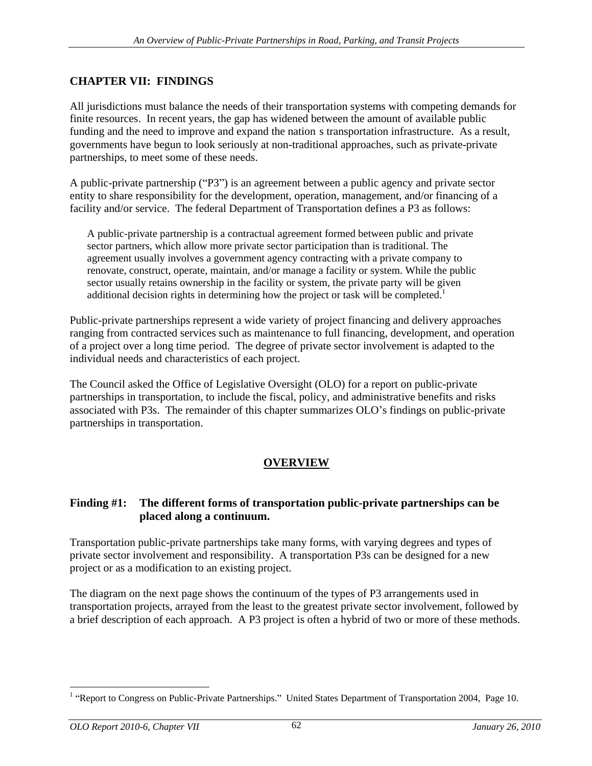# CHAPTER VII: FINDINGS

All jurisdictions must balance the needs of their transportation systems with competing demands for finite resources. In recent years, the gap has widened between the amount of available public funding and the need to improve and expand the nation s transportation infrastructure. As a result, governments have begun to look seriously at non-traditional approaches, such as private-private partnerships, to meet some of these needs.

A public-private partnership ("P3") is an agreement between a public agency and private sector entity to share responsibility for the development, operation, management, and/or financing of a facility and/or service. The federal Department of Transportation defines a P3 as follows:

> A public-private partnership is a contractual agreement formed between public and private sector partners, which allow more private sector participation than is traditional. The agreement usually involves a government agency contracting with a private company to renovate, construct, operate, maintain, and/or manage a facility or system. While the public sector usually retains ownership in the facility or system, the private party will be given additional decision rights in determining how the project or task will be completed.[1]

Public-private partnerships represent a wide variety of project financing and delivery approaches ranging from contracted services such as maintenance to full financing, development, and operation of a project over a long time period. The degree of private sector involvement is adapted to the individual needs and characteristics of each project.

The Council asked the Office of Legislative Oversight (OLO) for a report on public-private partnerships in transportation, to include the fiscal, policy, and administrative benefits and risks associated with P3s. The remainder of this chapter summarizes OLO's findings on public-private partnerships in transportation.

## OVERVIEW

### Finding #1: The different forms of transportation public-private partnerships can be placed along a continuum.

Transportation public-private partnerships take many forms, with varying degrees and types of private sector involvement and responsibility. A transportation P3s can be designed for a new project or as a modification to an existing project.

The diagram on the next page shows the continuum of the types of P3 arrangements used in transportation projects, arrayed from the least to the greatest private sector involvement, followed by a brief description of each approach. A P3 project is often a hybrid of two or more of these methods.

---

[1] "Report to Congress on Public-Private Partnerships." United States Department of Transportation 2004, Page 10.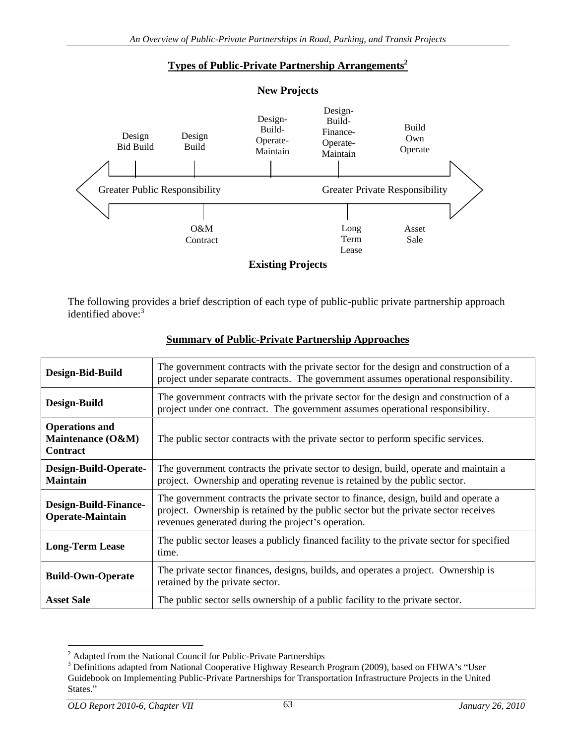**Types of Public-Private Partnership Arrangements**[2]

**New Projects**

Design Bid Build — Design Build — Design-Build-Operate-Maintain — Design-Build-Finance-Operate-Maintain — Build Own Operate

Greater Public Responsibility ⟷ Greater Private Responsibility

O&M Contract — Long Term Lease — Asset Sale

**Existing Projects**

The following provides a brief description of each type of public-public private partnership approach identified above:[3]

**Summary of Public-Private Partnership Approaches**

| | |
|---|---|
| **Design-Bid-Build** | The government contracts with the private sector for the design and construction of a project under separate contracts. The government assumes operational responsibility. |
| **Design-Build** | The government contracts with the private sector for the design and construction of a project under one contract. The government assumes operational responsibility. |
| **Operations and Maintenance (O&M) Contract** | The public sector contracts with the private sector to perform specific services. |
| **Design-Build-Operate-Maintain** | The government contracts the private sector to design, build, operate and maintain a project. Ownership and operating revenue is retained by the public sector. |
| **Design-Build-Finance-Operate-Maintain** | The government contracts the private sector to finance, design, build and operate a project. Ownership is retained by the public sector but the private sector receives revenues generated during the project's operation. |
| **Long-Term Lease** | The public sector leases a publicly financed facility to the private sector for specified time. |
| **Build-Own-Operate** | The private sector finances, designs, builds, and operates a project. Ownership is retained by the private sector. |
| **Asset Sale** | The public sector sells ownership of a public facility to the private sector. |

[2] Adapted from the National Council for Public-Private Partnerships

[3] Definitions adapted from National Cooperative Highway Research Program (2009), based on FHWA's "User Guidebook on Implementing Public-Private Partnerships for Transportation Infrastructure Projects in the United States."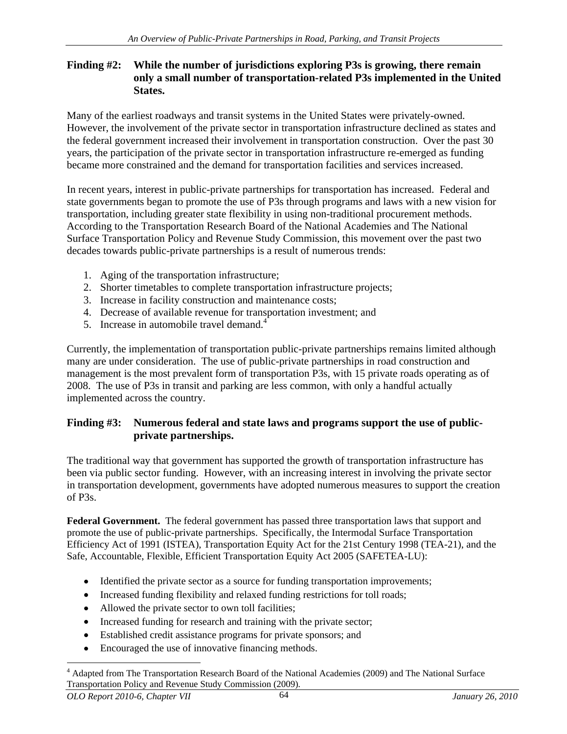**Finding #2: While the number of jurisdictions exploring P3s is growing, there remain only a small number of transportation-related P3s implemented in the United States.**

Many of the earliest roadways and transit systems in the United States were privately-owned. However, the involvement of the private sector in transportation infrastructure declined as states and the federal government increased their involvement in transportation construction. Over the past 30 years, the participation of the private sector in transportation infrastructure re-emerged as funding became more constrained and the demand for transportation facilities and services increased.

In recent years, interest in public-private partnerships for transportation has increased. Federal and state governments began to promote the use of P3s through programs and laws with a new vision for transportation, including greater state flexibility in using non-traditional procurement methods. According to the Transportation Research Board of the National Academies and The National Surface Transportation Policy and Revenue Study Commission, this movement over the past two decades towards public-private partnerships is a result of numerous trends:

1. Aging of the transportation infrastructure;
2. Shorter timetables to complete transportation infrastructure projects;
3. Increase in facility construction and maintenance costs;
4. Decrease of available revenue for transportation investment; and
5. Increase in automobile travel demand.[4]

Currently, the implementation of transportation public-private partnerships remains limited although many are under consideration. The use of public-private partnerships in road construction and management is the most prevalent form of transportation P3s, with 15 private roads operating as of 2008. The use of P3s in transit and parking are less common, with only a handful actually implemented across the country.

**Finding #3: Numerous federal and state laws and programs support the use of public-private partnerships.**

The traditional way that government has supported the growth of transportation infrastructure has been via public sector funding. However, with an increasing interest in involving the private sector in transportation development, governments have adopted numerous measures to support the creation of P3s.

**Federal Government.** The federal government has passed three transportation laws that support and promote the use of public-private partnerships. Specifically, the Intermodal Surface Transportation Efficiency Act of 1991 (ISTEA), Transportation Equity Act for the 21st Century 1998 (TEA-21), and the Safe, Accountable, Flexible, Efficient Transportation Equity Act 2005 (SAFETEA-LU):

- Identified the private sector as a source for funding transportation improvements;
- Increased funding flexibility and relaxed funding restrictions for toll roads;
- Allowed the private sector to own toll facilities;
- Increased funding for research and training with the private sector;
- Established credit assistance programs for private sponsors; and
- Encouraged the use of innovative financing methods.

[4] Adapted from The Transportation Research Board of the National Academies (2009) and The National Surface Transportation Policy and Revenue Study Commission (2009).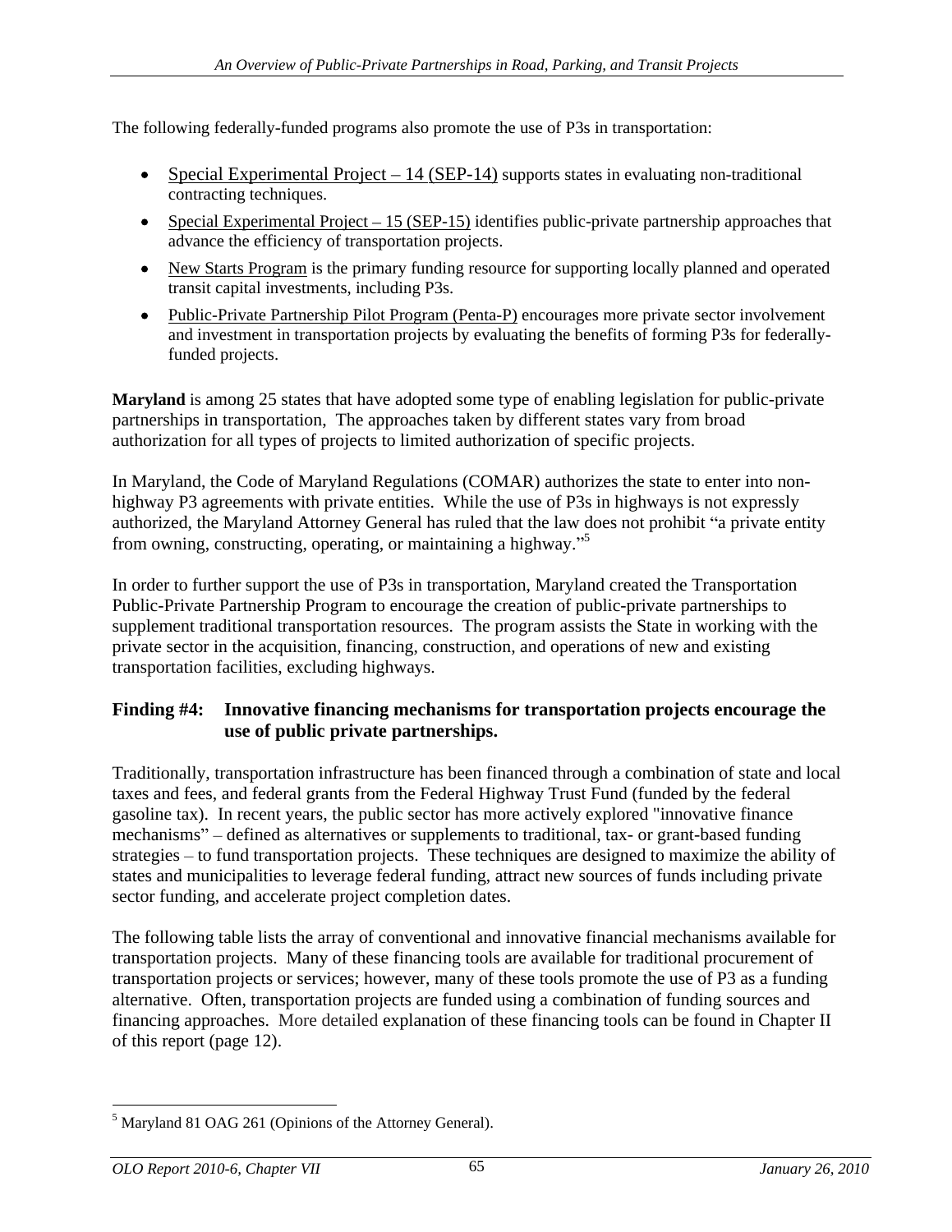The following federally-funded programs also promote the use of P3s in transportation:

- Special Experimental Project – 14 (SEP-14) supports states in evaluating non-traditional contracting techniques.
- Special Experimental Project – 15 (SEP-15) identifies public-private partnership approaches that advance the efficiency of transportation projects.
- New Starts Program is the primary funding resource for supporting locally planned and operated transit capital investments, including P3s.
- Public-Private Partnership Pilot Program (Penta-P) encourages more private sector involvement and investment in transportation projects by evaluating the benefits of forming P3s for federally-funded projects.

**Maryland** is among 25 states that have adopted some type of enabling legislation for public-private partnerships in transportation, The approaches taken by different states vary from broad authorization for all types of projects to limited authorization of specific projects.

In Maryland, the Code of Maryland Regulations (COMAR) authorizes the state to enter into non-highway P3 agreements with private entities. While the use of P3s in highways is not expressly authorized, the Maryland Attorney General has ruled that the law does not prohibit "a private entity from owning, constructing, operating, or maintaining a highway."[5]

In order to further support the use of P3s in transportation, Maryland created the Transportation Public-Private Partnership Program to encourage the creation of public-private partnerships to supplement traditional transportation resources. The program assists the State in working with the private sector in the acquisition, financing, construction, and operations of new and existing transportation facilities, excluding highways.

**Finding #4: Innovative financing mechanisms for transportation projects encourage the use of public private partnerships.**

Traditionally, transportation infrastructure has been financed through a combination of state and local taxes and fees, and federal grants from the Federal Highway Trust Fund (funded by the federal gasoline tax). In recent years, the public sector has more actively explored "innovative finance mechanisms" – defined as alternatives or supplements to traditional, tax- or grant-based funding strategies – to fund transportation projects. These techniques are designed to maximize the ability of states and municipalities to leverage federal funding, attract new sources of funds including private sector funding, and accelerate project completion dates.

The following table lists the array of conventional and innovative financial mechanisms available for transportation projects. Many of these financing tools are available for traditional procurement of transportation projects or services; however, many of these tools promote the use of P3 as a funding alternative. Often, transportation projects are funded using a combination of funding sources and financing approaches. More detailed explanation of these financing tools can be found in Chapter II of this report (page 12).

[5] Maryland 81 OAG 261 (Opinions of the Attorney General).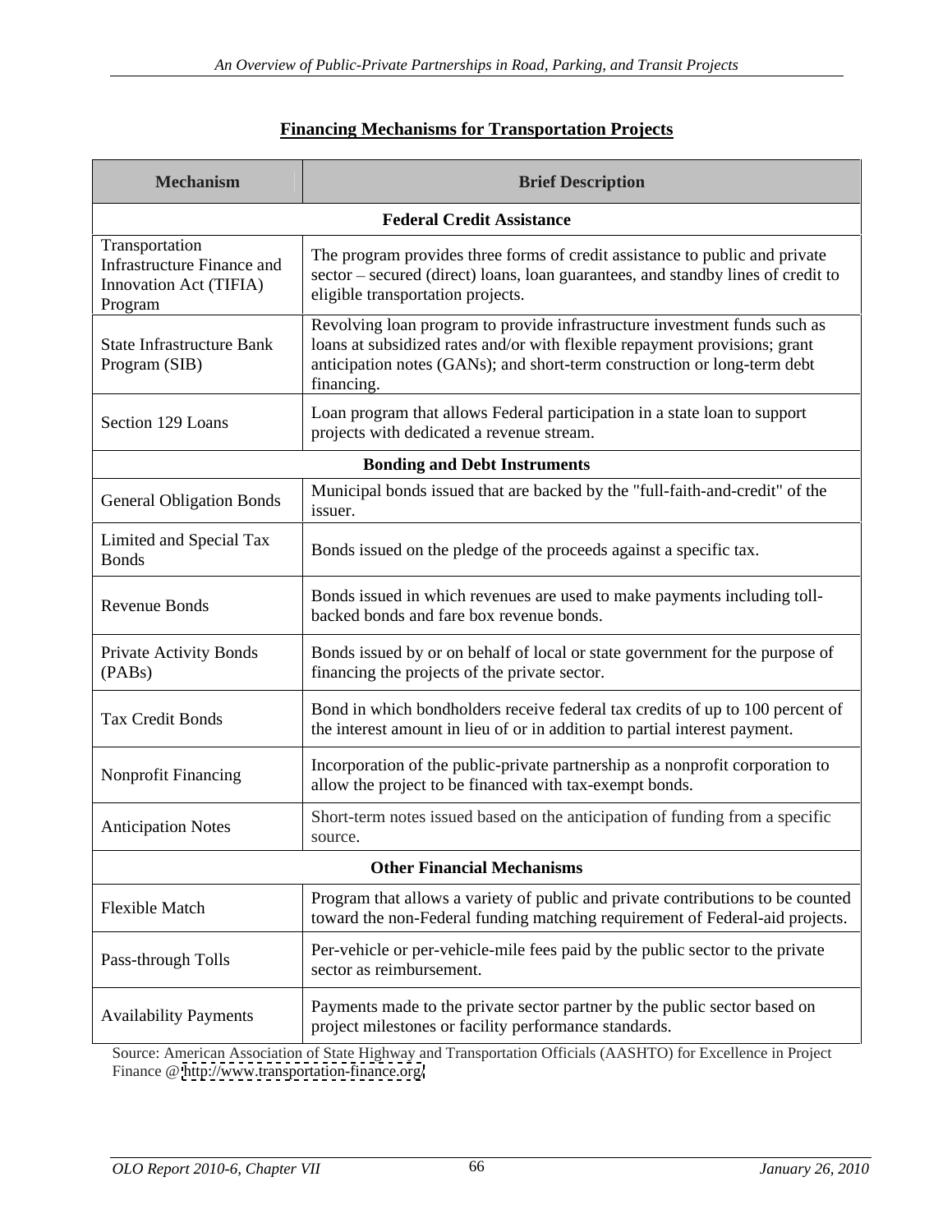**Financing Mechanisms for Transportation Projects**

| Mechanism | Brief Description |
| --- | --- |
| **Federal Credit Assistance** | |
| Transportation Infrastructure Finance and Innovation Act (TIFIA) Program | The program provides three forms of credit assistance to public and private sector – secured (direct) loans, loan guarantees, and standby lines of credit to eligible transportation projects. |
| State Infrastructure Bank Program (SIB) | Revolving loan program to provide infrastructure investment funds such as loans at subsidized rates and/or with flexible repayment provisions; grant anticipation notes (GANs); and short-term construction or long-term debt financing. |
| Section 129 Loans | Loan program that allows Federal participation in a state loan to support projects with dedicated a revenue stream. |
| **Bonding and Debt Instruments** | |
| General Obligation Bonds | Municipal bonds issued that are backed by the "full-faith-and-credit" of the issuer. |
| Limited and Special Tax Bonds | Bonds issued on the pledge of the proceeds against a specific tax. |
| Revenue Bonds | Bonds issued in which revenues are used to make payments including toll-backed bonds and fare box revenue bonds. |
| Private Activity Bonds (PABs) | Bonds issued by or on behalf of local or state government for the purpose of financing the projects of the private sector. |
| Tax Credit Bonds | Bond in which bondholders receive federal tax credits of up to 100 percent of the interest amount in lieu of or in addition to partial interest payment. |
| Nonprofit Financing | Incorporation of the public-private partnership as a nonprofit corporation to allow the project to be financed with tax-exempt bonds. |
| Anticipation Notes | Short-term notes issued based on the anticipation of funding from a specific source. |
| **Other Financial Mechanisms** | |
| Flexible Match | Program that allows a variety of public and private contributions to be counted toward the non-Federal funding matching requirement of Federal-aid projects. |
| Pass-through Tolls | Per-vehicle or per-vehicle-mile fees paid by the public sector to the private sector as reimbursement. |
| Availability Payments | Payments made to the private sector partner by the public sector based on project milestones or facility performance standards. |

Source: American Association of State Highway and Transportation Officials (AASHTO) for Excellence in Project Finance @ http://www.transportation-finance.org/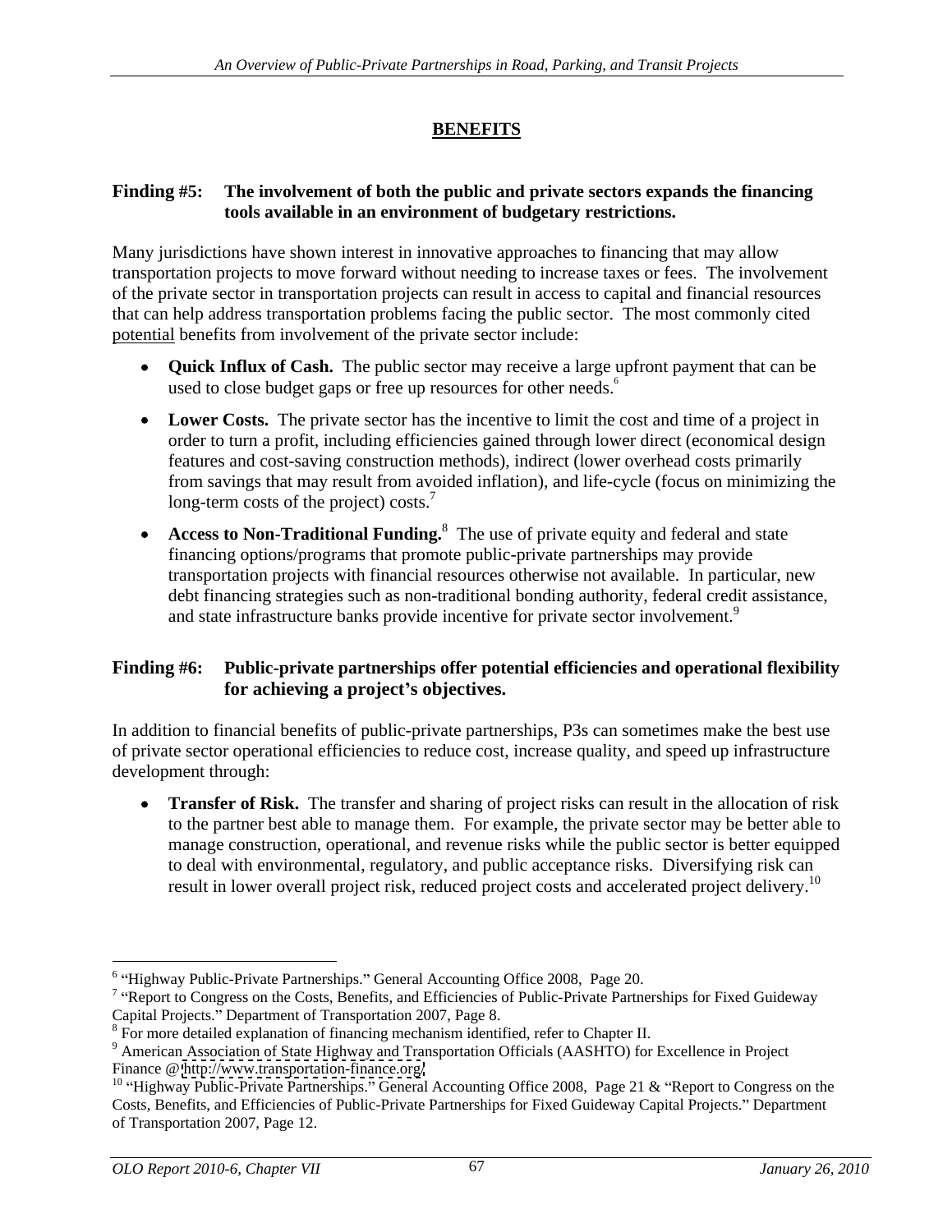## BENEFITS

**Finding #5: The involvement of both the public and private sectors expands the financing tools available in an environment of budgetary restrictions.**

Many jurisdictions have shown interest in innovative approaches to financing that may allow transportation projects to move forward without needing to increase taxes or fees. The involvement of the private sector in transportation projects can result in access to capital and financial resources that can help address transportation problems facing the public sector. The most commonly cited potential benefits from involvement of the private sector include:

- **Quick Influx of Cash.** The public sector may receive a large upfront payment that can be used to close budget gaps or free up resources for other needs.[6]
- **Lower Costs.** The private sector has the incentive to limit the cost and time of a project in order to turn a profit, including efficiencies gained through lower direct (economical design features and cost-saving construction methods), indirect (lower overhead costs primarily from savings that may result from avoided inflation), and life-cycle (focus on minimizing the long-term costs of the project) costs.[7]
- **Access to Non-Traditional Funding.**[8] The use of private equity and federal and state financing options/programs that promote public-private partnerships may provide transportation projects with financial resources otherwise not available. In particular, new debt financing strategies such as non-traditional bonding authority, federal credit assistance, and state infrastructure banks provide incentive for private sector involvement.[9]

**Finding #6: Public-private partnerships offer potential efficiencies and operational flexibility for achieving a project's objectives.**

In addition to financial benefits of public-private partnerships, P3s can sometimes make the best use of private sector operational efficiencies to reduce cost, increase quality, and speed up infrastructure development through:

- **Transfer of Risk.** The transfer and sharing of project risks can result in the allocation of risk to the partner best able to manage them. For example, the private sector may be better able to manage construction, operational, and revenue risks while the public sector is better equipped to deal with environmental, regulatory, and public acceptance risks. Diversifying risk can result in lower overall project risk, reduced project costs and accelerated project delivery.[10]

---

[6] "Highway Public-Private Partnerships." General Accounting Office 2008, Page 20.

[7] "Report to Congress on the Costs, Benefits, and Efficiencies of Public-Private Partnerships for Fixed Guideway Capital Projects." Department of Transportation 2007, Page 8.

[8] For more detailed explanation of financing mechanism identified, refer to Chapter II.

[9] American Association of State Highway and Transportation Officials (AASHTO) for Excellence in Project Finance @ http://www.transportation-finance.org/

[10] "Highway Public-Private Partnerships." General Accounting Office 2008, Page 21 & "Report to Congress on the Costs, Benefits, and Efficiencies of Public-Private Partnerships for Fixed Guideway Capital Projects." Department of Transportation 2007, Page 12.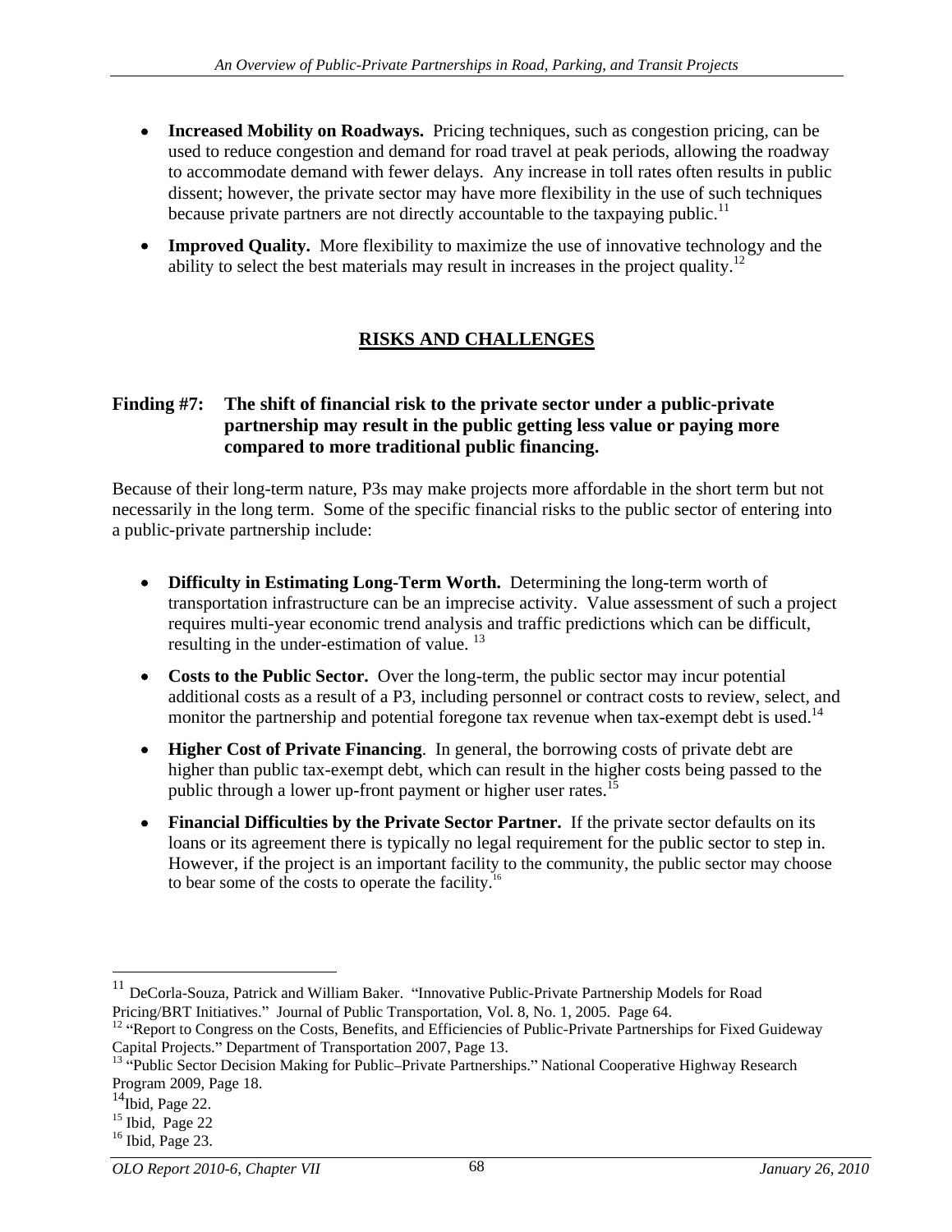- **Increased Mobility on Roadways.** Pricing techniques, such as congestion pricing, can be used to reduce congestion and demand for road travel at peak periods, allowing the roadway to accommodate demand with fewer delays. Any increase in toll rates often results in public dissent; however, the private sector may have more flexibility in the use of such techniques because private partners are not directly accountable to the taxpaying public.[11]

- **Improved Quality.** More flexibility to maximize the use of innovative technology and the ability to select the best materials may result in increases in the project quality.[12]

## RISKS AND CHALLENGES

**Finding #7: The shift of financial risk to the private sector under a public-private partnership may result in the public getting less value or paying more compared to more traditional public financing.**

Because of their long-term nature, P3s may make projects more affordable in the short term but not necessarily in the long term. Some of the specific financial risks to the public sector of entering into a public-private partnership include:

- **Difficulty in Estimating Long-Term Worth.** Determining the long-term worth of transportation infrastructure can be an imprecise activity. Value assessment of such a project requires multi-year economic trend analysis and traffic predictions which can be difficult, resulting in the under-estimation of value.[13]

- **Costs to the Public Sector.** Over the long-term, the public sector may incur potential additional costs as a result of a P3, including personnel or contract costs to review, select, and monitor the partnership and potential foregone tax revenue when tax-exempt debt is used.[14]

- **Higher Cost of Private Financing**. In general, the borrowing costs of private debt are higher than public tax-exempt debt, which can result in the higher costs being passed to the public through a lower up-front payment or higher user rates.[15]

- **Financial Difficulties by the Private Sector Partner.** If the private sector defaults on its loans or its agreement there is typically no legal requirement for the public sector to step in. However, if the project is an important facility to the community, the public sector may choose to bear some of the costs to operate the facility.[16]

---

[11] DeCorla-Souza, Patrick and William Baker. "Innovative Public-Private Partnership Models for Road Pricing/BRT Initiatives." Journal of Public Transportation, Vol. 8, No. 1, 2005. Page 64.

[12] "Report to Congress on the Costs, Benefits, and Efficiencies of Public-Private Partnerships for Fixed Guideway Capital Projects." Department of Transportation 2007, Page 13.

[13] "Public Sector Decision Making for Public–Private Partnerships." National Cooperative Highway Research Program 2009, Page 18.

[14] Ibid, Page 22.

[15] Ibid, Page 22

[16] Ibid, Page 23.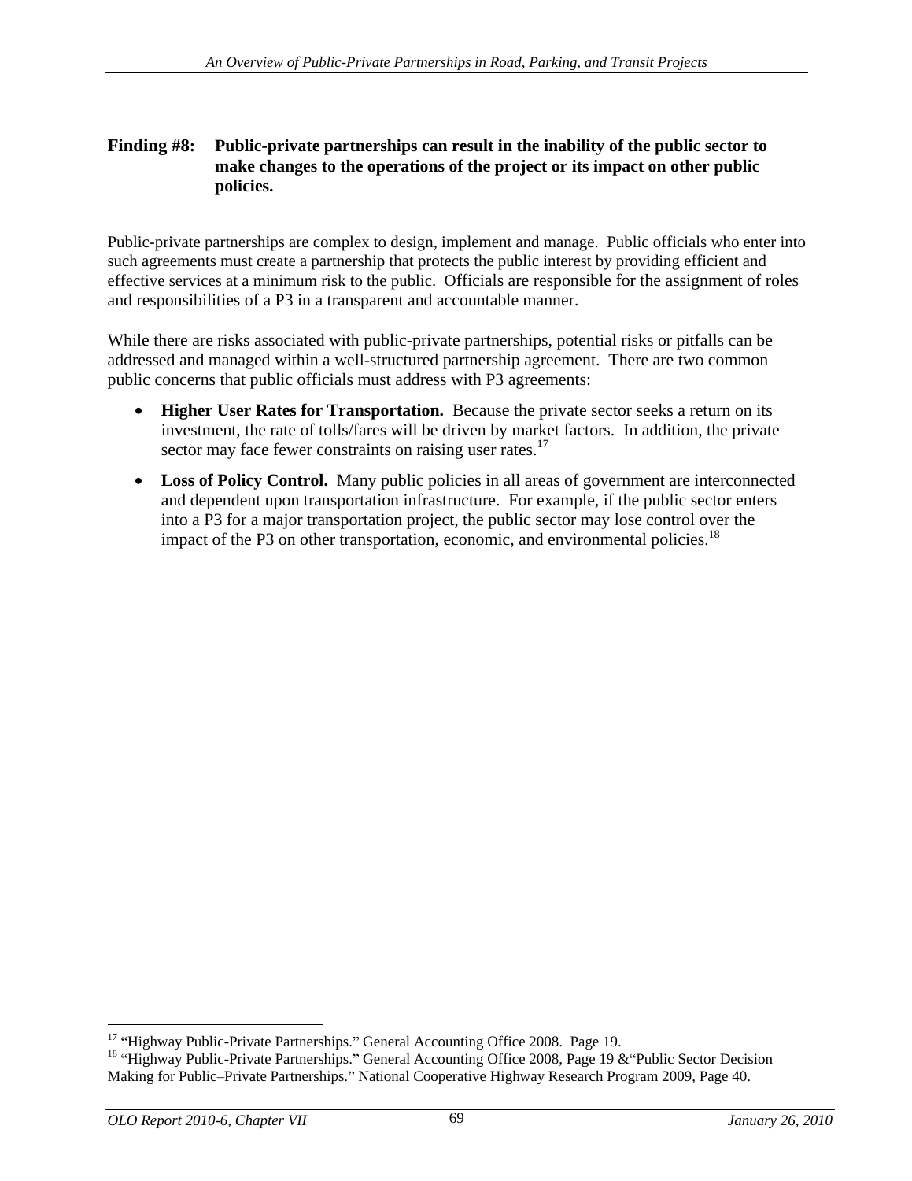**Finding #8: Public-private partnerships can result in the inability of the public sector to make changes to the operations of the project or its impact on other public policies.**

Public-private partnerships are complex to design, implement and manage. Public officials who enter into such agreements must create a partnership that protects the public interest by providing efficient and effective services at a minimum risk to the public. Officials are responsible for the assignment of roles and responsibilities of a P3 in a transparent and accountable manner.

While there are risks associated with public-private partnerships, potential risks or pitfalls can be addressed and managed within a well-structured partnership agreement. There are two common public concerns that public officials must address with P3 agreements:

- **Higher User Rates for Transportation.** Because the private sector seeks a return on its investment, the rate of tolls/fares will be driven by market factors. In addition, the private sector may face fewer constraints on raising user rates.[17]
- **Loss of Policy Control.** Many public policies in all areas of government are interconnected and dependent upon transportation infrastructure. For example, if the public sector enters into a P3 for a major transportation project, the public sector may lose control over the impact of the P3 on other transportation, economic, and environmental policies.[18]

---

[17] "Highway Public-Private Partnerships." General Accounting Office 2008. Page 19.

[18] "Highway Public-Private Partnerships." General Accounting Office 2008, Page 19 &"Public Sector Decision Making for Public–Private Partnerships." National Cooperative Highway Research Program 2009, Page 40.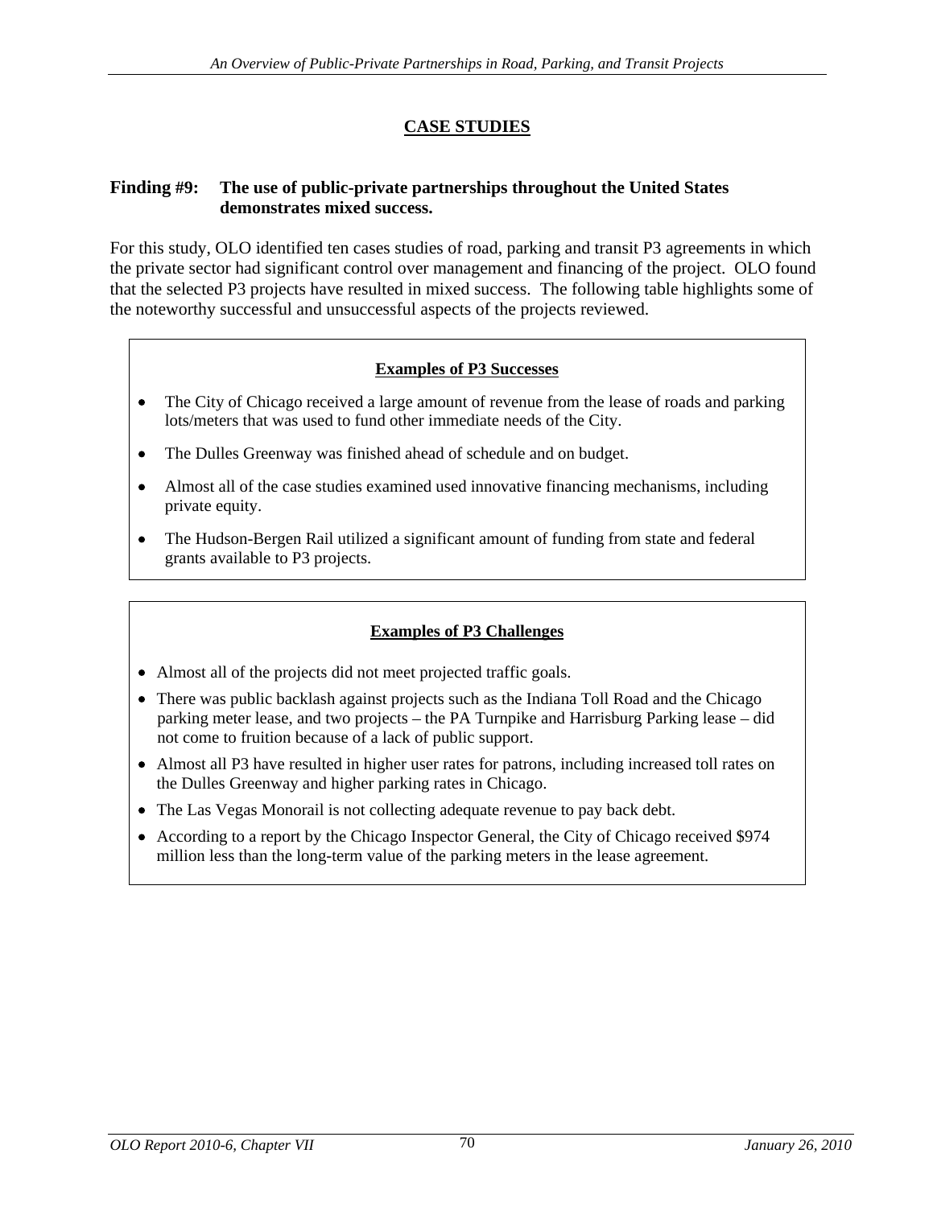## CASE STUDIES

**Finding #9: The use of public-private partnerships throughout the United States demonstrates mixed success.**

For this study, OLO identified ten cases studies of road, parking and transit P3 agreements in which the private sector had significant control over management and financing of the project. OLO found that the selected P3 projects have resulted in mixed success. The following table highlights some of the noteworthy successful and unsuccessful aspects of the projects reviewed.

**Examples of P3 Successes**

- The City of Chicago received a large amount of revenue from the lease of roads and parking lots/meters that was used to fund other immediate needs of the City.
- The Dulles Greenway was finished ahead of schedule and on budget.
- Almost all of the case studies examined used innovative financing mechanisms, including private equity.
- The Hudson-Bergen Rail utilized a significant amount of funding from state and federal grants available to P3 projects.

**Examples of P3 Challenges**

- Almost all of the projects did not meet projected traffic goals.
- There was public backlash against projects such as the Indiana Toll Road and the Chicago parking meter lease, and two projects – the PA Turnpike and Harrisburg Parking lease – did not come to fruition because of a lack of public support.
- Almost all P3 have resulted in higher user rates for patrons, including increased toll rates on the Dulles Greenway and higher parking rates in Chicago.
- The Las Vegas Monorail is not collecting adequate revenue to pay back debt.
- According to a report by the Chicago Inspector General, the City of Chicago received $974 million less than the long-term value of the parking meters in the lease agreement.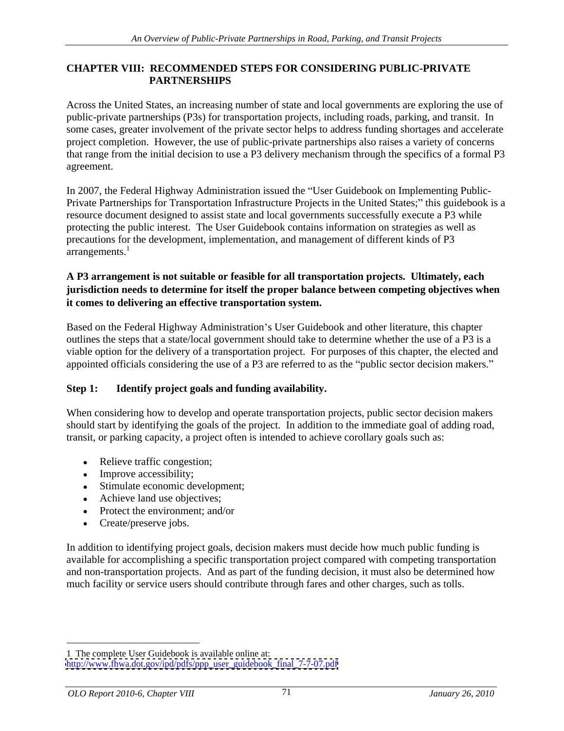## CHAPTER VIII: RECOMMENDED STEPS FOR CONSIDERING PUBLIC-PRIVATE PARTNERSHIPS

Across the United States, an increasing number of state and local governments are exploring the use of public-private partnerships (P3s) for transportation projects, including roads, parking, and transit. In some cases, greater involvement of the private sector helps to address funding shortages and accelerate project completion. However, the use of public-private partnerships also raises a variety of concerns that range from the initial decision to use a P3 delivery mechanism through the specifics of a formal P3 agreement.

In 2007, the Federal Highway Administration issued the "User Guidebook on Implementing Public-Private Partnerships for Transportation Infrastructure Projects in the United States;" this guidebook is a resource document designed to assist state and local governments successfully execute a P3 while protecting the public interest. The User Guidebook contains information on strategies as well as precautions for the development, implementation, and management of different kinds of P3 arrangements.[1]

**A P3 arrangement is not suitable or feasible for all transportation projects. Ultimately, each jurisdiction needs to determine for itself the proper balance between competing objectives when it comes to delivering an effective transportation system.**

Based on the Federal Highway Administration's User Guidebook and other literature, this chapter outlines the steps that a state/local government should take to determine whether the use of a P3 is a viable option for the delivery of a transportation project. For purposes of this chapter, the elected and appointed officials considering the use of a P3 are referred to as the "public sector decision makers."

### Step 1: Identify project goals and funding availability.

When considering how to develop and operate transportation projects, public sector decision makers should start by identifying the goals of the project. In addition to the immediate goal of adding road, transit, or parking capacity, a project often is intended to achieve corollary goals such as:

- Relieve traffic congestion;
- Improve accessibility;
- Stimulate economic development;
- Achieve land use objectives;
- Protect the environment; and/or
- Create/preserve jobs.

In addition to identifying project goals, decision makers must decide how much public funding is available for accomplishing a specific transportation project compared with competing transportation and non-transportation projects. And as part of the funding decision, it must also be determined how much facility or service users should contribute through fares and other charges, such as tolls.

---

1 The complete User Guidebook is available online at: http://www.fhwa.dot.gov/ipd/pdfs/ppp_user_guidebook_final_7-7-07.pdf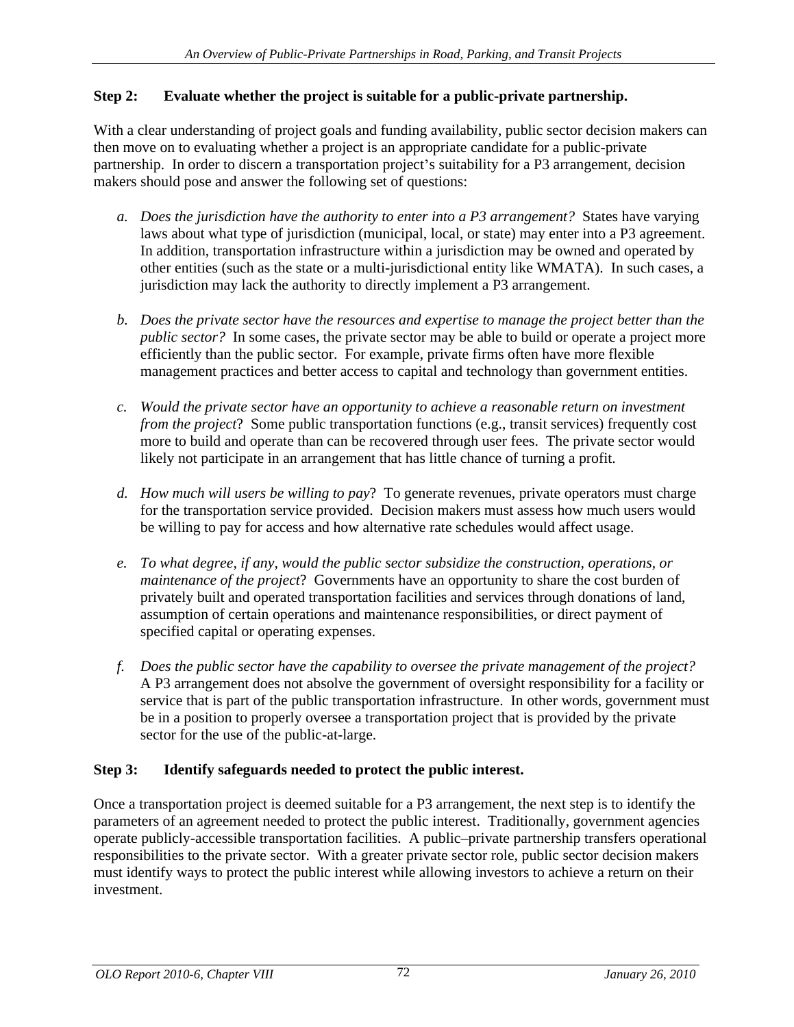**Step 2: Evaluate whether the project is suitable for a public-private partnership.**

With a clear understanding of project goals and funding availability, public sector decision makers can then move on to evaluating whether a project is an appropriate candidate for a public-private partnership. In order to discern a transportation project's suitability for a P3 arrangement, decision makers should pose and answer the following set of questions:

a. *Does the jurisdiction have the authority to enter into a P3 arrangement?* States have varying laws about what type of jurisdiction (municipal, local, or state) may enter into a P3 agreement. In addition, transportation infrastructure within a jurisdiction may be owned and operated by other entities (such as the state or a multi-jurisdictional entity like WMATA). In such cases, a jurisdiction may lack the authority to directly implement a P3 arrangement.

b. *Does the private sector have the resources and expertise to manage the project better than the public sector?* In some cases, the private sector may be able to build or operate a project more efficiently than the public sector. For example, private firms often have more flexible management practices and better access to capital and technology than government entities.

c. *Would the private sector have an opportunity to achieve a reasonable return on investment from the project*? Some public transportation functions (e.g., transit services) frequently cost more to build and operate than can be recovered through user fees. The private sector would likely not participate in an arrangement that has little chance of turning a profit.

d. *How much will users be willing to pay*? To generate revenues, private operators must charge for the transportation service provided. Decision makers must assess how much users would be willing to pay for access and how alternative rate schedules would affect usage.

e. *To what degree, if any, would the public sector subsidize the construction, operations, or maintenance of the project*? Governments have an opportunity to share the cost burden of privately built and operated transportation facilities and services through donations of land, assumption of certain operations and maintenance responsibilities, or direct payment of specified capital or operating expenses.

f. *Does the public sector have the capability to oversee the private management of the project?* A P3 arrangement does not absolve the government of oversight responsibility for a facility or service that is part of the public transportation infrastructure. In other words, government must be in a position to properly oversee a transportation project that is provided by the private sector for the use of the public-at-large.

**Step 3: Identify safeguards needed to protect the public interest.**

Once a transportation project is deemed suitable for a P3 arrangement, the next step is to identify the parameters of an agreement needed to protect the public interest. Traditionally, government agencies operate publicly-accessible transportation facilities. A public–private partnership transfers operational responsibilities to the private sector. With a greater private sector role, public sector decision makers must identify ways to protect the public interest while allowing investors to achieve a return on their investment.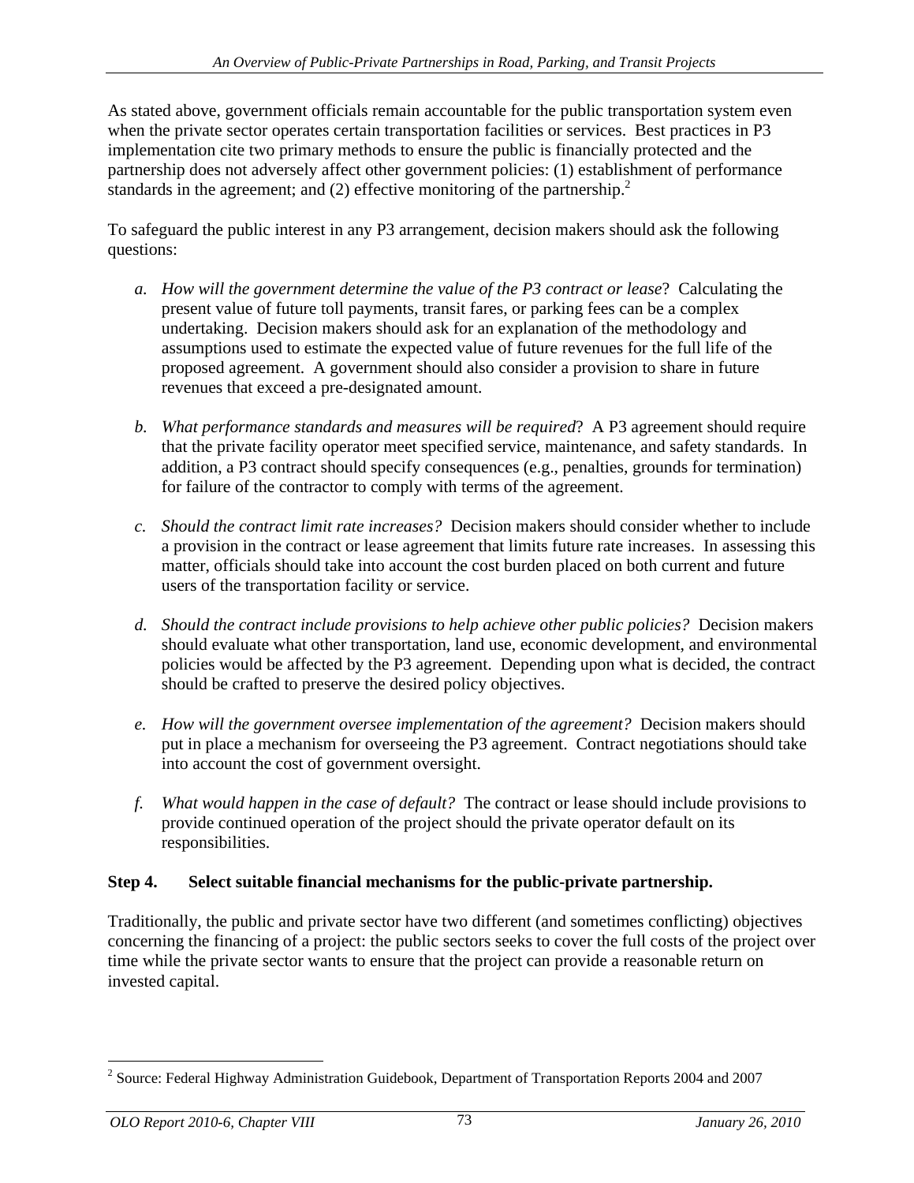As stated above, government officials remain accountable for the public transportation system even when the private sector operates certain transportation facilities or services. Best practices in P3 implementation cite two primary methods to ensure the public is financially protected and the partnership does not adversely affect other government policies: (1) establishment of performance standards in the agreement; and (2) effective monitoring of the partnership.[2]

To safeguard the public interest in any P3 arrangement, decision makers should ask the following questions:

a. *How will the government determine the value of the P3 contract or lease*? Calculating the present value of future toll payments, transit fares, or parking fees can be a complex undertaking. Decision makers should ask for an explanation of the methodology and assumptions used to estimate the expected value of future revenues for the full life of the proposed agreement. A government should also consider a provision to share in future revenues that exceed a pre-designated amount.

b. *What performance standards and measures will be required*? A P3 agreement should require that the private facility operator meet specified service, maintenance, and safety standards. In addition, a P3 contract should specify consequences (e.g., penalties, grounds for termination) for failure of the contractor to comply with terms of the agreement.

c. *Should the contract limit rate increases?* Decision makers should consider whether to include a provision in the contract or lease agreement that limits future rate increases. In assessing this matter, officials should take into account the cost burden placed on both current and future users of the transportation facility or service.

d. *Should the contract include provisions to help achieve other public policies?* Decision makers should evaluate what other transportation, land use, economic development, and environmental policies would be affected by the P3 agreement. Depending upon what is decided, the contract should be crafted to preserve the desired policy objectives.

e. *How will the government oversee implementation of the agreement?* Decision makers should put in place a mechanism for overseeing the P3 agreement. Contract negotiations should take into account the cost of government oversight.

f. *What would happen in the case of default?* The contract or lease should include provisions to provide continued operation of the project should the private operator default on its responsibilities.

**Step 4. Select suitable financial mechanisms for the public-private partnership.**

Traditionally, the public and private sector have two different (and sometimes conflicting) objectives concerning the financing of a project: the public sectors seeks to cover the full costs of the project over time while the private sector wants to ensure that the project can provide a reasonable return on invested capital.

---

[2] Source: Federal Highway Administration Guidebook, Department of Transportation Reports 2004 and 2007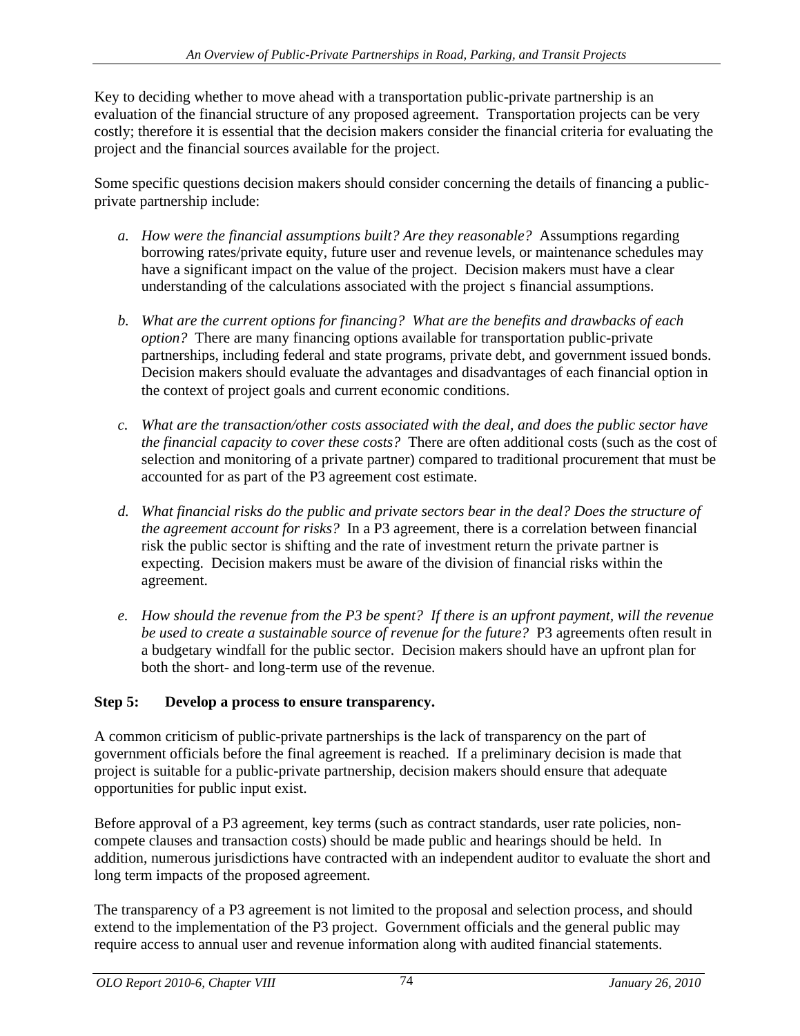Key to deciding whether to move ahead with a transportation public-private partnership is an evaluation of the financial structure of any proposed agreement. Transportation projects can be very costly; therefore it is essential that the decision makers consider the financial criteria for evaluating the project and the financial sources available for the project.

Some specific questions decision makers should consider concerning the details of financing a public-private partnership include:

a. *How were the financial assumptions built? Are they reasonable?* Assumptions regarding borrowing rates/private equity, future user and revenue levels, or maintenance schedules may have a significant impact on the value of the project. Decision makers must have a clear understanding of the calculations associated with the project s financial assumptions.

b. *What are the current options for financing? What are the benefits and drawbacks of each option?* There are many financing options available for transportation public-private partnerships, including federal and state programs, private debt, and government issued bonds. Decision makers should evaluate the advantages and disadvantages of each financial option in the context of project goals and current economic conditions.

c. *What are the transaction/other costs associated with the deal, and does the public sector have the financial capacity to cover these costs?* There are often additional costs (such as the cost of selection and monitoring of a private partner) compared to traditional procurement that must be accounted for as part of the P3 agreement cost estimate.

d. *What financial risks do the public and private sectors bear in the deal? Does the structure of the agreement account for risks?* In a P3 agreement, there is a correlation between financial risk the public sector is shifting and the rate of investment return the private partner is expecting. Decision makers must be aware of the division of financial risks within the agreement.

e. *How should the revenue from the P3 be spent? If there is an upfront payment, will the revenue be used to create a sustainable source of revenue for the future?* P3 agreements often result in a budgetary windfall for the public sector. Decision makers should have an upfront plan for both the short- and long-term use of the revenue.

**Step 5: Develop a process to ensure transparency.**

A common criticism of public-private partnerships is the lack of transparency on the part of government officials before the final agreement is reached. If a preliminary decision is made that project is suitable for a public-private partnership, decision makers should ensure that adequate opportunities for public input exist.

Before approval of a P3 agreement, key terms (such as contract standards, user rate policies, non-compete clauses and transaction costs) should be made public and hearings should be held. In addition, numerous jurisdictions have contracted with an independent auditor to evaluate the short and long term impacts of the proposed agreement.

The transparency of a P3 agreement is not limited to the proposal and selection process, and should extend to the implementation of the P3 project. Government officials and the general public may require access to annual user and revenue information along with audited financial statements.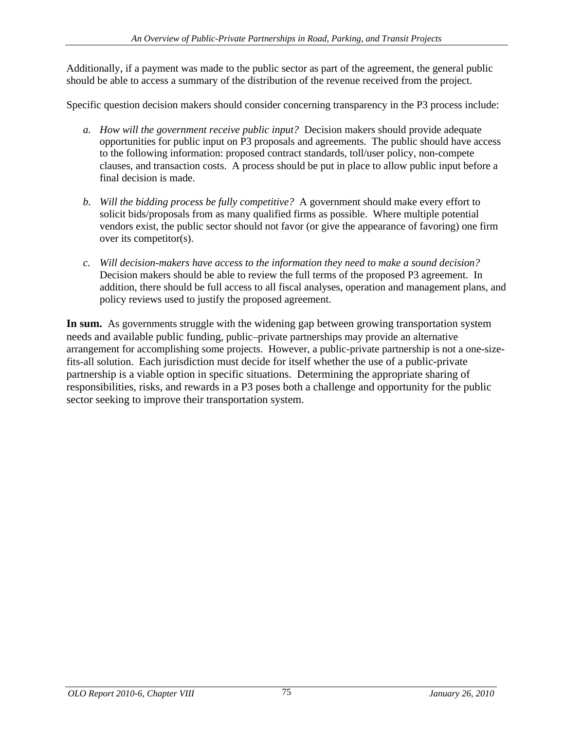Additionally, if a payment was made to the public sector as part of the agreement, the general public should be able to access a summary of the distribution of the revenue received from the project.

Specific question decision makers should consider concerning transparency in the P3 process include:

a. *How will the government receive public input?* Decision makers should provide adequate opportunities for public input on P3 proposals and agreements. The public should have access to the following information: proposed contract standards, toll/user policy, non-compete clauses, and transaction costs. A process should be put in place to allow public input before a final decision is made.

b. *Will the bidding process be fully competitive?* A government should make every effort to solicit bids/proposals from as many qualified firms as possible. Where multiple potential vendors exist, the public sector should not favor (or give the appearance of favoring) one firm over its competitor(s).

c. *Will decision-makers have access to the information they need to make a sound decision?* Decision makers should be able to review the full terms of the proposed P3 agreement. In addition, there should be full access to all fiscal analyses, operation and management plans, and policy reviews used to justify the proposed agreement.

**In sum.** As governments struggle with the widening gap between growing transportation system needs and available public funding, public–private partnerships may provide an alternative arrangement for accomplishing some projects. However, a public-private partnership is not a one-size-fits-all solution. Each jurisdiction must decide for itself whether the use of a public-private partnership is a viable option in specific situations. Determining the appropriate sharing of responsibilities, risks, and rewards in a P3 poses both a challenge and opportunity for the public sector seeking to improve their transportation system.